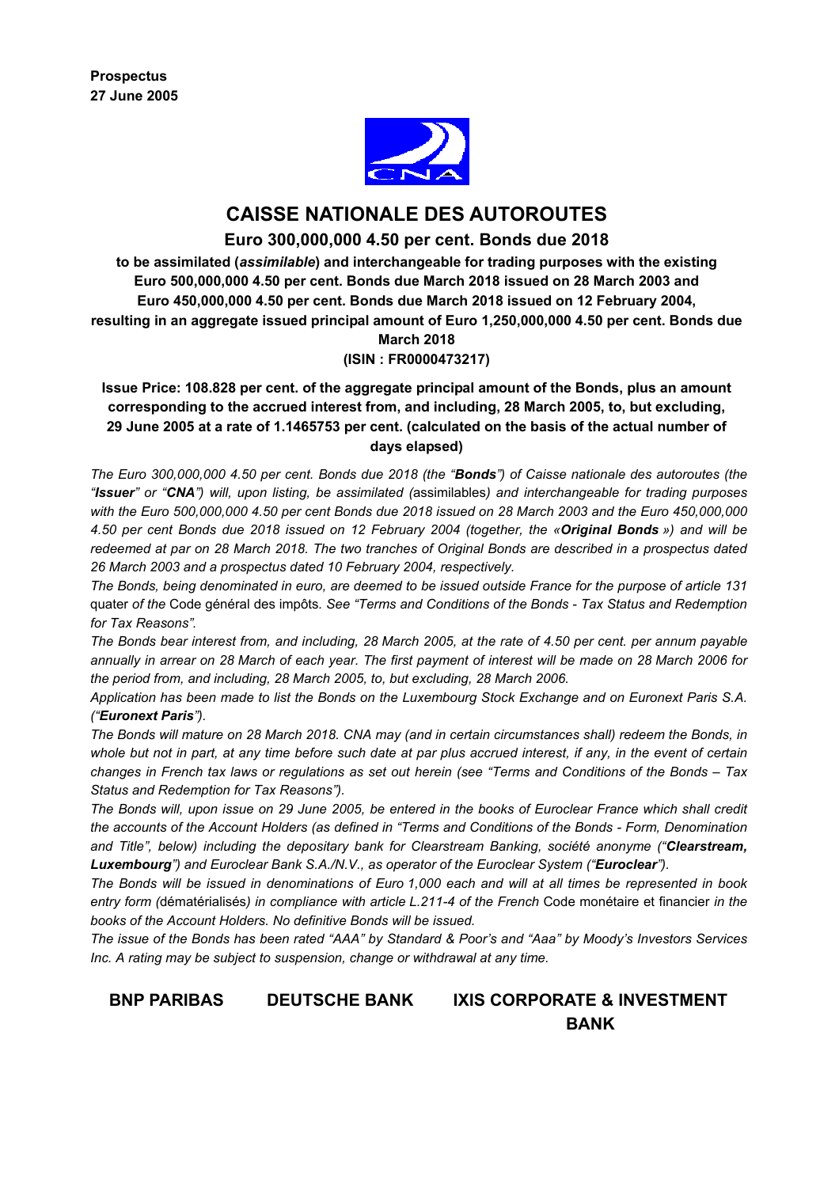**Prospectus**
**27 June 2005**

# CAISSE NATIONALE DES AUTOROUTES

## Euro 300,000,000 4.50 per cent. Bonds due 2018

**to be assimilated (*assimilable*) and interchangeable for trading purposes with the existing Euro 500,000,000 4.50 per cent. Bonds due March 2018 issued on 28 March 2003 and Euro 450,000,000 4.50 per cent. Bonds due March 2018 issued on 12 February 2004, resulting in an aggregate issued principal amount of Euro 1,250,000,000 4.50 per cent. Bonds due March 2018**

**(ISIN : FR0000473217)**

**Issue Price: 108.828 per cent. of the aggregate principal amount of the Bonds, plus an amount corresponding to the accrued interest from, and including, 28 March 2005, to, but excluding, 29 June 2005 at a rate of 1.1465753 per cent. (calculated on the basis of the actual number of days elapsed)**

*The Euro 300,000,000 4.50 per cent. Bonds due 2018 (the "**Bonds**") of Caisse nationale des autoroutes (the "**Issuer**" or "**CNA**") will, upon listing, be assimilated (*assimilables*) and interchangeable for trading purposes with the Euro 500,000,000 4.50 per cent Bonds due 2018 issued on 28 March 2003 and the Euro 450,000,000 4.50 per cent Bonds due 2018 issued on 12 February 2004 (together, the «**Original Bonds** ») and will be redeemed at par on 28 March 2018. The two tranches of Original Bonds are described in a prospectus dated 26 March 2003 and a prospectus dated 10 February 2004, respectively.*

*The Bonds, being denominated in euro, are deemed to be issued outside France for the purpose of article 131* quater *of the* Code général des impôts*. See "Terms and Conditions of the Bonds - Tax Status and Redemption for Tax Reasons".*

*The Bonds bear interest from, and including, 28 March 2005, at the rate of 4.50 per cent. per annum payable annually in arrear on 28 March of each year. The first payment of interest will be made on 28 March 2006 for the period from, and including, 28 March 2005, to, but excluding, 28 March 2006.*

*Application has been made to list the Bonds on the Luxembourg Stock Exchange and on Euronext Paris S.A. ("**Euronext Paris**").*

*The Bonds will mature on 28 March 2018. CNA may (and in certain circumstances shall) redeem the Bonds, in whole but not in part, at any time before such date at par plus accrued interest, if any, in the event of certain changes in French tax laws or regulations as set out herein (see "Terms and Conditions of the Bonds – Tax Status and Redemption for Tax Reasons").*

*The Bonds will, upon issue on 29 June 2005, be entered in the books of Euroclear France which shall credit the accounts of the Account Holders (as defined in "Terms and Conditions of the Bonds - Form, Denomination and Title", below) including the depositary bank for Clearstream Banking, société anonyme ("**Clearstream, Luxembourg**") and Euroclear Bank S.A./N.V., as operator of the Euroclear System ("**Euroclear**").*

*The Bonds will be issued in denominations of Euro 1,000 each and will at all times be represented in book entry form (*dématérialisés*) in compliance with article L.211-4 of the French* Code monétaire et financier *in the books of the Account Holders. No definitive Bonds will be issued.*

*The issue of the Bonds has been rated "AAA" by Standard & Poor's and "Aaa" by Moody's Investors Services Inc. A rating may be subject to suspension, change or withdrawal at any time.*

**BNP PARIBAS** **DEUTSCHE BANK** **IXIS CORPORATE & INVESTMENT BANK**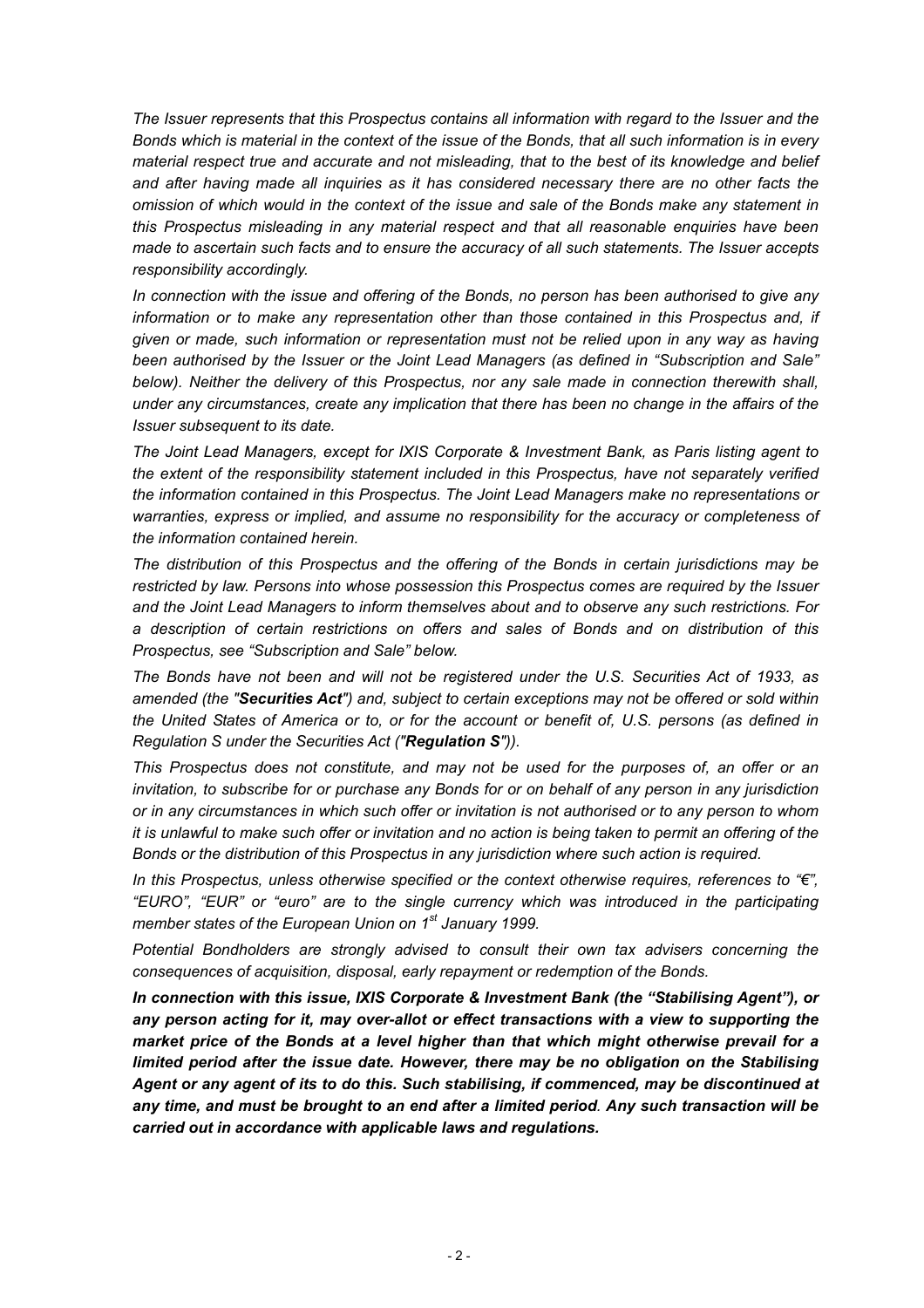*The Issuer represents that this Prospectus contains all information with regard to the Issuer and the Bonds which is material in the context of the issue of the Bonds, that all such information is in every material respect true and accurate and not misleading, that to the best of its knowledge and belief and after having made all inquiries as it has considered necessary there are no other facts the omission of which would in the context of the issue and sale of the Bonds make any statement in this Prospectus misleading in any material respect and that all reasonable enquiries have been made to ascertain such facts and to ensure the accuracy of all such statements. The Issuer accepts responsibility accordingly.*

*In connection with the issue and offering of the Bonds, no person has been authorised to give any information or to make any representation other than those contained in this Prospectus and, if given or made, such information or representation must not be relied upon in any way as having been authorised by the Issuer or the Joint Lead Managers (as defined in "Subscription and Sale" below). Neither the delivery of this Prospectus, nor any sale made in connection therewith shall, under any circumstances, create any implication that there has been no change in the affairs of the Issuer subsequent to its date.*

*The Joint Lead Managers, except for IXIS Corporate & Investment Bank, as Paris listing agent to the extent of the responsibility statement included in this Prospectus, have not separately verified the information contained in this Prospectus. The Joint Lead Managers make no representations or warranties, express or implied, and assume no responsibility for the accuracy or completeness of the information contained herein.*

*The distribution of this Prospectus and the offering of the Bonds in certain jurisdictions may be restricted by law. Persons into whose possession this Prospectus comes are required by the Issuer and the Joint Lead Managers to inform themselves about and to observe any such restrictions. For a description of certain restrictions on offers and sales of Bonds and on distribution of this Prospectus, see "Subscription and Sale" below.*

*The Bonds have not been and will not be registered under the U.S. Securities Act of 1933, as amended (the "**Securities Act**") and, subject to certain exceptions may not be offered or sold within the United States of America or to, or for the account or benefit of, U.S. persons (as defined in Regulation S under the Securities Act ("**Regulation S**")).*

*This Prospectus does not constitute, and may not be used for the purposes of, an offer or an invitation, to subscribe for or purchase any Bonds for or on behalf of any person in any jurisdiction or in any circumstances in which such offer or invitation is not authorised or to any person to whom it is unlawful to make such offer or invitation and no action is being taken to permit an offering of the Bonds or the distribution of this Prospectus in any jurisdiction where such action is required.*

*In this Prospectus, unless otherwise specified or the context otherwise requires, references to "€", "EURO", "EUR" or "euro" are to the single currency which was introduced in the participating member states of the European Union on 1st January 1999.*

*Potential Bondholders are strongly advised to consult their own tax advisers concerning the consequences of acquisition, disposal, early repayment or redemption of the Bonds.*

***In connection with this issue, IXIS Corporate & Investment Bank (the "Stabilising Agent"), or any person acting for it, may over-allot or effect transactions with a view to supporting the market price of the Bonds at a level higher than that which might otherwise prevail for a limited period after the issue date. However, there may be no obligation on the Stabilising Agent or any agent of its to do this. Such stabilising, if commenced, may be discontinued at any time, and must be brought to an end after a limited period. Any such transaction will be carried out in accordance with applicable laws and regulations.***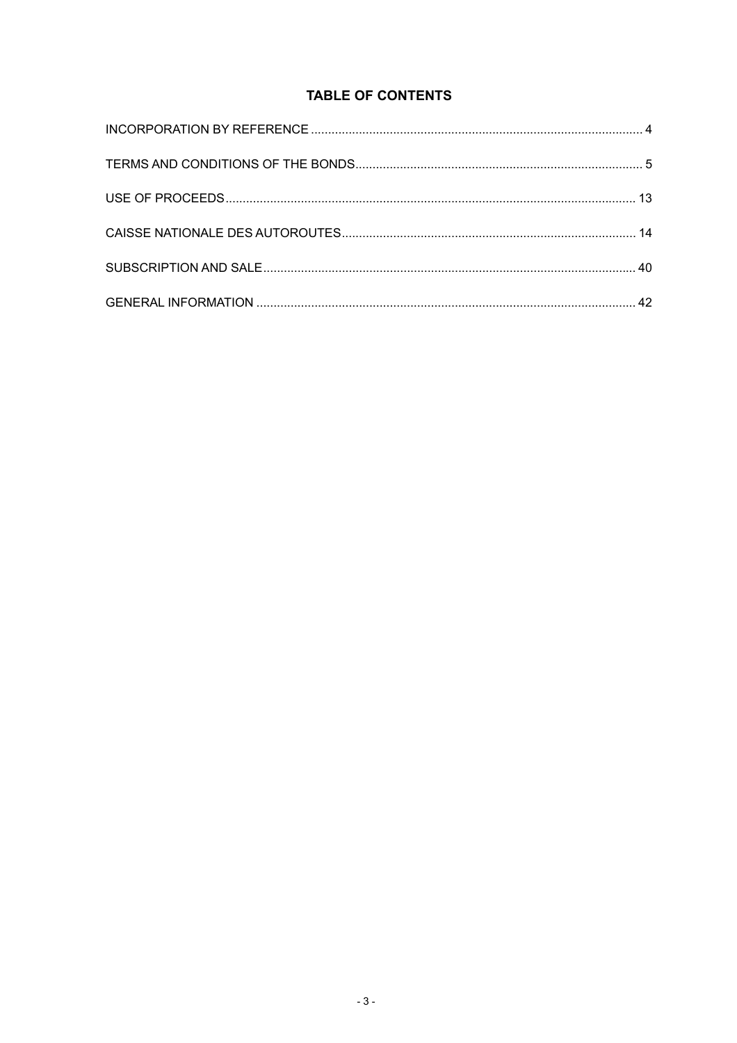# TABLE OF CONTENTS

| | |
|---|---|
| INCORPORATION BY REFERENCE | 4 |
| TERMS AND CONDITIONS OF THE BONDS | 5 |
| USE OF PROCEEDS | 13 |
| CAISSE NATIONALE DES AUTOROUTES | 14 |
| SUBSCRIPTION AND SALE | 40 |
| GENERAL INFORMATION | 42 |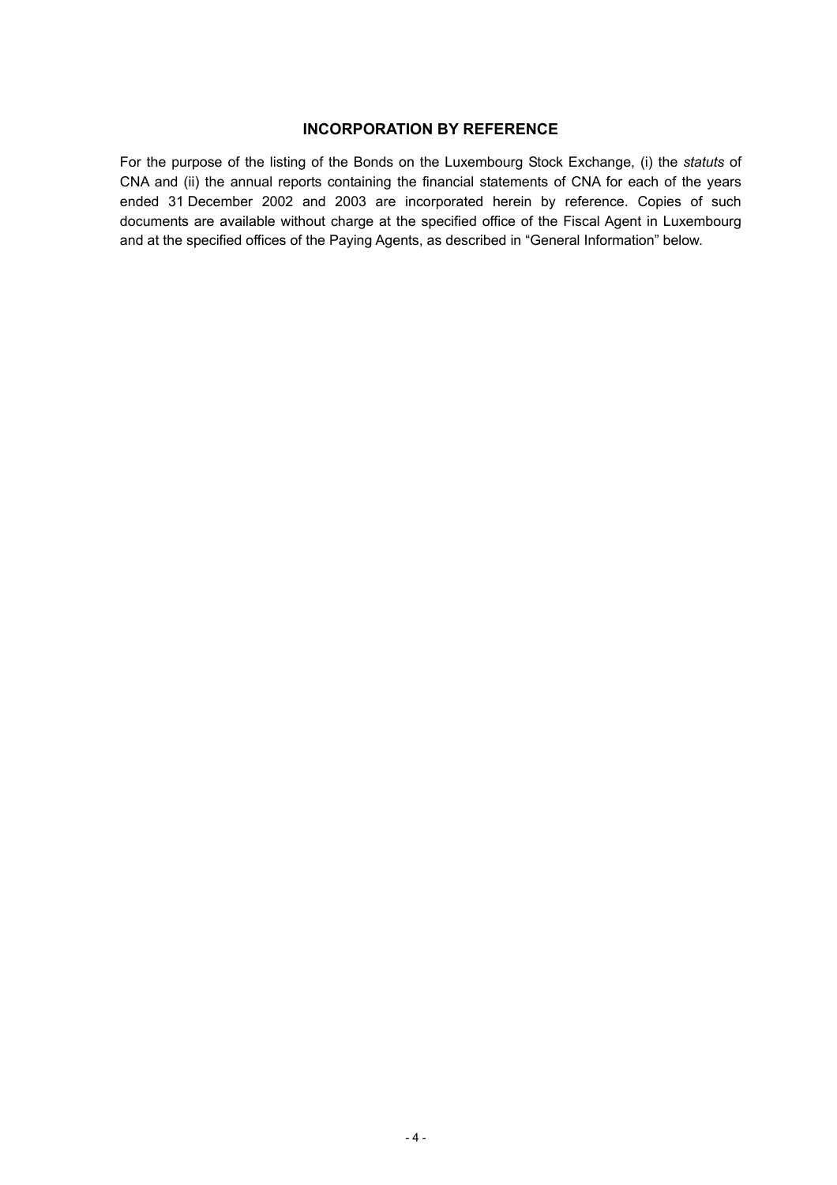## INCORPORATION BY REFERENCE

For the purpose of the listing of the Bonds on the Luxembourg Stock Exchange, (i) the *statuts* of CNA and (ii) the annual reports containing the financial statements of CNA for each of the years ended 31 December 2002 and 2003 are incorporated herein by reference. Copies of such documents are available without charge at the specified office of the Fiscal Agent in Luxembourg and at the specified offices of the Paying Agents, as described in "General Information" below.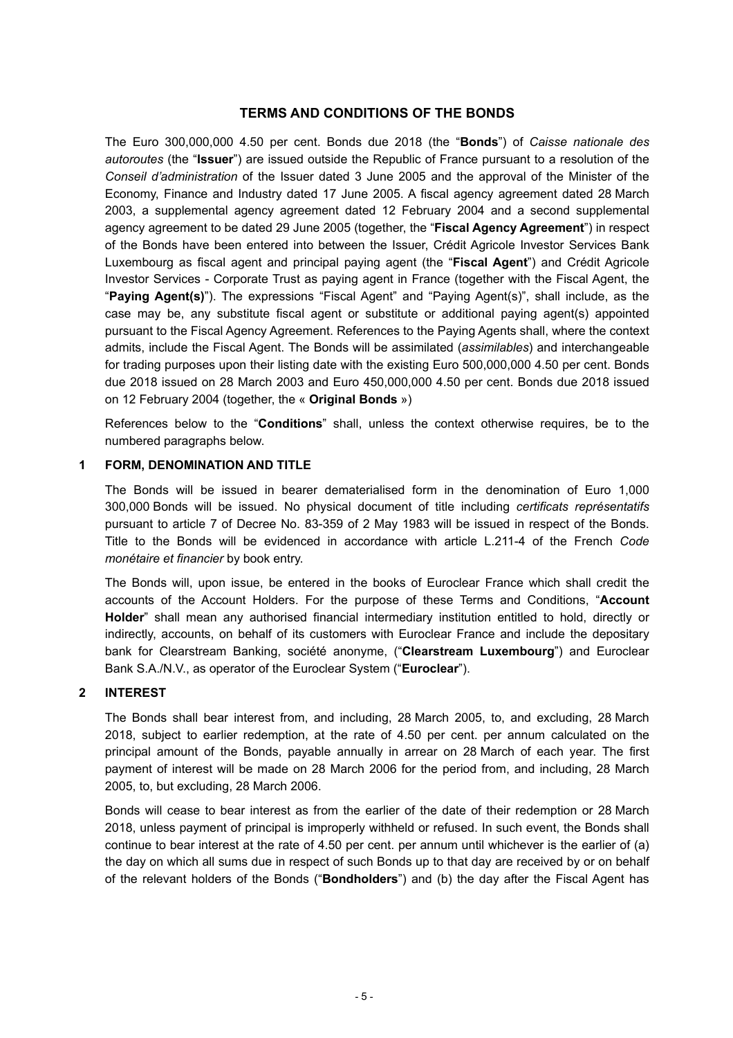## TERMS AND CONDITIONS OF THE BONDS

The Euro 300,000,000 4.50 per cent. Bonds due 2018 (the "**Bonds**") of *Caisse nationale des autoroutes* (the "**Issuer**") are issued outside the Republic of France pursuant to a resolution of the *Conseil d'administration* of the Issuer dated 3 June 2005 and the approval of the Minister of the Economy, Finance and Industry dated 17 June 2005. A fiscal agency agreement dated 28 March 2003, a supplemental agency agreement dated 12 February 2004 and a second supplemental agency agreement to be dated 29 June 2005 (together, the "**Fiscal Agency Agreement**") in respect of the Bonds have been entered into between the Issuer, Crédit Agricole Investor Services Bank Luxembourg as fiscal agent and principal paying agent (the "**Fiscal Agent**") and Crédit Agricole Investor Services - Corporate Trust as paying agent in France (together with the Fiscal Agent, the "**Paying Agent(s)**"). The expressions "Fiscal Agent" and "Paying Agent(s)", shall include, as the case may be, any substitute fiscal agent or substitute or additional paying agent(s) appointed pursuant to the Fiscal Agency Agreement. References to the Paying Agents shall, where the context admits, include the Fiscal Agent. The Bonds will be assimilated (*assimilables*) and interchangeable for trading purposes upon their listing date with the existing Euro 500,000,000 4.50 per cent. Bonds due 2018 issued on 28 March 2003 and Euro 450,000,000 4.50 per cent. Bonds due 2018 issued on 12 February 2004 (together, the « **Original Bonds** »)

References below to the "**Conditions**" shall, unless the context otherwise requires, be to the numbered paragraphs below.

### 1 FORM, DENOMINATION AND TITLE

The Bonds will be issued in bearer dematerialised form in the denomination of Euro 1,000 300,000 Bonds will be issued. No physical document of title including *certificats représentatifs* pursuant to article 7 of Decree No. 83-359 of 2 May 1983 will be issued in respect of the Bonds. Title to the Bonds will be evidenced in accordance with article L.211-4 of the French *Code monétaire et financier* by book entry.

The Bonds will, upon issue, be entered in the books of Euroclear France which shall credit the accounts of the Account Holders. For the purpose of these Terms and Conditions, "**Account Holder**" shall mean any authorised financial intermediary institution entitled to hold, directly or indirectly, accounts, on behalf of its customers with Euroclear France and include the depositary bank for Clearstream Banking, société anonyme, ("**Clearstream Luxembourg**") and Euroclear Bank S.A./N.V., as operator of the Euroclear System ("**Euroclear**").

### 2 INTEREST

The Bonds shall bear interest from, and including, 28 March 2005, to, and excluding, 28 March 2018, subject to earlier redemption, at the rate of 4.50 per cent. per annum calculated on the principal amount of the Bonds, payable annually in arrear on 28 March of each year. The first payment of interest will be made on 28 March 2006 for the period from, and including, 28 March 2005, to, but excluding, 28 March 2006.

Bonds will cease to bear interest as from the earlier of the date of their redemption or 28 March 2018, unless payment of principal is improperly withheld or refused. In such event, the Bonds shall continue to bear interest at the rate of 4.50 per cent. per annum until whichever is the earlier of (a) the day on which all sums due in respect of such Bonds up to that day are received by or on behalf of the relevant holders of the Bonds ("**Bondholders**") and (b) the day after the Fiscal Agent has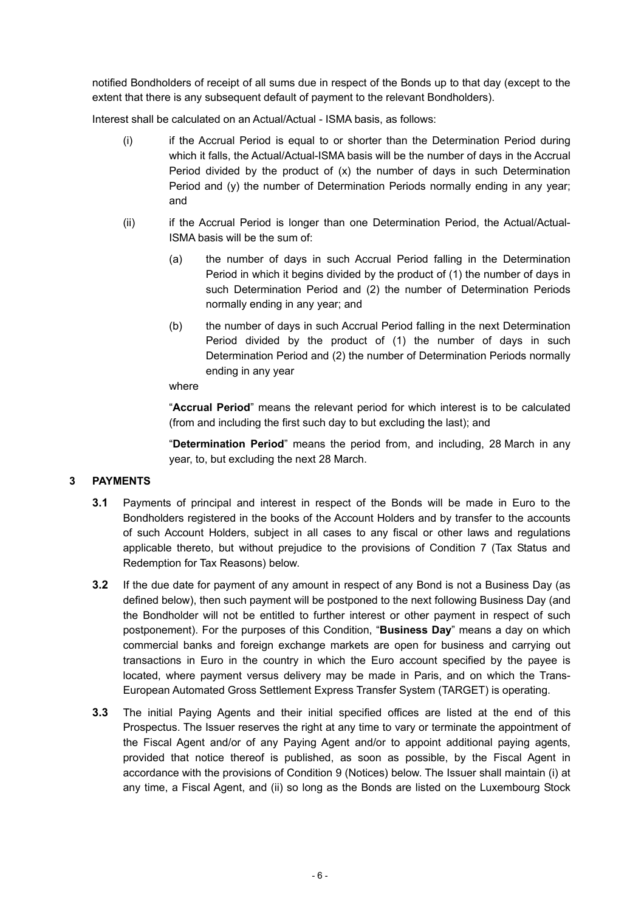notified Bondholders of receipt of all sums due in respect of the Bonds up to that day (except to the extent that there is any subsequent default of payment to the relevant Bondholders).

Interest shall be calculated on an Actual/Actual - ISMA basis, as follows:

(i) if the Accrual Period is equal to or shorter than the Determination Period during which it falls, the Actual/Actual-ISMA basis will be the number of days in the Accrual Period divided by the product of (x) the number of days in such Determination Period and (y) the number of Determination Periods normally ending in any year; and

(ii) if the Accrual Period is longer than one Determination Period, the Actual/Actual-ISMA basis will be the sum of:

   (a) the number of days in such Accrual Period falling in the Determination Period in which it begins divided by the product of (1) the number of days in such Determination Period and (2) the number of Determination Periods normally ending in any year; and

   (b) the number of days in such Accrual Period falling in the next Determination Period divided by the product of (1) the number of days in such Determination Period and (2) the number of Determination Periods normally ending in any year

   where

   "**Accrual Period**" means the relevant period for which interest is to be calculated (from and including the first such day to but excluding the last); and

   "**Determination Period**" means the period from, and including, 28 March in any year, to, but excluding the next 28 March.

## 3 PAYMENTS

**3.1** Payments of principal and interest in respect of the Bonds will be made in Euro to the Bondholders registered in the books of the Account Holders and by transfer to the accounts of such Account Holders, subject in all cases to any fiscal or other laws and regulations applicable thereto, but without prejudice to the provisions of Condition 7 (Tax Status and Redemption for Tax Reasons) below.

**3.2** If the due date for payment of any amount in respect of any Bond is not a Business Day (as defined below), then such payment will be postponed to the next following Business Day (and the Bondholder will not be entitled to further interest or other payment in respect of such postponement). For the purposes of this Condition, "**Business Day**" means a day on which commercial banks and foreign exchange markets are open for business and carrying out transactions in Euro in the country in which the Euro account specified by the payee is located, where payment versus delivery may be made in Paris, and on which the Trans-European Automated Gross Settlement Express Transfer System (TARGET) is operating.

**3.3** The initial Paying Agents and their initial specified offices are listed at the end of this Prospectus. The Issuer reserves the right at any time to vary or terminate the appointment of the Fiscal Agent and/or of any Paying Agent and/or to appoint additional paying agents, provided that notice thereof is published, as soon as possible, by the Fiscal Agent in accordance with the provisions of Condition 9 (Notices) below. The Issuer shall maintain (i) at any time, a Fiscal Agent, and (ii) so long as the Bonds are listed on the Luxembourg Stock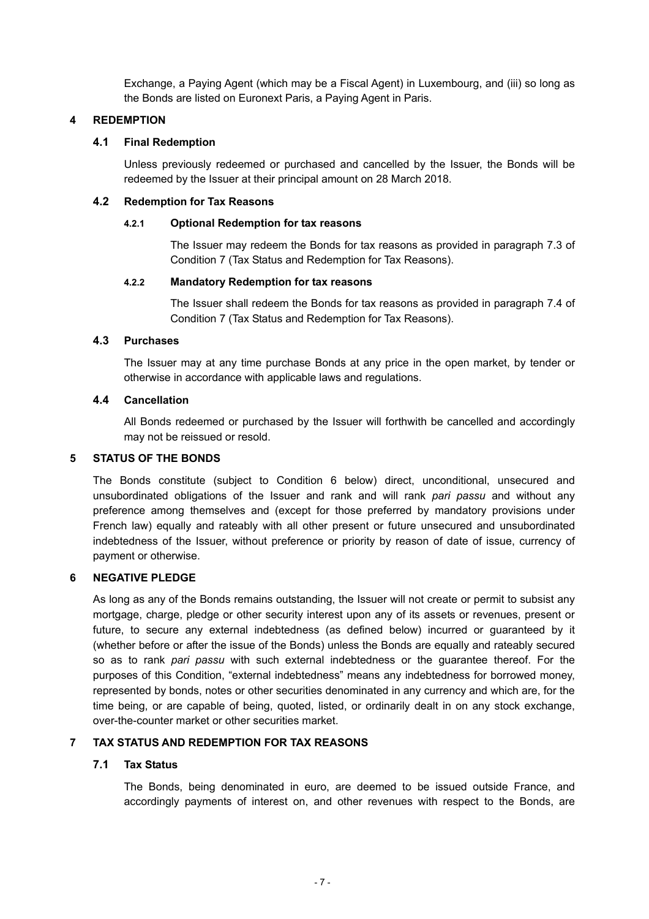Exchange, a Paying Agent (which may be a Fiscal Agent) in Luxembourg, and (iii) so long as the Bonds are listed on Euronext Paris, a Paying Agent in Paris.

## 4 REDEMPTION

### 4.1 Final Redemption

Unless previously redeemed or purchased and cancelled by the Issuer, the Bonds will be redeemed by the Issuer at their principal amount on 28 March 2018.

### 4.2 Redemption for Tax Reasons

#### 4.2.1 Optional Redemption for tax reasons

The Issuer may redeem the Bonds for tax reasons as provided in paragraph 7.3 of Condition 7 (Tax Status and Redemption for Tax Reasons).

#### 4.2.2 Mandatory Redemption for tax reasons

The Issuer shall redeem the Bonds for tax reasons as provided in paragraph 7.4 of Condition 7 (Tax Status and Redemption for Tax Reasons).

### 4.3 Purchases

The Issuer may at any time purchase Bonds at any price in the open market, by tender or otherwise in accordance with applicable laws and regulations.

### 4.4 Cancellation

All Bonds redeemed or purchased by the Issuer will forthwith be cancelled and accordingly may not be reissued or resold.

## 5 STATUS OF THE BONDS

The Bonds constitute (subject to Condition 6 below) direct, unconditional, unsecured and unsubordinated obligations of the Issuer and rank and will rank *pari passu* and without any preference among themselves and (except for those preferred by mandatory provisions under French law) equally and rateably with all other present or future unsecured and unsubordinated indebtedness of the Issuer, without preference or priority by reason of date of issue, currency of payment or otherwise.

## 6 NEGATIVE PLEDGE

As long as any of the Bonds remains outstanding, the Issuer will not create or permit to subsist any mortgage, charge, pledge or other security interest upon any of its assets or revenues, present or future, to secure any external indebtedness (as defined below) incurred or guaranteed by it (whether before or after the issue of the Bonds) unless the Bonds are equally and rateably secured so as to rank *pari passu* with such external indebtedness or the guarantee thereof. For the purposes of this Condition, "external indebtedness" means any indebtedness for borrowed money, represented by bonds, notes or other securities denominated in any currency and which are, for the time being, or are capable of being, quoted, listed, or ordinarily dealt in on any stock exchange, over-the-counter market or other securities market.

## 7 TAX STATUS AND REDEMPTION FOR TAX REASONS

### 7.1 Tax Status

The Bonds, being denominated in euro, are deemed to be issued outside France, and accordingly payments of interest on, and other revenues with respect to the Bonds, are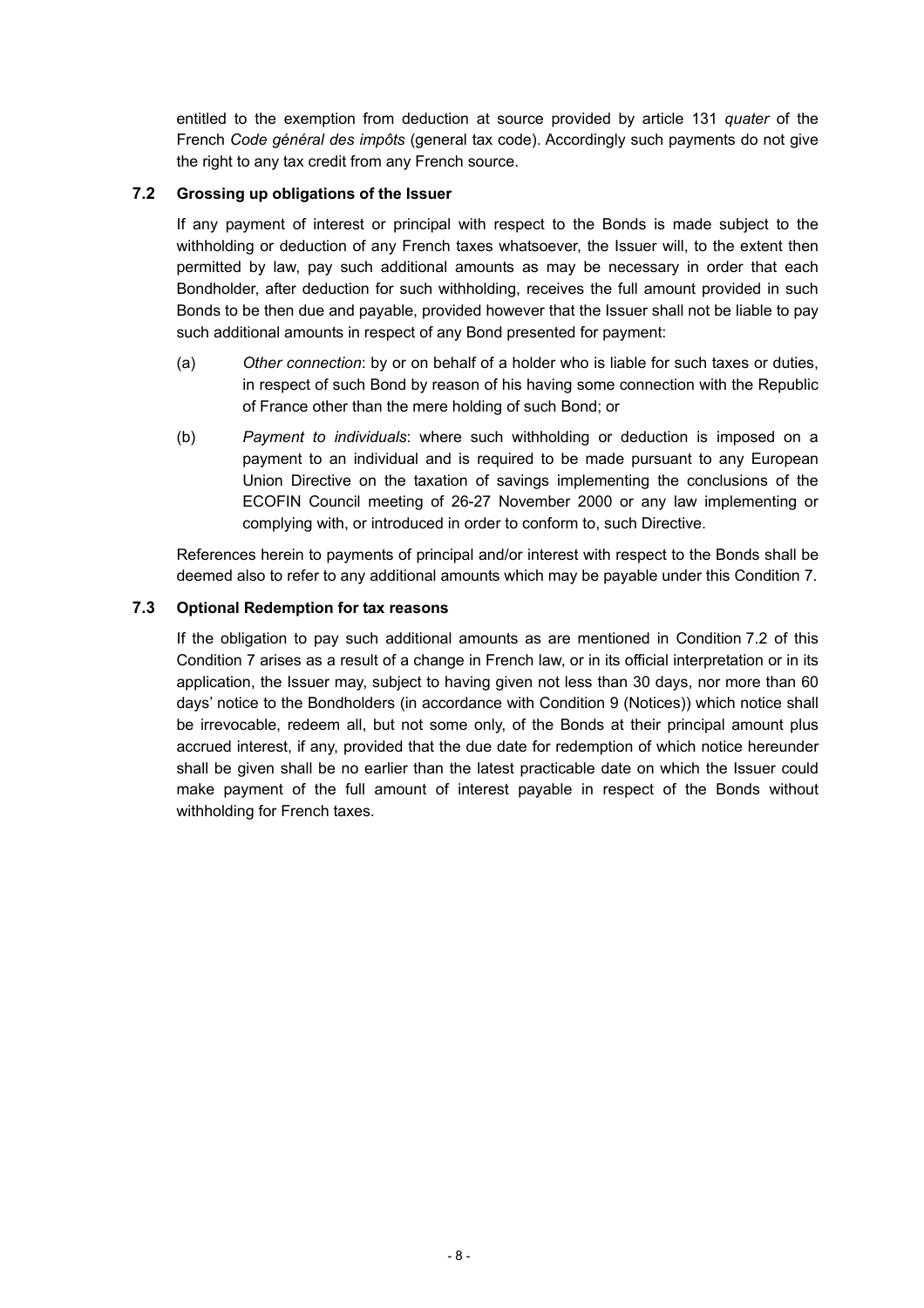entitled to the exemption from deduction at source provided by article 131 *quater* of the French *Code général des impôts* (general tax code). Accordingly such payments do not give the right to any tax credit from any French source.

### 7.2 Grossing up obligations of the Issuer

If any payment of interest or principal with respect to the Bonds is made subject to the withholding or deduction of any French taxes whatsoever, the Issuer will, to the extent then permitted by law, pay such additional amounts as may be necessary in order that each Bondholder, after deduction for such withholding, receives the full amount provided in such Bonds to be then due and payable, provided however that the Issuer shall not be liable to pay such additional amounts in respect of any Bond presented for payment:

(a) *Other connection*: by or on behalf of a holder who is liable for such taxes or duties, in respect of such Bond by reason of his having some connection with the Republic of France other than the mere holding of such Bond; or

(b) *Payment to individuals*: where such withholding or deduction is imposed on a payment to an individual and is required to be made pursuant to any European Union Directive on the taxation of savings implementing the conclusions of the ECOFIN Council meeting of 26-27 November 2000 or any law implementing or complying with, or introduced in order to conform to, such Directive.

References herein to payments of principal and/or interest with respect to the Bonds shall be deemed also to refer to any additional amounts which may be payable under this Condition 7.

### 7.3 Optional Redemption for tax reasons

If the obligation to pay such additional amounts as are mentioned in Condition 7.2 of this Condition 7 arises as a result of a change in French law, or in its official interpretation or in its application, the Issuer may, subject to having given not less than 30 days, nor more than 60 days' notice to the Bondholders (in accordance with Condition 9 (Notices)) which notice shall be irrevocable, redeem all, but not some only, of the Bonds at their principal amount plus accrued interest, if any, provided that the due date for redemption of which notice hereunder shall be given shall be no earlier than the latest practicable date on which the Issuer could make payment of the full amount of interest payable in respect of the Bonds without withholding for French taxes.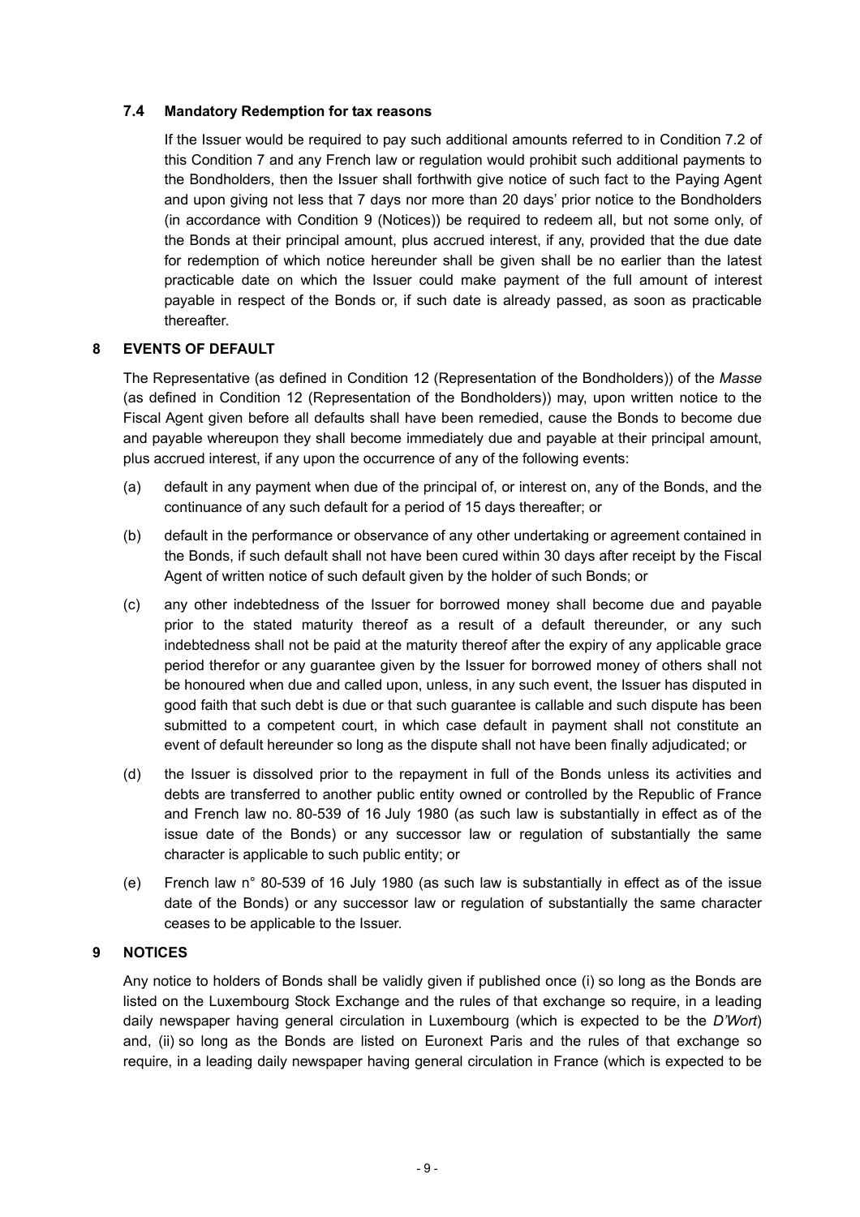### 7.4 Mandatory Redemption for tax reasons

If the Issuer would be required to pay such additional amounts referred to in Condition 7.2 of this Condition 7 and any French law or regulation would prohibit such additional payments to the Bondholders, then the Issuer shall forthwith give notice of such fact to the Paying Agent and upon giving not less that 7 days nor more than 20 days' prior notice to the Bondholders (in accordance with Condition 9 (Notices)) be required to redeem all, but not some only, of the Bonds at their principal amount, plus accrued interest, if any, provided that the due date for redemption of which notice hereunder shall be given shall be no earlier than the latest practicable date on which the Issuer could make payment of the full amount of interest payable in respect of the Bonds or, if such date is already passed, as soon as practicable thereafter.

## 8 EVENTS OF DEFAULT

The Representative (as defined in Condition 12 (Representation of the Bondholders)) of the *Masse* (as defined in Condition 12 (Representation of the Bondholders)) may, upon written notice to the Fiscal Agent given before all defaults shall have been remedied, cause the Bonds to become due and payable whereupon they shall become immediately due and payable at their principal amount, plus accrued interest, if any upon the occurrence of any of the following events:

(a) default in any payment when due of the principal of, or interest on, any of the Bonds, and the continuance of any such default for a period of 15 days thereafter; or

(b) default in the performance or observance of any other undertaking or agreement contained in the Bonds, if such default shall not have been cured within 30 days after receipt by the Fiscal Agent of written notice of such default given by the holder of such Bonds; or

(c) any other indebtedness of the Issuer for borrowed money shall become due and payable prior to the stated maturity thereof as a result of a default thereunder, or any such indebtedness shall not be paid at the maturity thereof after the expiry of any applicable grace period therefor or any guarantee given by the Issuer for borrowed money of others shall not be honoured when due and called upon, unless, in any such event, the Issuer has disputed in good faith that such debt is due or that such guarantee is callable and such dispute has been submitted to a competent court, in which case default in payment shall not constitute an event of default hereunder so long as the dispute shall not have been finally adjudicated; or

(d) the Issuer is dissolved prior to the repayment in full of the Bonds unless its activities and debts are transferred to another public entity owned or controlled by the Republic of France and French law no. 80-539 of 16 July 1980 (as such law is substantially in effect as of the issue date of the Bonds) or any successor law or regulation of substantially the same character is applicable to such public entity; or

(e) French law n° 80-539 of 16 July 1980 (as such law is substantially in effect as of the issue date of the Bonds) or any successor law or regulation of substantially the same character ceases to be applicable to the Issuer.

## 9 NOTICES

Any notice to holders of Bonds shall be validly given if published once (i) so long as the Bonds are listed on the Luxembourg Stock Exchange and the rules of that exchange so require, in a leading daily newspaper having general circulation in Luxembourg (which is expected to be the *D'Wort*) and, (ii) so long as the Bonds are listed on Euronext Paris and the rules of that exchange so require, in a leading daily newspaper having general circulation in France (which is expected to be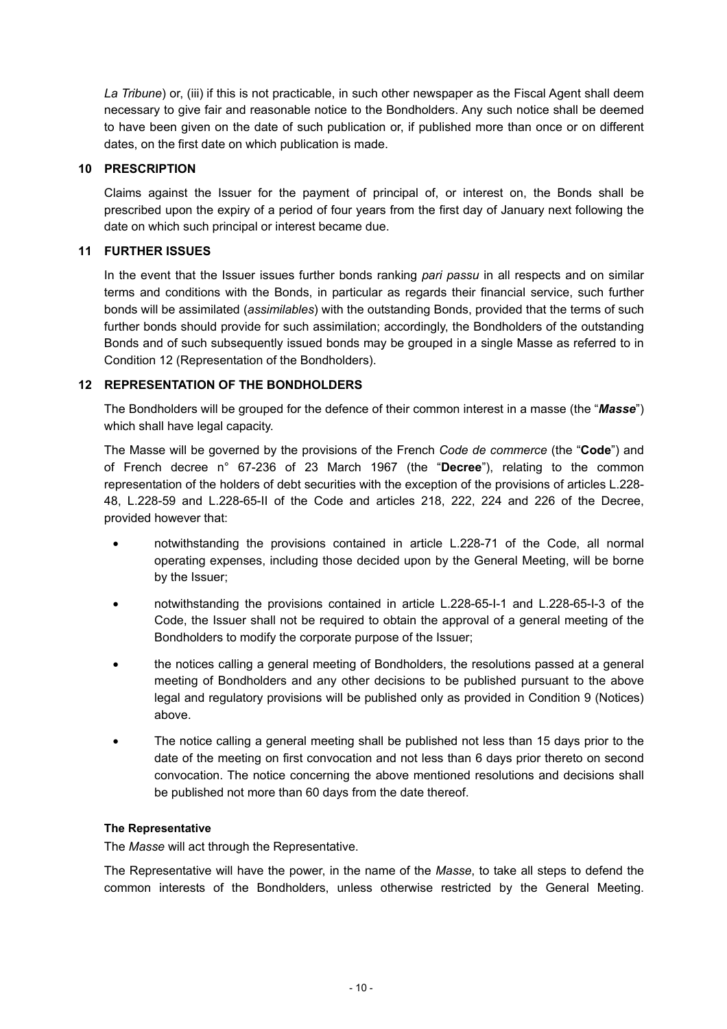*La Tribune*) or, (iii) if this is not practicable, in such other newspaper as the Fiscal Agent shall deem necessary to give fair and reasonable notice to the Bondholders. Any such notice shall be deemed to have been given on the date of such publication or, if published more than once or on different dates, on the first date on which publication is made.

## 10 PRESCRIPTION

Claims against the Issuer for the payment of principal of, or interest on, the Bonds shall be prescribed upon the expiry of a period of four years from the first day of January next following the date on which such principal or interest became due.

## 11 FURTHER ISSUES

In the event that the Issuer issues further bonds ranking *pari passu* in all respects and on similar terms and conditions with the Bonds, in particular as regards their financial service, such further bonds will be assimilated (*assimilables*) with the outstanding Bonds, provided that the terms of such further bonds should provide for such assimilation; accordingly, the Bondholders of the outstanding Bonds and of such subsequently issued bonds may be grouped in a single Masse as referred to in Condition 12 (Representation of the Bondholders).

## 12 REPRESENTATION OF THE BONDHOLDERS

The Bondholders will be grouped for the defence of their common interest in a masse (the "***Masse***") which shall have legal capacity.

The Masse will be governed by the provisions of the French *Code de commerce* (the "**Code**") and of French decree n° 67-236 of 23 March 1967 (the "**Decree**"), relating to the common representation of the holders of debt securities with the exception of the provisions of articles L.228-48, L.228-59 and L.228-65-II of the Code and articles 218, 222, 224 and 226 of the Decree, provided however that:

- notwithstanding the provisions contained in article L.228-71 of the Code, all normal operating expenses, including those decided upon by the General Meeting, will be borne by the Issuer;
- notwithstanding the provisions contained in article L.228-65-I-1 and L.228-65-I-3 of the Code, the Issuer shall not be required to obtain the approval of a general meeting of the Bondholders to modify the corporate purpose of the Issuer;
- the notices calling a general meeting of Bondholders, the resolutions passed at a general meeting of Bondholders and any other decisions to be published pursuant to the above legal and regulatory provisions will be published only as provided in Condition 9 (Notices) above.
- The notice calling a general meeting shall be published not less than 15 days prior to the date of the meeting on first convocation and not less than 6 days prior thereto on second convocation. The notice concerning the above mentioned resolutions and decisions shall be published not more than 60 days from the date thereof.

**The Representative**

The *Masse* will act through the Representative.

The Representative will have the power, in the name of the *Masse*, to take all steps to defend the common interests of the Bondholders, unless otherwise restricted by the General Meeting.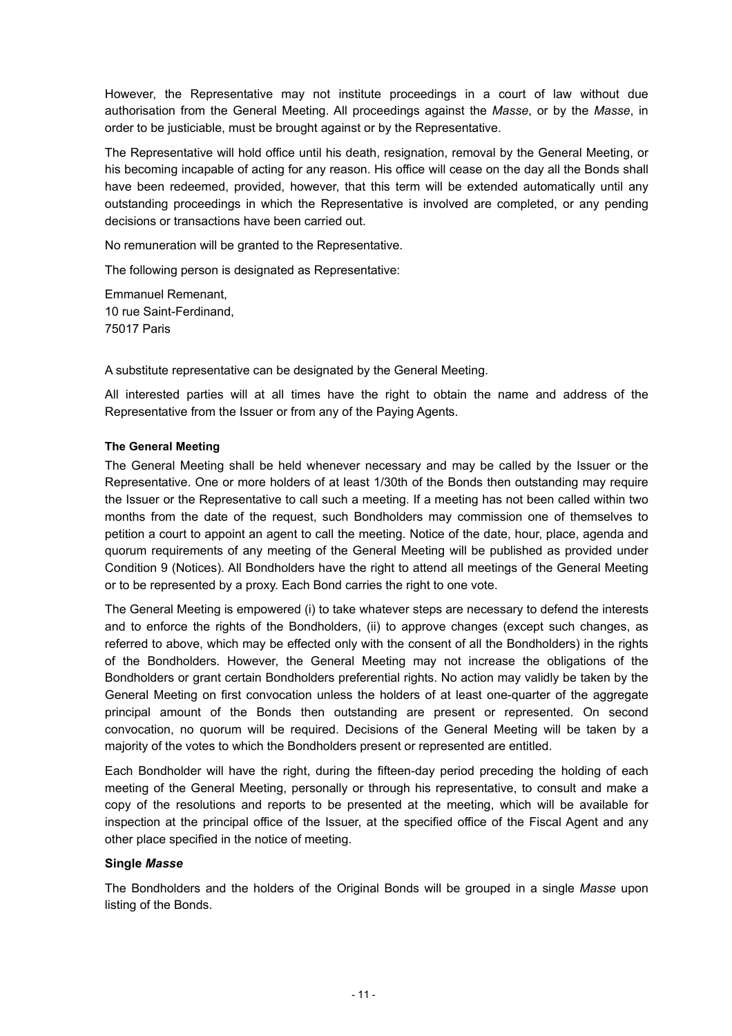However, the Representative may not institute proceedings in a court of law without due authorisation from the General Meeting. All proceedings against the *Masse*, or by the *Masse*, in order to be justiciable, must be brought against or by the Representative.

The Representative will hold office until his death, resignation, removal by the General Meeting, or his becoming incapable of acting for any reason. His office will cease on the day all the Bonds shall have been redeemed, provided, however, that this term will be extended automatically until any outstanding proceedings in which the Representative is involved are completed, or any pending decisions or transactions have been carried out.

No remuneration will be granted to the Representative.

The following person is designated as Representative:

Emmanuel Remenant,
10 rue Saint-Ferdinand,
75017 Paris

A substitute representative can be designated by the General Meeting.

All interested parties will at all times have the right to obtain the name and address of the Representative from the Issuer or from any of the Paying Agents.

**The General Meeting**

The General Meeting shall be held whenever necessary and may be called by the Issuer or the Representative. One or more holders of at least 1/30th of the Bonds then outstanding may require the Issuer or the Representative to call such a meeting. If a meeting has not been called within two months from the date of the request, such Bondholders may commission one of themselves to petition a court to appoint an agent to call the meeting. Notice of the date, hour, place, agenda and quorum requirements of any meeting of the General Meeting will be published as provided under Condition 9 (Notices). All Bondholders have the right to attend all meetings of the General Meeting or to be represented by a proxy. Each Bond carries the right to one vote.

The General Meeting is empowered (i) to take whatever steps are necessary to defend the interests and to enforce the rights of the Bondholders, (ii) to approve changes (except such changes, as referred to above, which may be effected only with the consent of all the Bondholders) in the rights of the Bondholders. However, the General Meeting may not increase the obligations of the Bondholders or grant certain Bondholders preferential rights. No action may validly be taken by the General Meeting on first convocation unless the holders of at least one-quarter of the aggregate principal amount of the Bonds then outstanding are present or represented. On second convocation, no quorum will be required. Decisions of the General Meeting will be taken by a majority of the votes to which the Bondholders present or represented are entitled.

Each Bondholder will have the right, during the fifteen-day period preceding the holding of each meeting of the General Meeting, personally or through his representative, to consult and make a copy of the resolutions and reports to be presented at the meeting, which will be available for inspection at the principal office of the Issuer, at the specified office of the Fiscal Agent and any other place specified in the notice of meeting.

**Single *Masse***

The Bondholders and the holders of the Original Bonds will be grouped in a single *Masse* upon listing of the Bonds.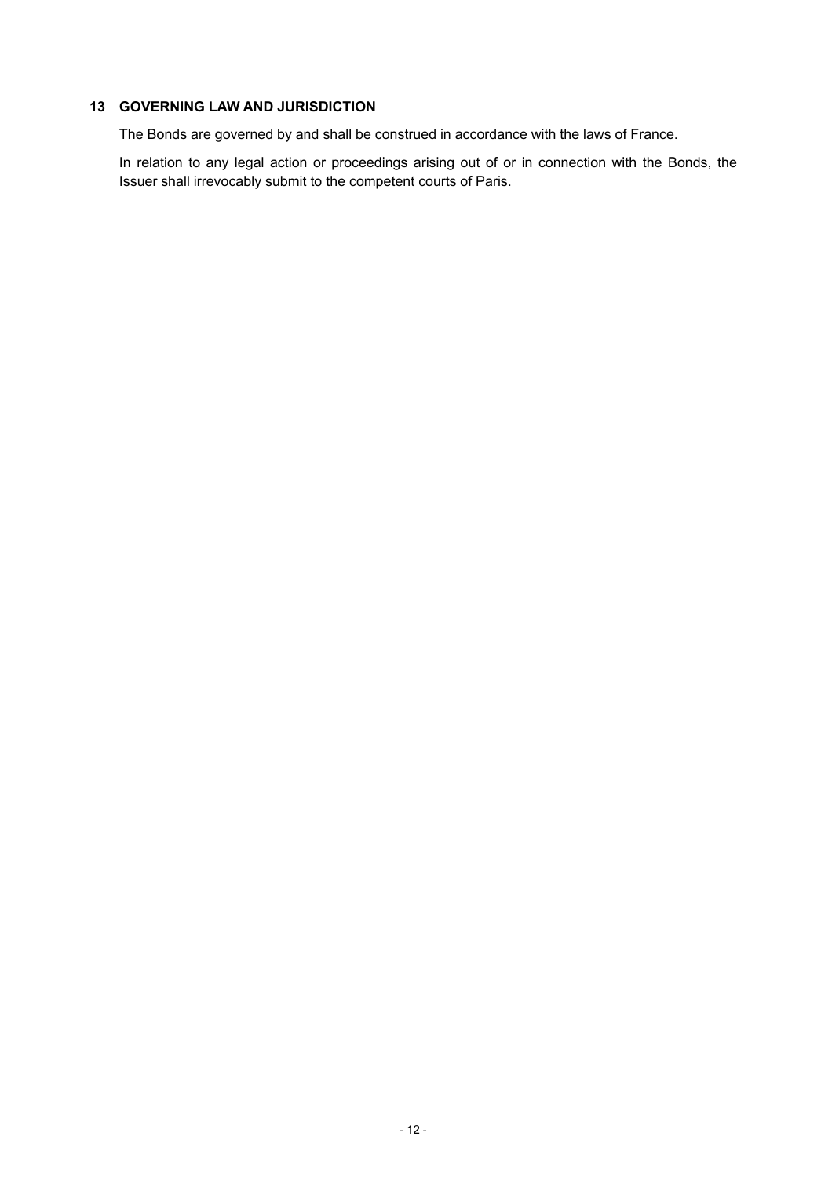## 13 GOVERNING LAW AND JURISDICTION

The Bonds are governed by and shall be construed in accordance with the laws of France.

In relation to any legal action or proceedings arising out of or in connection with the Bonds, the Issuer shall irrevocably submit to the competent courts of Paris.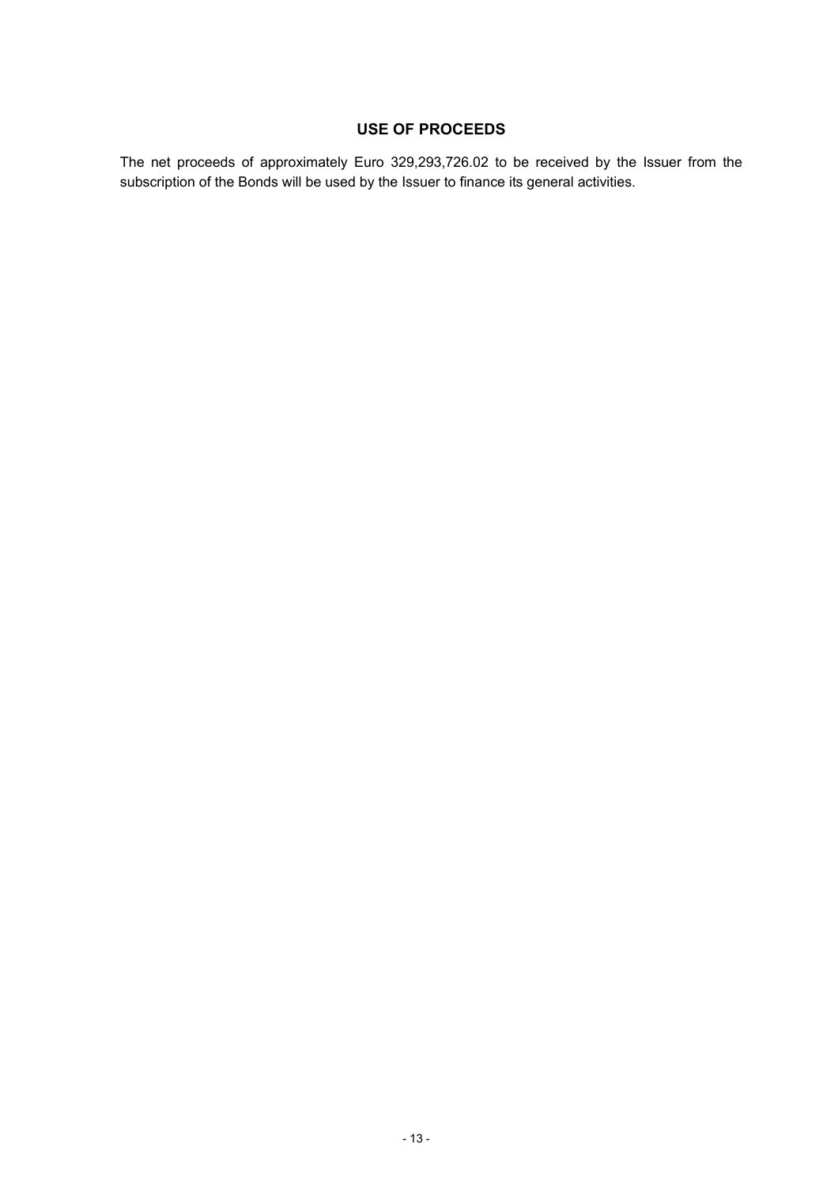# USE OF PROCEEDS

The net proceeds of approximately Euro 329,293,726.02 to be received by the Issuer from the subscription of the Bonds will be used by the Issuer to finance its general activities.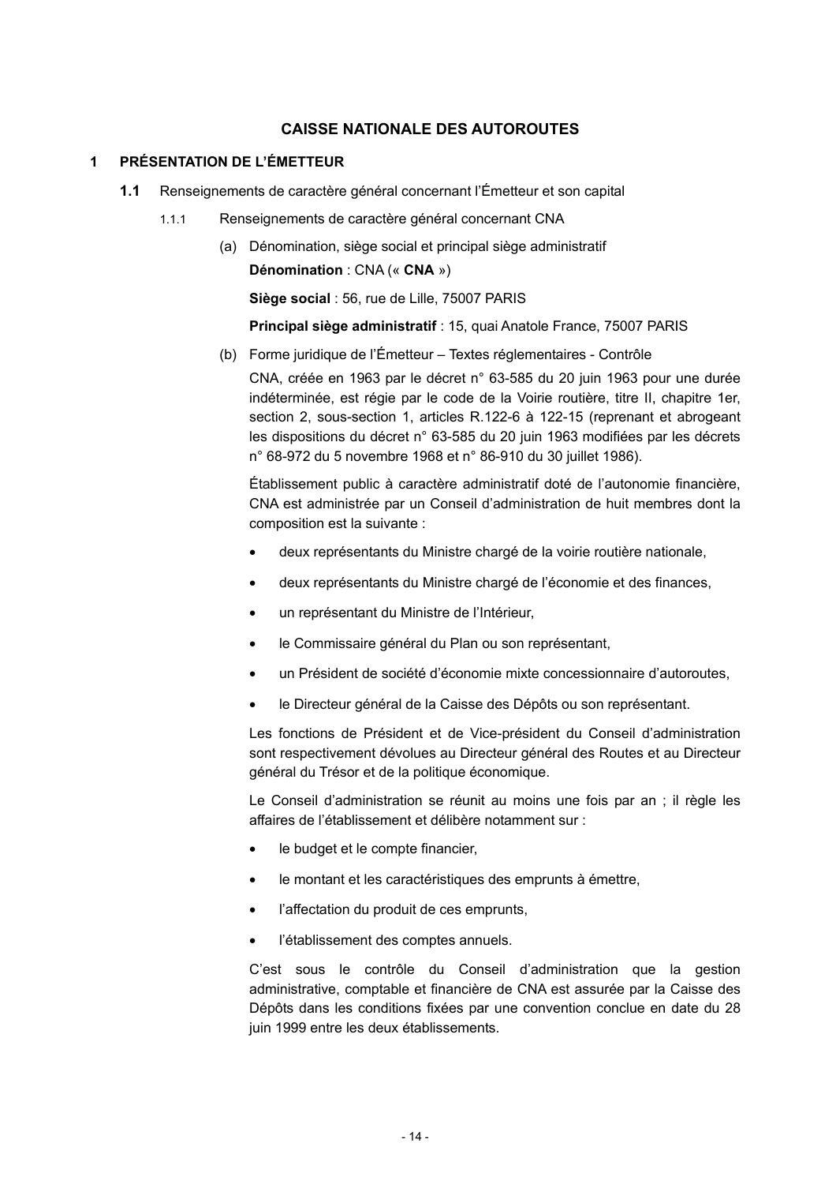# CAISSE NATIONALE DES AUTOROUTES

## 1 PRÉSENTATION DE L'ÉMETTEUR

### 1.1 Renseignements de caractère général concernant l'Émetteur et son capital

#### 1.1.1 Renseignements de caractère général concernant CNA

(a) Dénomination, siège social et principal siège administratif

**Dénomination** : CNA (« **CNA** »)

**Siège social** : 56, rue de Lille, 75007 PARIS

**Principal siège administratif** : 15, quai Anatole France, 75007 PARIS

(b) Forme juridique de l'Émetteur – Textes réglementaires - Contrôle

CNA, créée en 1963 par le décret n° 63-585 du 20 juin 1963 pour une durée indéterminée, est régie par le code de la Voirie routière, titre II, chapitre 1er, section 2, sous-section 1, articles R.122-6 à 122-15 (reprenant et abrogeant les dispositions du décret n° 63-585 du 20 juin 1963 modifiées par les décrets n° 68-972 du 5 novembre 1968 et n° 86-910 du 30 juillet 1986).

Établissement public à caractère administratif doté de l'autonomie financière, CNA est administrée par un Conseil d'administration de huit membres dont la composition est la suivante :

- deux représentants du Ministre chargé de la voirie routière nationale,
- deux représentants du Ministre chargé de l'économie et des finances,
- un représentant du Ministre de l'Intérieur,
- le Commissaire général du Plan ou son représentant,
- un Président de société d'économie mixte concessionnaire d'autoroutes,
- le Directeur général de la Caisse des Dépôts ou son représentant.

Les fonctions de Président et de Vice-président du Conseil d'administration sont respectivement dévolues au Directeur général des Routes et au Directeur général du Trésor et de la politique économique.

Le Conseil d'administration se réunit au moins une fois par an ; il règle les affaires de l'établissement et délibère notamment sur :

- le budget et le compte financier,
- le montant et les caractéristiques des emprunts à émettre,
- l'affectation du produit de ces emprunts,
- l'établissement des comptes annuels.

C'est sous le contrôle du Conseil d'administration que la gestion administrative, comptable et financière de CNA est assurée par la Caisse des Dépôts dans les conditions fixées par une convention conclue en date du 28 juin 1999 entre les deux établissements.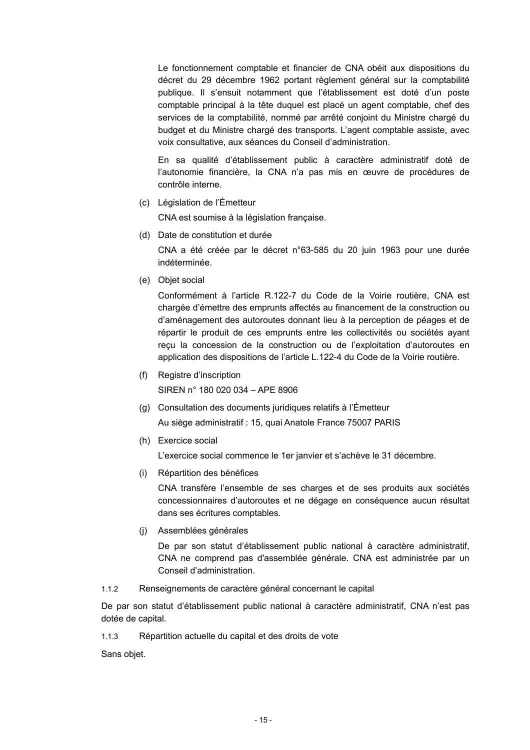Le fonctionnement comptable et financier de CNA obéit aux dispositions du décret du 29 décembre 1962 portant règlement général sur la comptabilité publique. Il s'ensuit notamment que l'établissement est doté d'un poste comptable principal à la tête duquel est placé un agent comptable, chef des services de la comptabilité, nommé par arrêté conjoint du Ministre chargé du budget et du Ministre chargé des transports. L'agent comptable assiste, avec voix consultative, aux séances du Conseil d'administration.

En sa qualité d'établissement public à caractère administratif doté de l'autonomie financière, la CNA n'a pas mis en œuvre de procédures de contrôle interne.

(c) Législation de l'Émetteur

CNA est soumise à la législation française.

(d) Date de constitution et durée

CNA a été créée par le décret n°63-585 du 20 juin 1963 pour une durée indéterminée.

(e) Objet social

Conformément à l'article R.122-7 du Code de la Voirie routière, CNA est chargée d'émettre des emprunts affectés au financement de la construction ou d'aménagement des autoroutes donnant lieu à la perception de péages et de répartir le produit de ces emprunts entre les collectivités ou sociétés ayant reçu la concession de la construction ou de l'exploitation d'autoroutes en application des dispositions de l'article L.122-4 du Code de la Voirie routière.

(f) Registre d'inscription

SIREN n° 180 020 034 – APE 8906

(g) Consultation des documents juridiques relatifs à l'Émetteur

Au siège administratif : 15, quai Anatole France 75007 PARIS

(h) Exercice social

L'exercice social commence le 1er janvier et s'achève le 31 décembre.

(i) Répartition des bénéfices

CNA transfère l'ensemble de ses charges et de ses produits aux sociétés concessionnaires d'autoroutes et ne dégage en conséquence aucun résultat dans ses écritures comptables.

(j) Assemblées générales

De par son statut d'établissement public national à caractère administratif, CNA ne comprend pas d'assemblée générale. CNA est administrée par un Conseil d'administration.

#### 1.1.2 Renseignements de caractère général concernant le capital

De par son statut d'établissement public national à caractère administratif, CNA n'est pas dotée de capital.

#### 1.1.3 Répartition actuelle du capital et des droits de vote

Sans objet.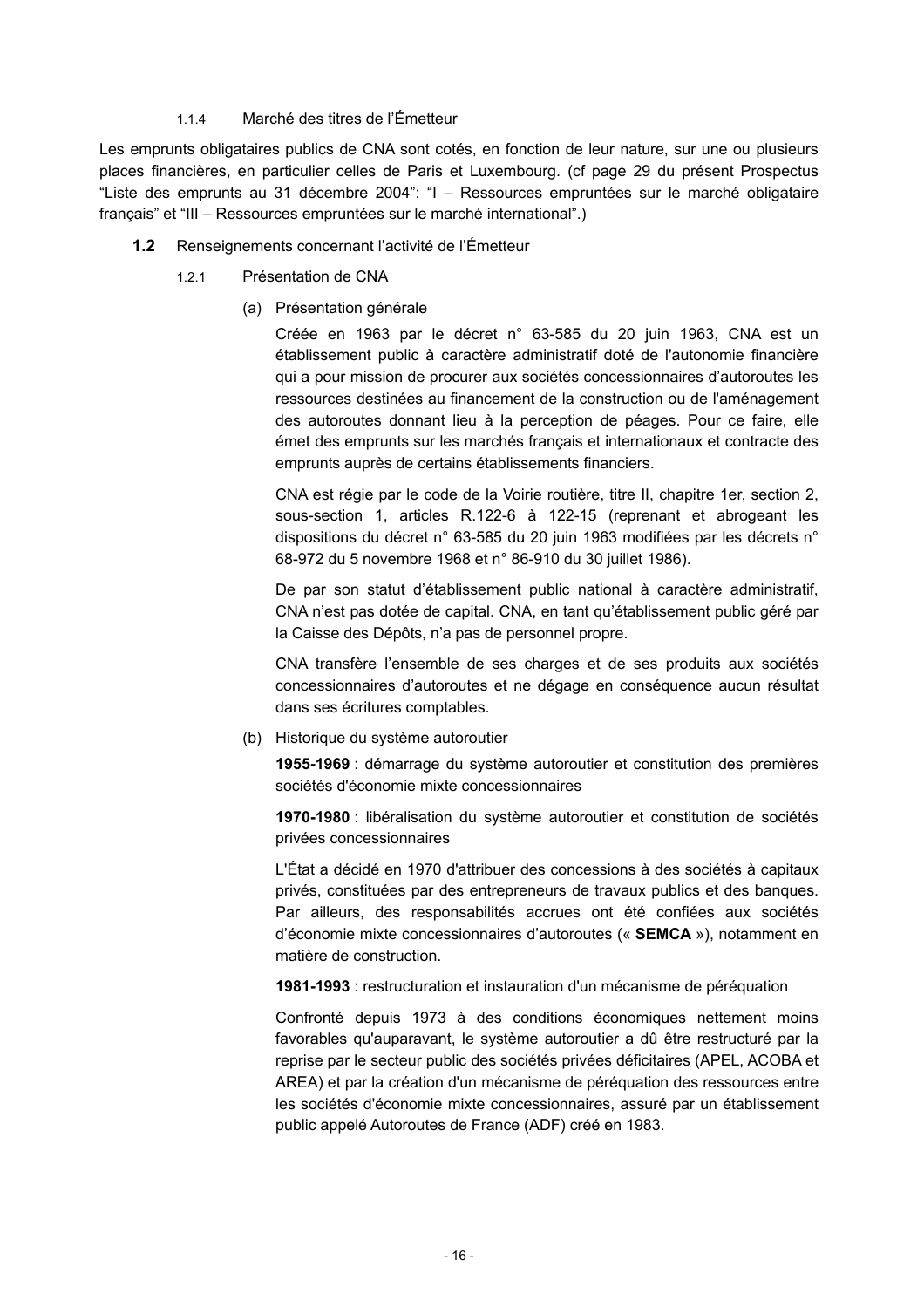#### 1.1.4 Marché des titres de l'Émetteur

Les emprunts obligataires publics de CNA sont cotés, en fonction de leur nature, sur une ou plusieurs places financières, en particulier celles de Paris et Luxembourg. (cf page 29 du présent Prospectus "Liste des emprunts au 31 décembre 2004": "I – Ressources empruntées sur le marché obligataire français" et "III – Ressources empruntées sur le marché international".)

### 1.2 Renseignements concernant l'activité de l'Émetteur

#### 1.2.1 Présentation de CNA

(a) Présentation générale

Créée en 1963 par le décret n° 63-585 du 20 juin 1963, CNA est un établissement public à caractère administratif doté de l'autonomie financière qui a pour mission de procurer aux sociétés concessionnaires d'autoroutes les ressources destinées au financement de la construction ou de l'aménagement des autoroutes donnant lieu à la perception de péages. Pour ce faire, elle émet des emprunts sur les marchés français et internationaux et contracte des emprunts auprès de certains établissements financiers.

CNA est régie par le code de la Voirie routière, titre II, chapitre 1er, section 2, sous-section 1, articles R.122-6 à 122-15 (reprenant et abrogeant les dispositions du décret n° 63-585 du 20 juin 1963 modifiées par les décrets n° 68-972 du 5 novembre 1968 et n° 86-910 du 30 juillet 1986).

De par son statut d'établissement public national à caractère administratif, CNA n'est pas dotée de capital. CNA, en tant qu'établissement public géré par la Caisse des Dépôts, n'a pas de personnel propre.

CNA transfère l'ensemble de ses charges et de ses produits aux sociétés concessionnaires d'autoroutes et ne dégage en conséquence aucun résultat dans ses écritures comptables.

(b) Historique du système autoroutier

**1955-1969** : démarrage du système autoroutier et constitution des premières sociétés d'économie mixte concessionnaires

**1970-1980** : libéralisation du système autoroutier et constitution de sociétés privées concessionnaires

L'État a décidé en 1970 d'attribuer des concessions à des sociétés à capitaux privés, constituées par des entrepreneurs de travaux publics et des banques. Par ailleurs, des responsabilités accrues ont été confiées aux sociétés d'économie mixte concessionnaires d'autoroutes (« **SEMCA** »), notamment en matière de construction.

**1981-1993** : restructuration et instauration d'un mécanisme de péréquation

Confronté depuis 1973 à des conditions économiques nettement moins favorables qu'auparavant, le système autoroutier a dû être restructuré par la reprise par le secteur public des sociétés privées déficitaires (APEL, ACOBA et AREA) et par la création d'un mécanisme de péréquation des ressources entre les sociétés d'économie mixte concessionnaires, assuré par un établissement public appelé Autoroutes de France (ADF) créé en 1983.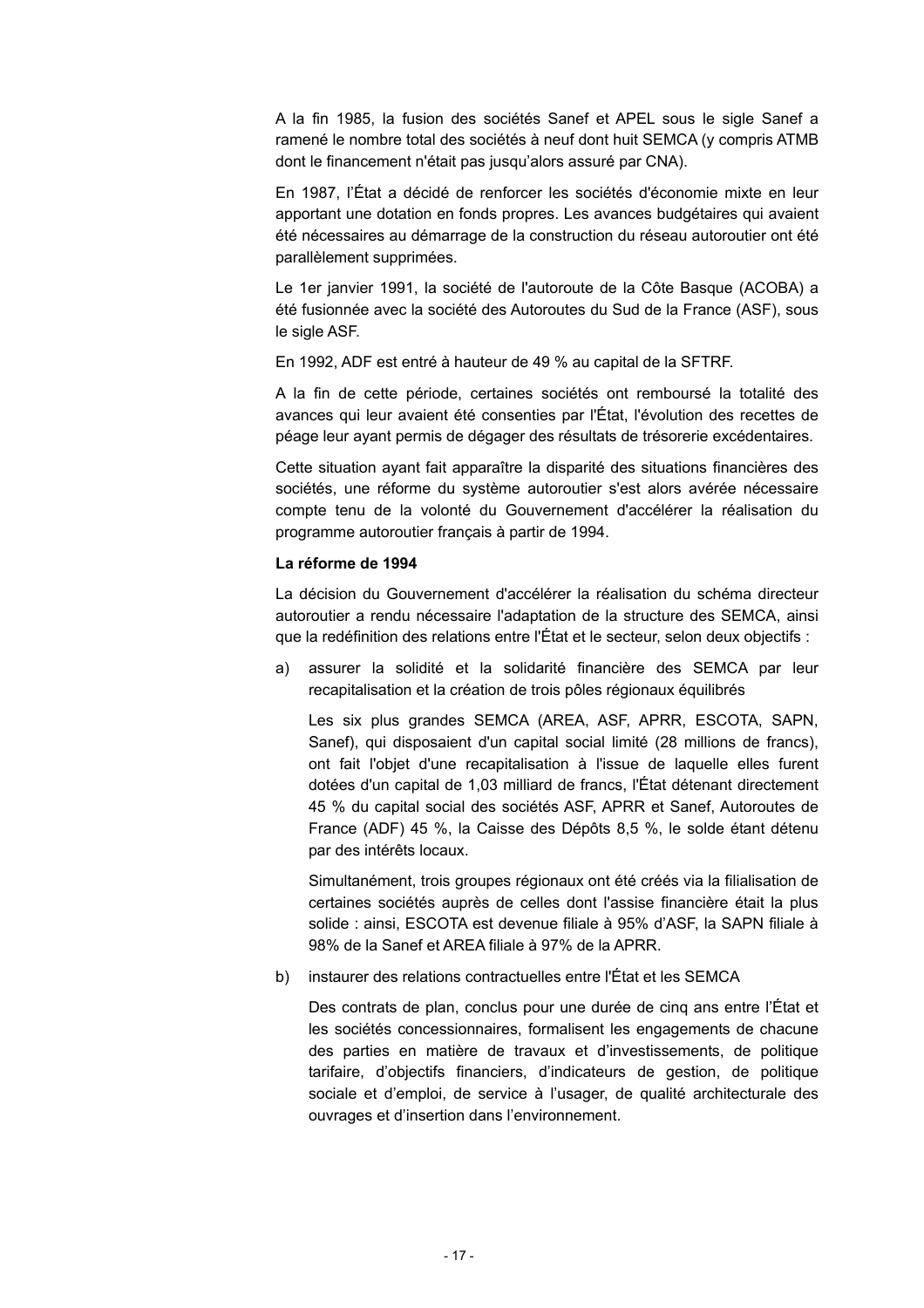A la fin 1985, la fusion des sociétés Sanef et APEL sous le sigle Sanef a ramené le nombre total des sociétés à neuf dont huit SEMCA (y compris ATMB dont le financement n'était pas jusqu'alors assuré par CNA).

En 1987, l'État a décidé de renforcer les sociétés d'économie mixte en leur apportant une dotation en fonds propres. Les avances budgétaires qui avaient été nécessaires au démarrage de la construction du réseau autoroutier ont été parallèlement supprimées.

Le 1er janvier 1991, la société de l'autoroute de la Côte Basque (ACOBA) a été fusionnée avec la société des Autoroutes du Sud de la France (ASF), sous le sigle ASF.

En 1992, ADF est entré à hauteur de 49 % au capital de la SFTRF.

A la fin de cette période, certaines sociétés ont remboursé la totalité des avances qui leur avaient été consenties par l'État, l'évolution des recettes de péage leur ayant permis de dégager des résultats de trésorerie excédentaires.

Cette situation ayant fait apparaître la disparité des situations financières des sociétés, une réforme du système autoroutier s'est alors avérée nécessaire compte tenu de la volonté du Gouvernement d'accélérer la réalisation du programme autoroutier français à partir de 1994.

**La réforme de 1994**

La décision du Gouvernement d'accélérer la réalisation du schéma directeur autoroutier a rendu nécessaire l'adaptation de la structure des SEMCA, ainsi que la redéfinition des relations entre l'État et le secteur, selon deux objectifs :

a) assurer la solidité et la solidarité financière des SEMCA par leur recapitalisation et la création de trois pôles régionaux équilibrés

   Les six plus grandes SEMCA (AREA, ASF, APRR, ESCOTA, SAPN, Sanef), qui disposaient d'un capital social limité (28 millions de francs), ont fait l'objet d'une recapitalisation à l'issue de laquelle elles furent dotées d'un capital de 1,03 milliard de francs, l'État détenant directement 45 % du capital social des sociétés ASF, APRR et Sanef, Autoroutes de France (ADF) 45 %, la Caisse des Dépôts 8,5 %, le solde étant détenu par des intérêts locaux.

   Simultanément, trois groupes régionaux ont été créés via la filialisation de certaines sociétés auprès de celles dont l'assise financière était la plus solide : ainsi, ESCOTA est devenue filiale à 95% d'ASF, la SAPN filiale à 98% de la Sanef et AREA filiale à 97% de la APRR.

b) instaurer des relations contractuelles entre l'État et les SEMCA

   Des contrats de plan, conclus pour une durée de cinq ans entre l'État et les sociétés concessionnaires, formalisent les engagements de chacune des parties en matière de travaux et d'investissements, de politique tarifaire, d'objectifs financiers, d'indicateurs de gestion, de politique sociale et d'emploi, de service à l'usager, de qualité architecturale des ouvrages et d'insertion dans l'environnement.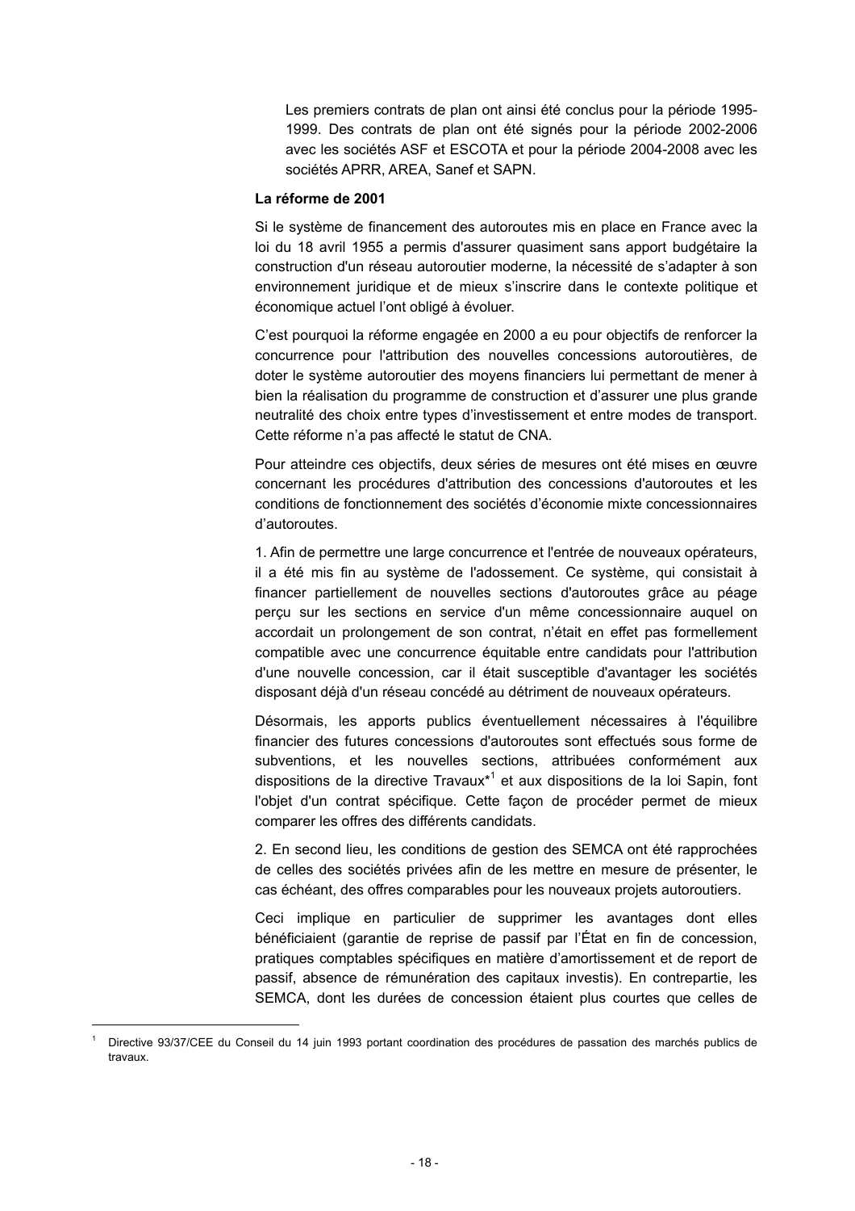Les premiers contrats de plan ont ainsi été conclus pour la période 1995-1999. Des contrats de plan ont été signés pour la période 2002-2006 avec les sociétés ASF et ESCOTA et pour la période 2004-2008 avec les sociétés APRR, AREA, Sanef et SAPN.

**La réforme de 2001**

Si le système de financement des autoroutes mis en place en France avec la loi du 18 avril 1955 a permis d'assurer quasiment sans apport budgétaire la construction d'un réseau autoroutier moderne, la nécessité de s'adapter à son environnement juridique et de mieux s'inscrire dans le contexte politique et économique actuel l'ont obligé à évoluer.

C'est pourquoi la réforme engagée en 2000 a eu pour objectifs de renforcer la concurrence pour l'attribution des nouvelles concessions autoroutières, de doter le système autoroutier des moyens financiers lui permettant de mener à bien la réalisation du programme de construction et d'assurer une plus grande neutralité des choix entre types d'investissement et entre modes de transport. Cette réforme n'a pas affecté le statut de CNA.

Pour atteindre ces objectifs, deux séries de mesures ont été mises en œuvre concernant les procédures d'attribution des concessions d'autoroutes et les conditions de fonctionnement des sociétés d'économie mixte concessionnaires d'autoroutes.

1. Afin de permettre une large concurrence et l'entrée de nouveaux opérateurs, il a été mis fin au système de l'adossement. Ce système, qui consistait à financer partiellement de nouvelles sections d'autoroutes grâce au péage perçu sur les sections en service d'un même concessionnaire auquel on accordait un prolongement de son contrat, n'était en effet pas formellement compatible avec une concurrence équitable entre candidats pour l'attribution d'une nouvelle concession, car il était susceptible d'avantager les sociétés disposant déjà d'un réseau concédé au détriment de nouveaux opérateurs.

Désormais, les apports publics éventuellement nécessaires à l'équilibre financier des futures concessions d'autoroutes sont effectués sous forme de subventions, et les nouvelles sections, attribuées conformément aux dispositions de la directive Travaux*[1] et aux dispositions de la loi Sapin, font l'objet d'un contrat spécifique. Cette façon de procéder permet de mieux comparer les offres des différents candidats.

2. En second lieu, les conditions de gestion des SEMCA ont été rapprochées de celles des sociétés privées afin de les mettre en mesure de présenter, le cas échéant, des offres comparables pour les nouveaux projets autoroutiers.

Ceci implique en particulier de supprimer les avantages dont elles bénéficiaient (garantie de reprise de passif par l'État en fin de concession, pratiques comptables spécifiques en matière d'amortissement et de report de passif, absence de rémunération des capitaux investis). En contrepartie, les SEMCA, dont les durées de concession étaient plus courtes que celles de

---

[1] Directive 93/37/CEE du Conseil du 14 juin 1993 portant coordination des procédures de passation des marchés publics de travaux.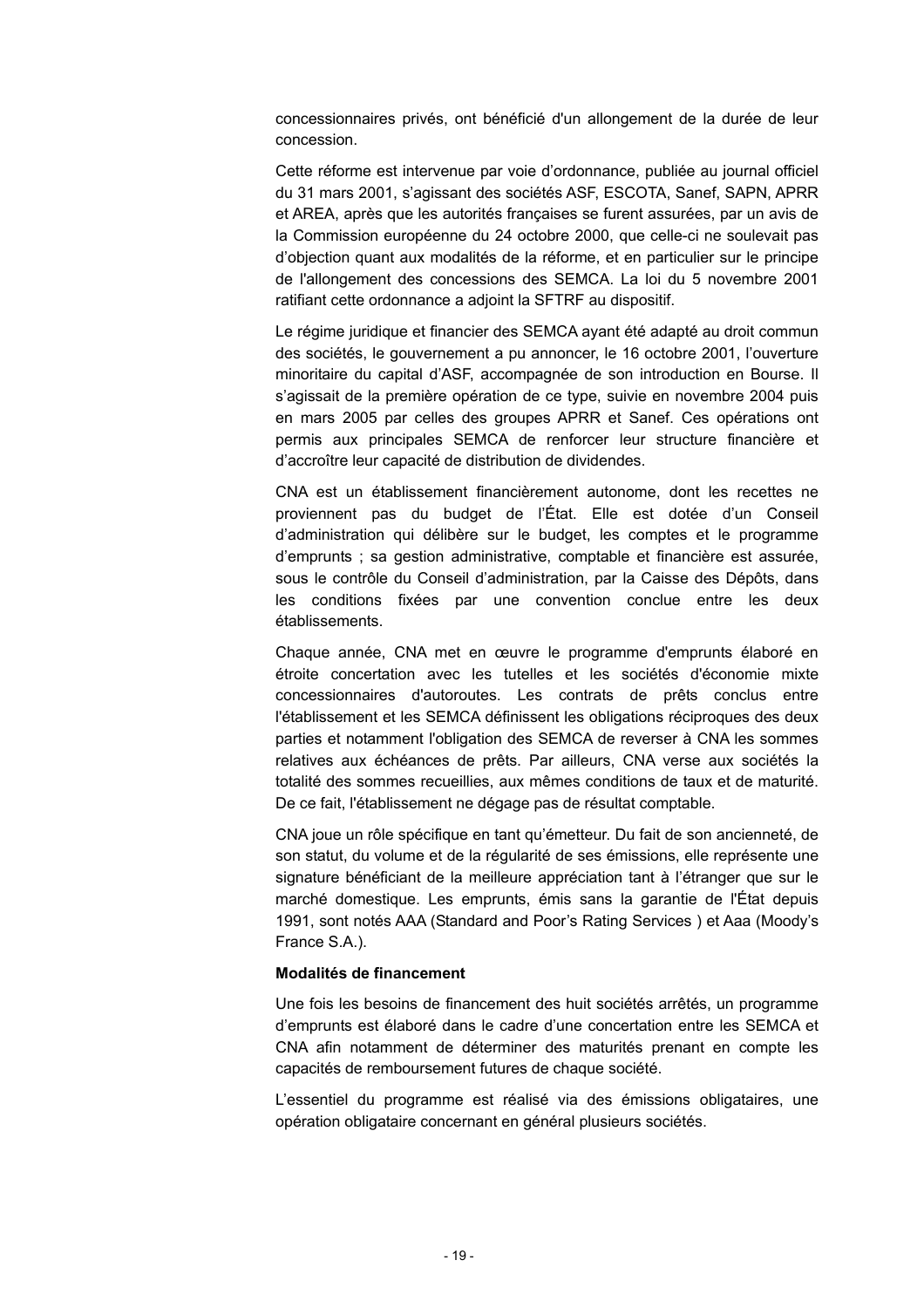concessionnaires privés, ont bénéficié d'un allongement de la durée de leur concession.

Cette réforme est intervenue par voie d'ordonnance, publiée au journal officiel du 31 mars 2001, s'agissant des sociétés ASF, ESCOTA, Sanef, SAPN, APRR et AREA, après que les autorités françaises se furent assurées, par un avis de la Commission européenne du 24 octobre 2000, que celle-ci ne soulevait pas d'objection quant aux modalités de la réforme, et en particulier sur le principe de l'allongement des concessions des SEMCA. La loi du 5 novembre 2001 ratifiant cette ordonnance a adjoint la SFTRF au dispositif.

Le régime juridique et financier des SEMCA ayant été adapté au droit commun des sociétés, le gouvernement a pu annoncer, le 16 octobre 2001, l'ouverture minoritaire du capital d'ASF, accompagnée de son introduction en Bourse. Il s'agissait de la première opération de ce type, suivie en novembre 2004 puis en mars 2005 par celles des groupes APRR et Sanef. Ces opérations ont permis aux principales SEMCA de renforcer leur structure financière et d'accroître leur capacité de distribution de dividendes.

CNA est un établissement financièrement autonome, dont les recettes ne proviennent pas du budget de l'État. Elle est dotée d'un Conseil d'administration qui délibère sur le budget, les comptes et le programme d'emprunts ; sa gestion administrative, comptable et financière est assurée, sous le contrôle du Conseil d'administration, par la Caisse des Dépôts, dans les conditions fixées par une convention conclue entre les deux établissements.

Chaque année, CNA met en œuvre le programme d'emprunts élaboré en étroite concertation avec les tutelles et les sociétés d'économie mixte concessionnaires d'autoroutes. Les contrats de prêts conclus entre l'établissement et les SEMCA définissent les obligations réciproques des deux parties et notamment l'obligation des SEMCA de reverser à CNA les sommes relatives aux échéances de prêts. Par ailleurs, CNA verse aux sociétés la totalité des sommes recueillies, aux mêmes conditions de taux et de maturité. De ce fait, l'établissement ne dégage pas de résultat comptable.

CNA joue un rôle spécifique en tant qu'émetteur. Du fait de son ancienneté, de son statut, du volume et de la régularité de ses émissions, elle représente une signature bénéficiant de la meilleure appréciation tant à l'étranger que sur le marché domestique. Les emprunts, émis sans la garantie de l'État depuis 1991, sont notés AAA (Standard and Poor's Rating Services ) et Aaa (Moody's France S.A.).

**Modalités de financement**

Une fois les besoins de financement des huit sociétés arrêtés, un programme d'emprunts est élaboré dans le cadre d'une concertation entre les SEMCA et CNA afin notamment de déterminer des maturités prenant en compte les capacités de remboursement futures de chaque société.

L'essentiel du programme est réalisé via des émissions obligataires, une opération obligataire concernant en général plusieurs sociétés.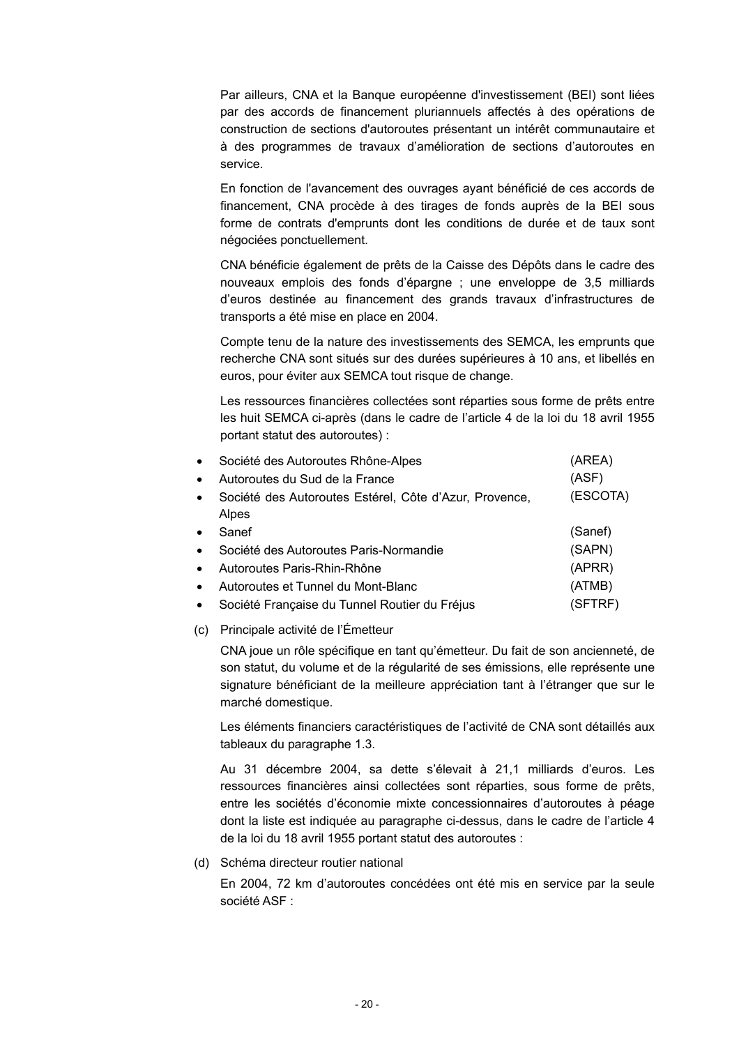Par ailleurs, CNA et la Banque européenne d'investissement (BEI) sont liées par des accords de financement pluriannuels affectés à des opérations de construction de sections d'autoroutes présentant un intérêt communautaire et à des programmes de travaux d'amélioration de sections d'autoroutes en service.

En fonction de l'avancement des ouvrages ayant bénéficié de ces accords de financement, CNA procède à des tirages de fonds auprès de la BEI sous forme de contrats d'emprunts dont les conditions de durée et de taux sont négociées ponctuellement.

CNA bénéficie également de prêts de la Caisse des Dépôts dans le cadre des nouveaux emplois des fonds d'épargne ; une enveloppe de 3,5 milliards d'euros destinée au financement des grands travaux d'infrastructures de transports a été mise en place en 2004.

Compte tenu de la nature des investissements des SEMCA, les emprunts que recherche CNA sont situés sur des durées supérieures à 10 ans, et libellés en euros, pour éviter aux SEMCA tout risque de change.

Les ressources financières collectées sont réparties sous forme de prêts entre les huit SEMCA ci-après (dans le cadre de l'article 4 de la loi du 18 avril 1955 portant statut des autoroutes) :

- Société des Autoroutes Rhône-Alpes (AREA)
- Autoroutes du Sud de la France (ASF)
- Société des Autoroutes Estérel, Côte d'Azur, Provence, Alpes (ESCOTA)
- Sanef (Sanef)
- Société des Autoroutes Paris-Normandie (SAPN)
- Autoroutes Paris-Rhin-Rhône (APRR)
- Autoroutes et Tunnel du Mont-Blanc (ATMB)
- Société Française du Tunnel Routier du Fréjus (SFTRF)

(c) Principale activité de l'Émetteur

CNA joue un rôle spécifique en tant qu'émetteur. Du fait de son ancienneté, de son statut, du volume et de la régularité de ses émissions, elle représente une signature bénéficiant de la meilleure appréciation tant à l'étranger que sur le marché domestique.

Les éléments financiers caractéristiques de l'activité de CNA sont détaillés aux tableaux du paragraphe 1.3.

Au 31 décembre 2004, sa dette s'élevait à 21,1 milliards d'euros. Les ressources financières ainsi collectées sont réparties, sous forme de prêts, entre les sociétés d'économie mixte concessionnaires d'autoroutes à péage dont la liste est indiquée au paragraphe ci-dessus, dans le cadre de l'article 4 de la loi du 18 avril 1955 portant statut des autoroutes :

(d) Schéma directeur routier national

En 2004, 72 km d'autoroutes concédées ont été mis en service par la seule société ASF :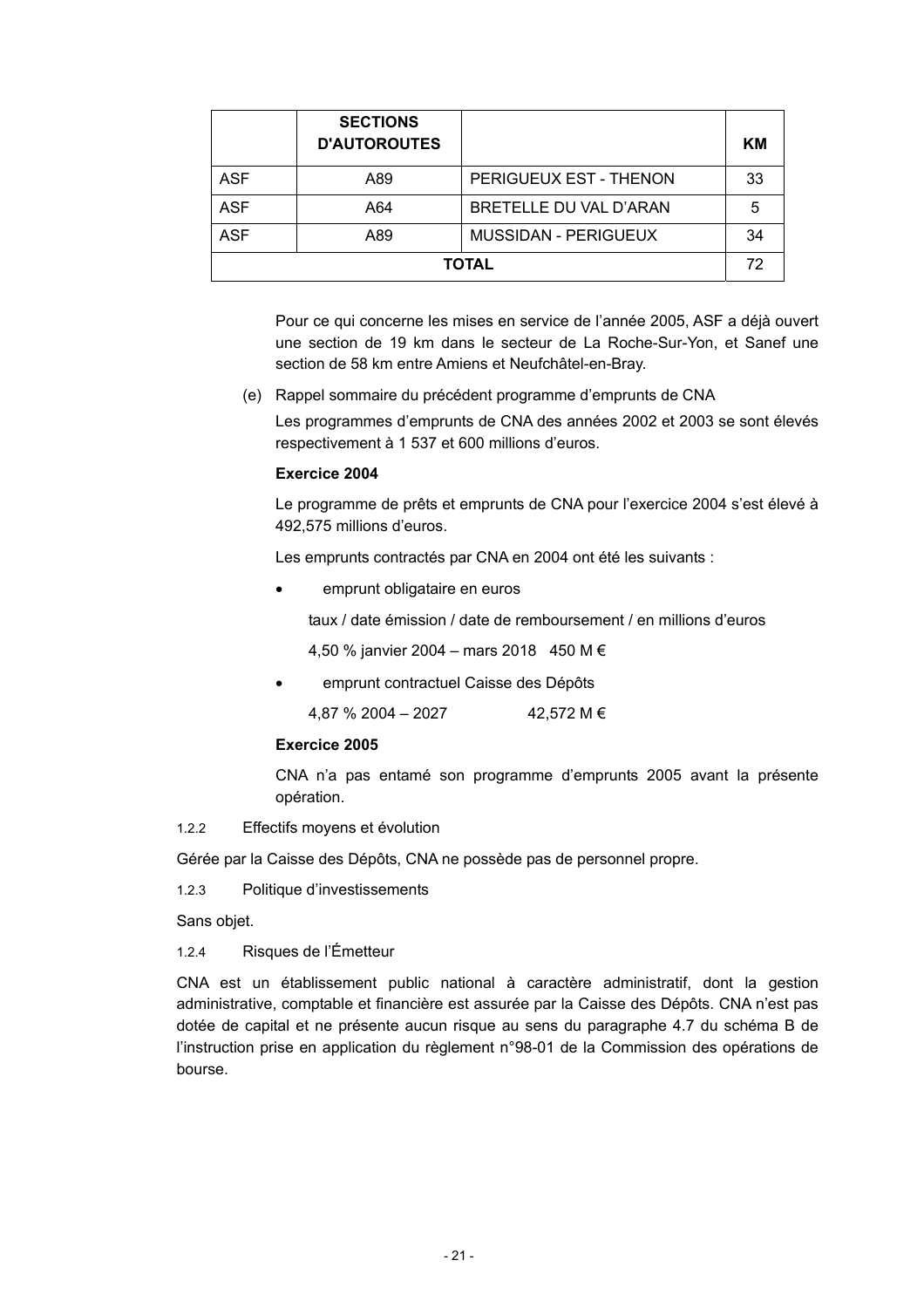| | SECTIONS D'AUTOROUTES | | KM |
|---|---|---|---|
| ASF | A89 | PERIGUEUX EST - THENON | 33 |
| ASF | A64 | BRETELLE DU VAL D'ARAN | 5 |
| ASF | A89 | MUSSIDAN - PERIGUEUX | 34 |
| TOTAL | | | 72 |

Pour ce qui concerne les mises en service de l'année 2005, ASF a déjà ouvert une section de 19 km dans le secteur de La Roche-Sur-Yon, et Sanef une section de 58 km entre Amiens et Neufchâtel-en-Bray.

(e) Rappel sommaire du précédent programme d'emprunts de CNA

Les programmes d'emprunts de CNA des années 2002 et 2003 se sont élevés respectivement à 1 537 et 600 millions d'euros.

**Exercice 2004**

Le programme de prêts et emprunts de CNA pour l'exercice 2004 s'est élevé à 492,575 millions d'euros.

Les emprunts contractés par CNA en 2004 ont été les suivants :

- emprunt obligataire en euros

  taux / date émission / date de remboursement / en millions d'euros

  4,50 % janvier 2004 – mars 2018   450 M €

- emprunt contractuel Caisse des Dépôts

  4,87 % 2004 – 2027   42,572 M €

**Exercice 2005**

CNA n'a pas entamé son programme d'emprunts 2005 avant la présente opération.

1.2.2 Effectifs moyens et évolution

Gérée par la Caisse des Dépôts, CNA ne possède pas de personnel propre.

1.2.3 Politique d'investissements

Sans objet.

1.2.4 Risques de l'Émetteur

CNA est un établissement public national à caractère administratif, dont la gestion administrative, comptable et financière est assurée par la Caisse des Dépôts. CNA n'est pas dotée de capital et ne présente aucun risque au sens du paragraphe 4.7 du schéma B de l'instruction prise en application du règlement n°98-01 de la Commission des opérations de bourse.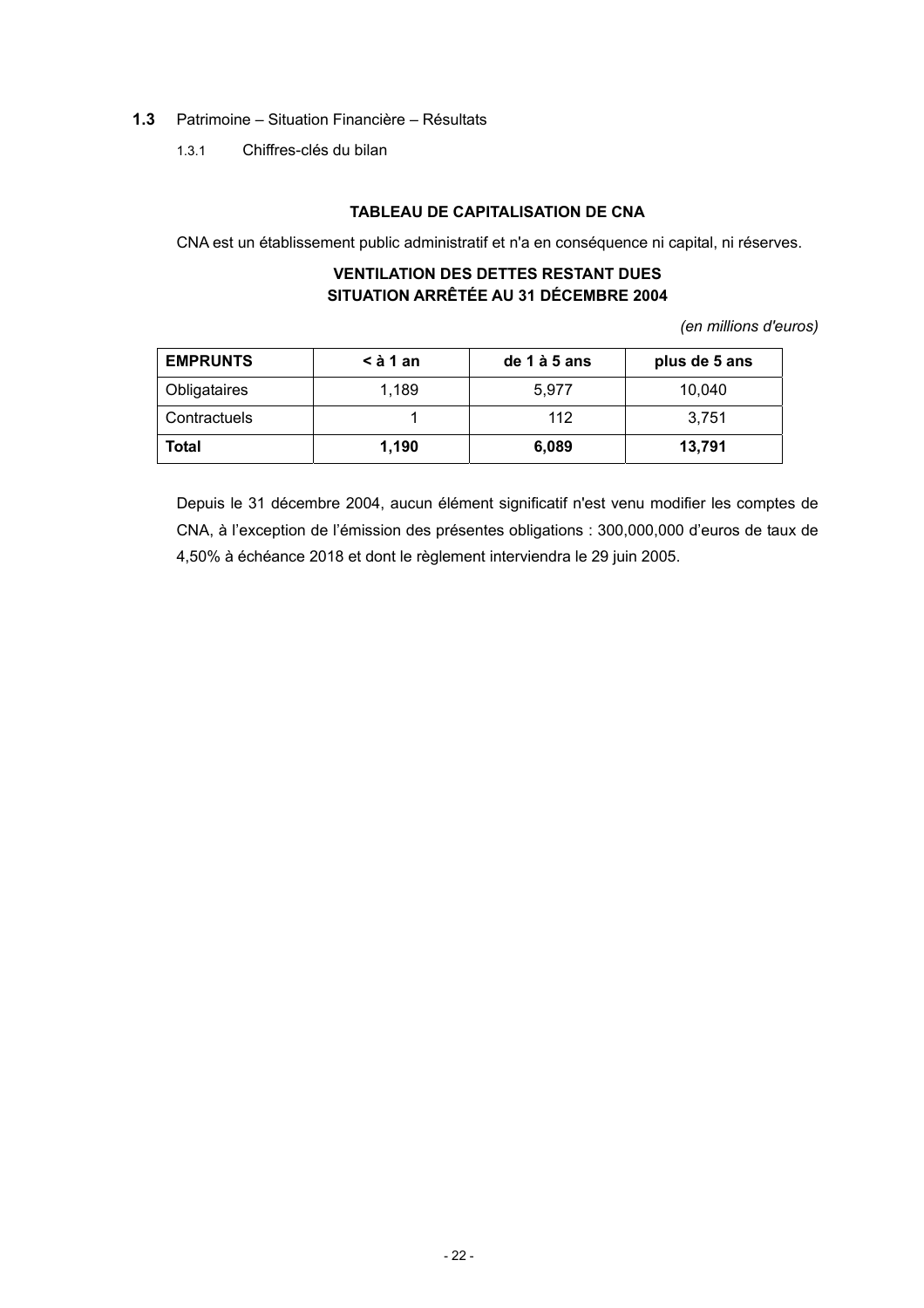**1.3** Patrimoine – Situation Financière – Résultats

1.3.1 Chiffres-clés du bilan

**TABLEAU DE CAPITALISATION DE CNA**

CNA est un établissement public administratif et n'a en conséquence ni capital, ni réserves.

**VENTILATION DES DETTES RESTANT DUES**
**SITUATION ARRÊTÉE AU 31 DÉCEMBRE 2004**

*(en millions d'euros)*

| **EMPRUNTS** | **< à 1 an** | **de 1 à 5 ans** | **plus de 5 ans** |
|---|---|---|---|
| Obligataires | 1,189 | 5,977 | 10,040 |
| Contractuels | 1 | 112 | 3,751 |
| **Total** | **1,190** | **6,089** | **13,791** |

Depuis le 31 décembre 2004, aucun élément significatif n'est venu modifier les comptes de CNA, à l'exception de l'émission des présentes obligations : 300,000,000 d'euros de taux de 4,50% à échéance 2018 et dont le règlement interviendra le 29 juin 2005.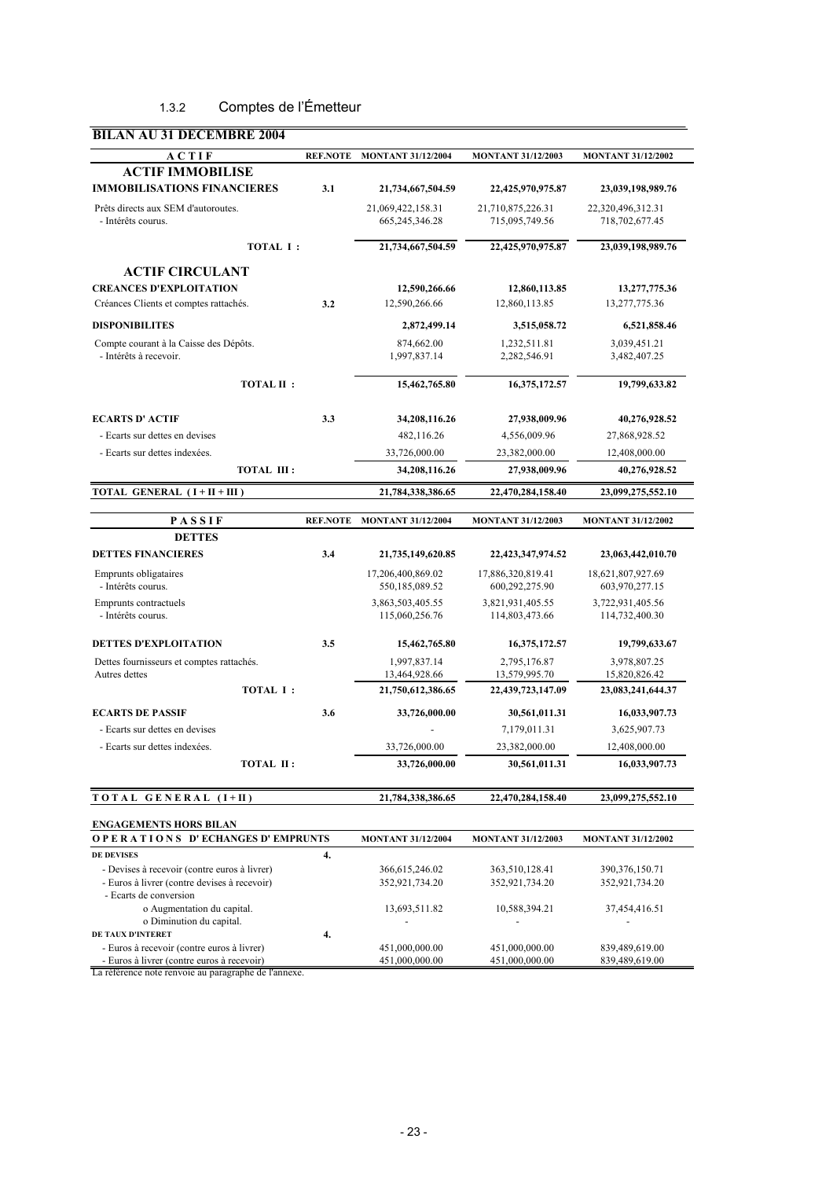### 1.3.2 Comptes de l'Émetteur

**BILAN AU 31 DECEMBRE 2004**

| ACTIF | REF.NOTE | MONTANT 31/12/2004 | MONTANT 31/12/2003 | MONTANT 31/12/2002 |
|---|---|---|---|---|
| **ACTIF IMMOBILISE** | | | | |
| **IMMOBILISATIONS FINANCIERES** | **3.1** | **21,734,667,504.59** | **22,425,970,975.87** | **23,039,198,989.76** |
| Prêts directs aux SEM d'autoroutes. | | 21,069,422,158.31 | 21,710,875,226.31 | 22,320,496,312.31 |
| - Intérêts courus. | | 665,245,346.28 | 715,095,749.56 | 718,702,677.45 |
| **TOTAL I :** | | **21,734,667,504.59** | **22,425,970,975.87** | **23,039,198,989.76** |
| **ACTIF CIRCULANT** | | | | |
| **CREANCES D'EXPLOITATION** | | **12,590,266.66** | **12,860,113.85** | **13,277,775.36** |
| Créances Clients et comptes rattachés. | **3.2** | 12,590,266.66 | 12,860,113.85 | 13,277,775.36 |
| **DISPONIBILITES** | | **2,872,499.14** | **3,515,058.72** | **6,521,858.46** |
| Compte courant à la Caisse des Dépôts. | | 874,662.00 | 1,232,511.81 | 3,039,451.21 |
| - Intérêts à recevoir. | | 1,997,837.14 | 2,282,546.91 | 3,482,407.25 |
| **TOTAL II :** | | **15,462,765.80** | **16,375,172.57** | **19,799,633.82** |
| **ECARTS D' ACTIF** | **3.3** | **34,208,116.26** | **27,938,009.96** | **40,276,928.52** |
| - Ecarts sur dettes en devises | | 482,116.26 | 4,556,009.96 | 27,868,928.52 |
| - Ecarts sur dettes indexées. | | 33,726,000.00 | 23,382,000.00 | 12,408,000.00 |
| **TOTAL III :** | | **34,208,116.26** | **27,938,009.96** | **40,276,928.52** |
| **TOTAL GENERAL ( I + II + III )** | | **21,784,338,386.65** | **22,470,284,158.40** | **23,099,275,552.10** |

| PASSIF | REF.NOTE | MONTANT 31/12/2004 | MONTANT 31/12/2003 | MONTANT 31/12/2002 |
|---|---|---|---|---|
| **DETTES** | | | | |
| **DETTES FINANCIERES** | **3.4** | **21,735,149,620.85** | **22,423,347,974.52** | **23,063,442,010.70** |
| Emprunts obligataires | | 17,206,400,869.02 | 17,886,320,819.41 | 18,621,807,927.69 |
| - Intérêts courus. | | 550,185,089.52 | 600,292,275.90 | 603,970,277.15 |
| Emprunts contractuels | | 3,863,503,405.55 | 3,821,931,405.55 | 3,722,931,405.56 |
| - Intérêts courus. | | 115,060,256.76 | 114,803,473.66 | 114,732,400.30 |
| **DETTES D'EXPLOITATION** | **3.5** | **15,462,765.80** | **16,375,172.57** | **19,799,633.67** |
| Dettes fournisseurs et comptes rattachés. | | 1,997,837.14 | 2,795,176.87 | 3,978,807.25 |
| Autres dettes | | 13,464,928.66 | 13,579,995.70 | 15,820,826.42 |
| **TOTAL I :** | | **21,750,612,386.65** | **22,439,723,147.09** | **23,083,241,644.37** |
| **ECARTS DE PASSIF** | **3.6** | **33,726,000.00** | **30,561,011.31** | **16,033,907.73** |
| - Ecarts sur dettes en devises | | - | 7,179,011.31 | 3,625,907.73 |
| - Ecarts sur dettes indexées. | | 33,726,000.00 | 23,382,000.00 | 12,408,000.00 |
| **TOTAL II :** | | **33,726,000.00** | **30,561,011.31** | **16,033,907.73** |
| **TOTAL GENERAL (I+II)** | | **21,784,338,386.65** | **22,470,284,158.40** | **23,099,275,552.10** |

**ENGAGEMENTS HORS BILAN**

| OPERATIONS D' ECHANGES D' EMPRUNTS | | MONTANT 31/12/2004 | MONTANT 31/12/2003 | MONTANT 31/12/2002 |
|---|---|---|---|---|
| **DE DEVISES** | **4.** | | | |
| - Devises à recevoir (contre euros à livrer) | | 366,615,246.02 | 363,510,128.41 | 390,376,150.71 |
| - Euros à livrer (contre devises à recevoir) | | 352,921,734.20 | 352,921,734.20 | 352,921,734.20 |
| - Ecarts de conversion | | | | |
| o Augmentation du capital. | | 13,693,511.82 | 10,588,394.21 | 37,454,416.51 |
| o Diminution du capital. | | - | - | - |
| **DE TAUX D'INTERET** | **4.** | | | |
| - Euros à recevoir (contre euros à livrer) | | 451,000,000.00 | 451,000,000.00 | 839,489,619.00 |
| - Euros à livrer (contre euros à recevoir) | | 451,000,000.00 | 451,000,000.00 | 839,489,619.00 |

La référence note renvoie au paragraphe de l'annexe.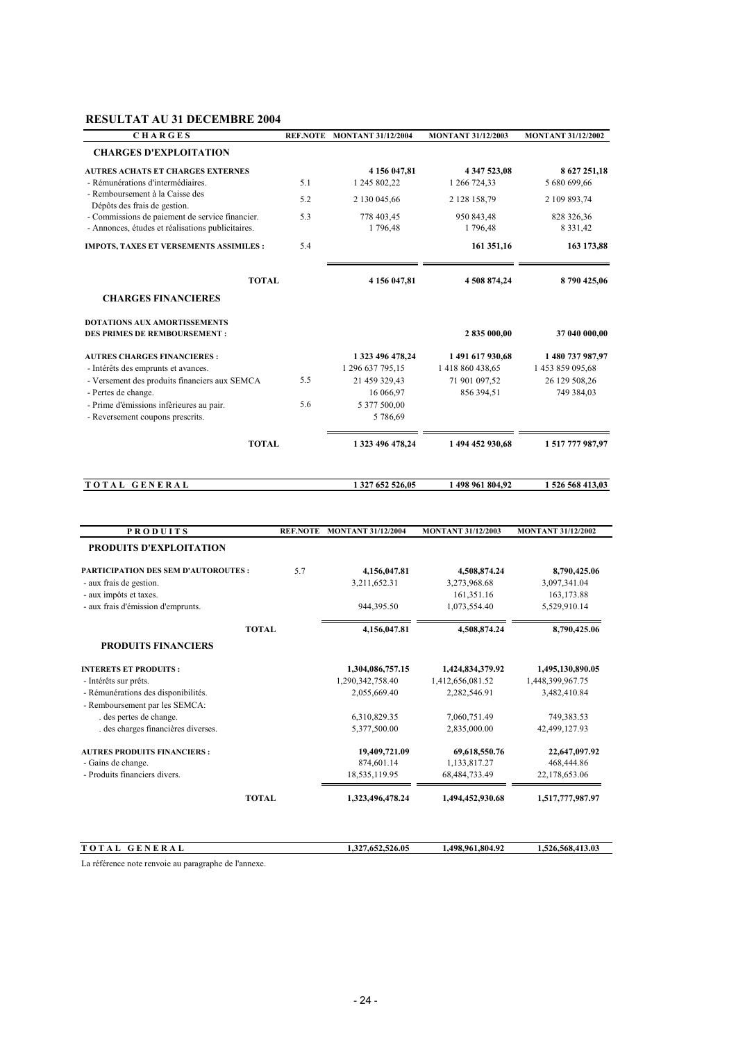## RESULTAT AU 31 DECEMBRE 2004

| CHARGES | REF.NOTE | MONTANT 31/12/2004 | MONTANT 31/12/2003 | MONTANT 31/12/2002 |
|---|---|---|---|---|
| **CHARGES D'EXPLOITATION** | | | | |
| **AUTRES ACHATS ET CHARGES EXTERNES** | | **4 156 047,81** | **4 347 523,08** | **8 627 251,18** |
| - Rémunérations d'intermédiaires. | 5.1 | 1 245 802,22 | 1 266 724,33 | 5 680 699,66 |
| - Remboursement à la Caisse des Dépôts des frais de gestion. | 5.2 | 2 130 045,66 | 2 128 158,79 | 2 109 893,74 |
| - Commissions de paiement de service financier. | 5.3 | 778 403,45 | 950 843,48 | 828 326,36 |
| - Annonces, études et réalisations publicitaires. | | 1 796,48 | 1 796,48 | 8 331,42 |
| **IMPOTS, TAXES ET VERSEMENTS ASSIMILES :** | 5.4 | | **161 351,16** | **163 173,88** |
| **TOTAL** | | **4 156 047,81** | **4 508 874,24** | **8 790 425,06** |
| **CHARGES FINANCIERES** | | | | |
| **DOTATIONS AUX AMORTISSEMENTS DES PRIMES DE REMBOURSEMENT :** | | | **2 835 000,00** | **37 040 000,00** |
| **AUTRES CHARGES FINANCIERES :** | | **1 323 496 478,24** | **1 491 617 930,68** | **1 480 737 987,97** |
| - Intérêts des emprunts et avances. | | 1 296 637 795,15 | 1 418 860 438,65 | 1 453 859 095,68 |
| - Versement des produits financiers aux SEMCA | 5.5 | 21 459 329,43 | 71 901 097,52 | 26 129 508,26 |
| - Pertes de change. | | 16 066,97 | 856 394,51 | 749 384,03 |
| - Prime d'émissions inférieures au pair. | 5.6 | 5 377 500,00 | | |
| - Reversement coupons prescrits. | | 5 786,69 | | |
| **TOTAL** | | **1 323 496 478,24** | **1 494 452 930,68** | **1 517 777 987,97** |
| **TOTAL GENERAL** | | **1 327 652 526,05** | **1 498 961 804,92** | **1 526 568 413,03** |

| PRODUITS | REF.NOTE | MONTANT 31/12/2004 | MONTANT 31/12/2003 | MONTANT 31/12/2002 |
|---|---|---|---|---|
| **PRODUITS D'EXPLOITATION** | | | | |
| **PARTICIPATION DES SEM D'AUTOROUTES :** | 5.7 | **4,156,047.81** | **4,508,874.24** | **8,790,425.06** |
| - aux frais de gestion. | | 3,211,652.31 | 3,273,968.68 | 3,097,341.04 |
| - aux impôts et taxes. | | | 161,351.16 | 163,173.88 |
| - aux frais d'émission d'emprunts. | | 944,395.50 | 1,073,554.40 | 5,529,910.14 |
| **TOTAL** | | **4,156,047.81** | **4,508,874.24** | **8,790,425.06** |
| **PRODUITS FINANCIERS** | | | | |
| **INTERETS ET PRODUITS :** | | **1,304,086,757.15** | **1,424,834,379.92** | **1,495,130,890.05** |
| - Intérêts sur prêts. | | 1,290,342,758.40 | 1,412,656,081.52 | 1,448,399,967.75 |
| - Rémunérations des disponibilités. | | 2,055,669.40 | 2,282,546.91 | 3,482,410.84 |
| - Remboursement par les SEMCA: | | | | |
| . des pertes de change. | | 6,310,829.35 | 7,060,751.49 | 749,383.53 |
| . des charges financières diverses. | | 5,377,500.00 | 2,835,000.00 | 42,499,127.93 |
| **AUTRES PRODUITS FINANCIERS :** | | **19,409,721.09** | **69,618,550.76** | **22,647,097.92** |
| - Gains de change. | | 874,601.14 | 1,133,817.27 | 468,444.86 |
| - Produits financiers divers. | | 18,535,119.95 | 68,484,733.49 | 22,178,653.06 |
| **TOTAL** | | **1,323,496,478.24** | **1,494,452,930.68** | **1,517,777,987.97** |
| **TOTAL GENERAL** | | **1,327,652,526.05** | **1,498,961,804.92** | **1,526,568,413.03** |

La référence note renvoie au paragraphe de l'annexe.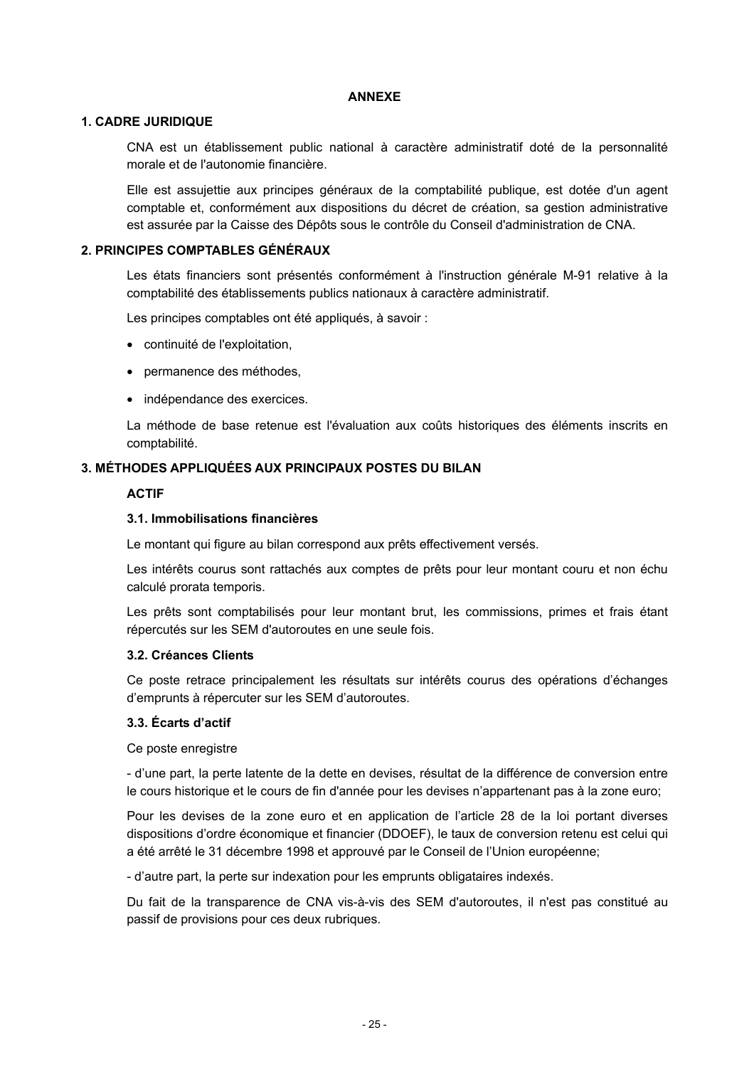# ANNEXE

## 1. CADRE JURIDIQUE

CNA est un établissement public national à caractère administratif doté de la personnalité morale et de l'autonomie financière.

Elle est assujettie aux principes généraux de la comptabilité publique, est dotée d'un agent comptable et, conformément aux dispositions du décret de création, sa gestion administrative est assurée par la Caisse des Dépôts sous le contrôle du Conseil d'administration de CNA.

## 2. PRINCIPES COMPTABLES GÉNÉRAUX

Les états financiers sont présentés conformément à l'instruction générale M-91 relative à la comptabilité des établissements publics nationaux à caractère administratif.

Les principes comptables ont été appliqués, à savoir :

- continuité de l'exploitation,
- permanence des méthodes,
- indépendance des exercices.

La méthode de base retenue est l'évaluation aux coûts historiques des éléments inscrits en comptabilité.

## 3. MÉTHODES APPLIQUÉES AUX PRINCIPAUX POSTES DU BILAN

### ACTIF

#### 3.1. Immobilisations financières

Le montant qui figure au bilan correspond aux prêts effectivement versés.

Les intérêts courus sont rattachés aux comptes de prêts pour leur montant couru et non échu calculé prorata temporis.

Les prêts sont comptabilisés pour leur montant brut, les commissions, primes et frais étant répercutés sur les SEM d'autoroutes en une seule fois.

#### 3.2. Créances Clients

Ce poste retrace principalement les résultats sur intérêts courus des opérations d'échanges d'emprunts à répercuter sur les SEM d'autoroutes.

#### 3.3. Écarts d'actif

Ce poste enregistre

- d'une part, la perte latente de la dette en devises, résultat de la différence de conversion entre le cours historique et le cours de fin d'année pour les devises n'appartenant pas à la zone euro;

Pour les devises de la zone euro et en application de l'article 28 de la loi portant diverses dispositions d'ordre économique et financier (DDOEF), le taux de conversion retenu est celui qui a été arrêté le 31 décembre 1998 et approuvé par le Conseil de l'Union européenne;

- d'autre part, la perte sur indexation pour les emprunts obligataires indexés.

Du fait de la transparence de CNA vis-à-vis des SEM d'autoroutes, il n'est pas constitué au passif de provisions pour ces deux rubriques.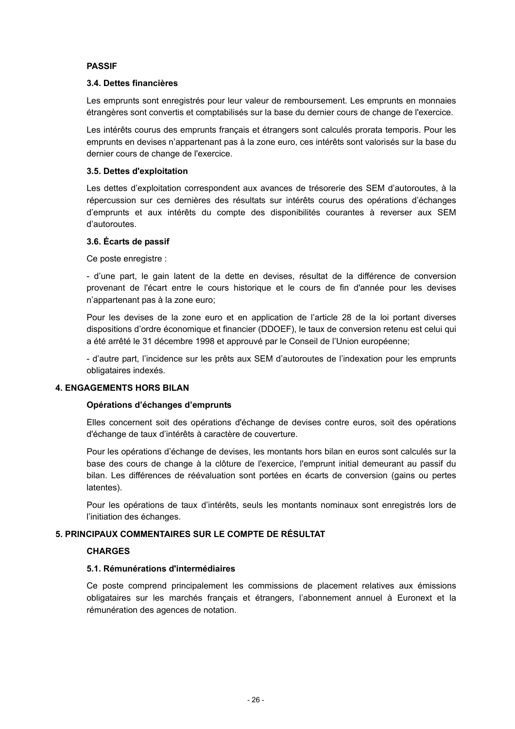**PASSIF**

**3.4. Dettes financières**

Les emprunts sont enregistrés pour leur valeur de remboursement. Les emprunts en monnaies étrangères sont convertis et comptabilisés sur la base du dernier cours de change de l'exercice.

Les intérêts courus des emprunts français et étrangers sont calculés prorata temporis. Pour les emprunts en devises n'appartenant pas à la zone euro, ces intérêts sont valorisés sur la base du dernier cours de change de l'exercice.

**3.5. Dettes d'exploitation**

Les dettes d'exploitation correspondent aux avances de trésorerie des SEM d'autoroutes, à la répercussion sur ces dernières des résultats sur intérêts courus des opérations d'échanges d'emprunts et aux intérêts du compte des disponibilités courantes à reverser aux SEM d'autoroutes.

**3.6. Écarts de passif**

Ce poste enregistre :

- d'une part, le gain latent de la dette en devises, résultat de la différence de conversion provenant de l'écart entre le cours historique et le cours de fin d'année pour les devises n'appartenant pas à la zone euro;

Pour les devises de la zone euro et en application de l'article 28 de la loi portant diverses dispositions d'ordre économique et financier (DDOEF), le taux de conversion retenu est celui qui a été arrêté le 31 décembre 1998 et approuvé par le Conseil de l'Union européenne;

- d'autre part, l'incidence sur les prêts aux SEM d'autoroutes de l'indexation pour les emprunts obligataires indexés.

**4. ENGAGEMENTS HORS BILAN**

**Opérations d'échanges d'emprunts**

Elles concernent soit des opérations d'échange de devises contre euros, soit des opérations d'échange de taux d'intérêts à caractère de couverture.

Pour les opérations d'échange de devises, les montants hors bilan en euros sont calculés sur la base des cours de change à la clôture de l'exercice, l'emprunt initial demeurant au passif du bilan. Les différences de réévaluation sont portées en écarts de conversion (gains ou pertes latentes).

Pour les opérations de taux d'intérêts, seuls les montants nominaux sont enregistrés lors de l'initiation des échanges.

**5. PRINCIPAUX COMMENTAIRES SUR LE COMPTE DE RÉSULTAT**

**CHARGES**

**5.1. Rémunérations d'intermédiaires**

Ce poste comprend principalement les commissions de placement relatives aux émissions obligataires sur les marchés français et étrangers, l'abonnement annuel à Euronext et la rémunération des agences de notation.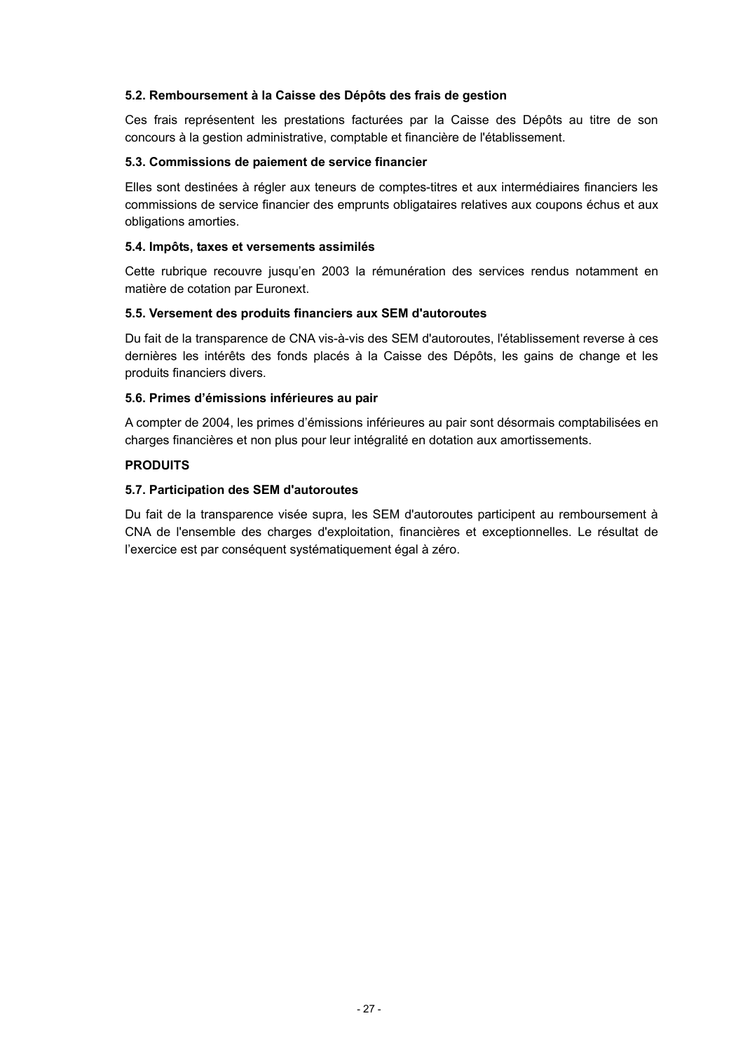#### 5.2. Remboursement à la Caisse des Dépôts des frais de gestion

Ces frais représentent les prestations facturées par la Caisse des Dépôts au titre de son concours à la gestion administrative, comptable et financière de l'établissement.

#### 5.3. Commissions de paiement de service financier

Elles sont destinées à régler aux teneurs de comptes-titres et aux intermédiaires financiers les commissions de service financier des emprunts obligataires relatives aux coupons échus et aux obligations amorties.

#### 5.4. Impôts, taxes et versements assimilés

Cette rubrique recouvre jusqu'en 2003 la rémunération des services rendus notamment en matière de cotation par Euronext.

#### 5.5. Versement des produits financiers aux SEM d'autoroutes

Du fait de la transparence de CNA vis-à-vis des SEM d'autoroutes, l'établissement reverse à ces dernières les intérêts des fonds placés à la Caisse des Dépôts, les gains de change et les produits financiers divers.

#### 5.6. Primes d'émissions inférieures au pair

A compter de 2004, les primes d'émissions inférieures au pair sont désormais comptabilisées en charges financières et non plus pour leur intégralité en dotation aux amortissements.

### PRODUITS

#### 5.7. Participation des SEM d'autoroutes

Du fait de la transparence visée supra, les SEM d'autoroutes participent au remboursement à CNA de l'ensemble des charges d'exploitation, financières et exceptionnelles. Le résultat de l'exercice est par conséquent systématiquement égal à zéro.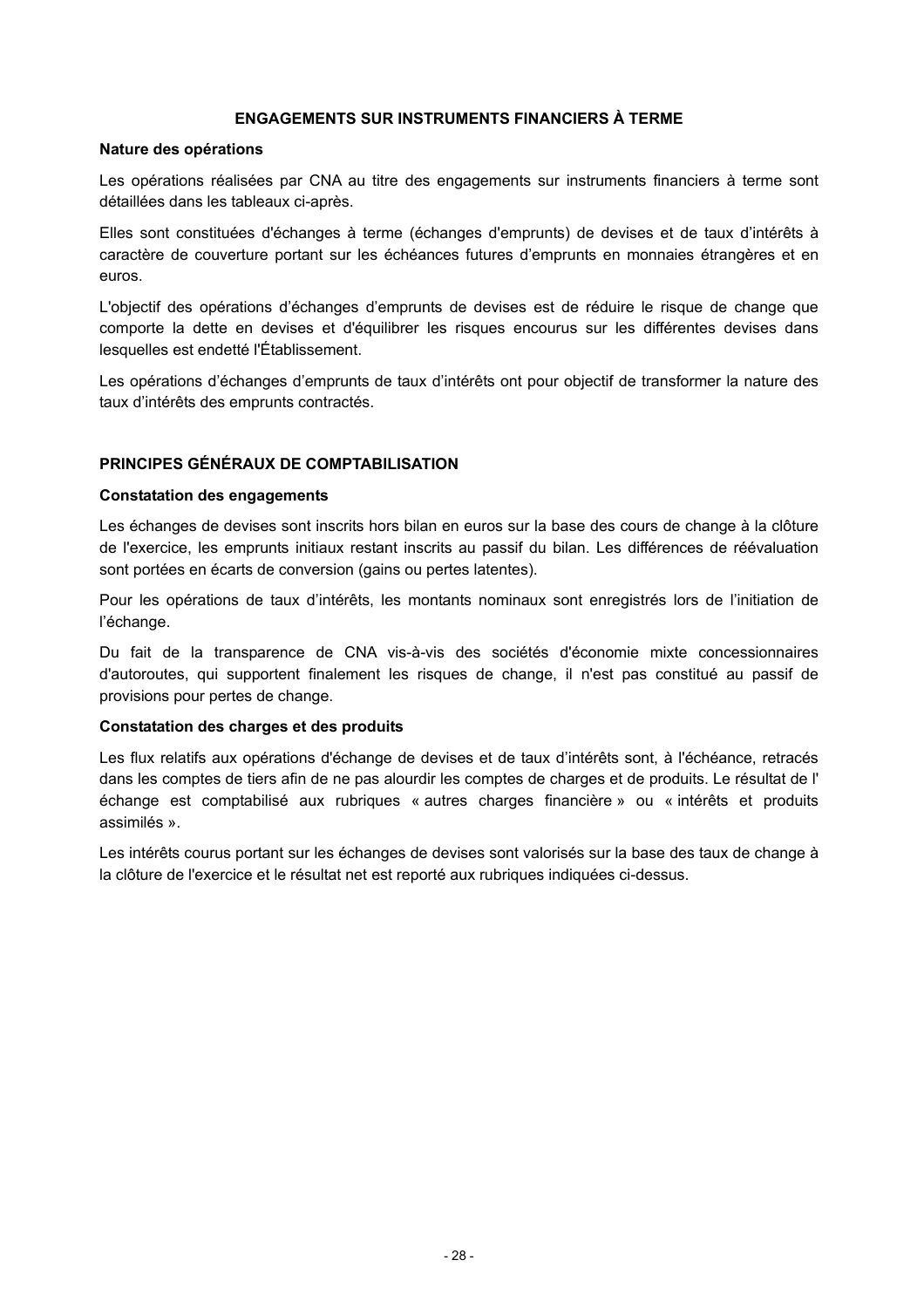## ENGAGEMENTS SUR INSTRUMENTS FINANCIERS À TERME

**Nature des opérations**

Les opérations réalisées par CNA au titre des engagements sur instruments financiers à terme sont détaillées dans les tableaux ci-après.

Elles sont constituées d'échanges à terme (échanges d'emprunts) de devises et de taux d'intérêts à caractère de couverture portant sur les échéances futures d'emprunts en monnaies étrangères et en euros.

L'objectif des opérations d'échanges d'emprunts de devises est de réduire le risque de change que comporte la dette en devises et d'équilibrer les risques encourus sur les différentes devises dans lesquelles est endetté l'Établissement.

Les opérations d'échanges d'emprunts de taux d'intérêts ont pour objectif de transformer la nature des taux d'intérêts des emprunts contractés.

## PRINCIPES GÉNÉRAUX DE COMPTABILISATION

**Constatation des engagements**

Les échanges de devises sont inscrits hors bilan en euros sur la base des cours de change à la clôture de l'exercice, les emprunts initiaux restant inscrits au passif du bilan. Les différences de réévaluation sont portées en écarts de conversion (gains ou pertes latentes).

Pour les opérations de taux d'intérêts, les montants nominaux sont enregistrés lors de l'initiation de l'échange.

Du fait de la transparence de CNA vis-à-vis des sociétés d'économie mixte concessionnaires d'autoroutes, qui supportent finalement les risques de change, il n'est pas constitué au passif de provisions pour pertes de change.

**Constatation des charges et des produits**

Les flux relatifs aux opérations d'échange de devises et de taux d'intérêts sont, à l'échéance, retracés dans les comptes de tiers afin de ne pas alourdir les comptes de charges et de produits. Le résultat de l' échange est comptabilisé aux rubriques « autres charges financière » ou « intérêts et produits assimilés ».

Les intérêts courus portant sur les échanges de devises sont valorisés sur la base des taux de change à la clôture de l'exercice et le résultat net est reporté aux rubriques indiquées ci-dessus.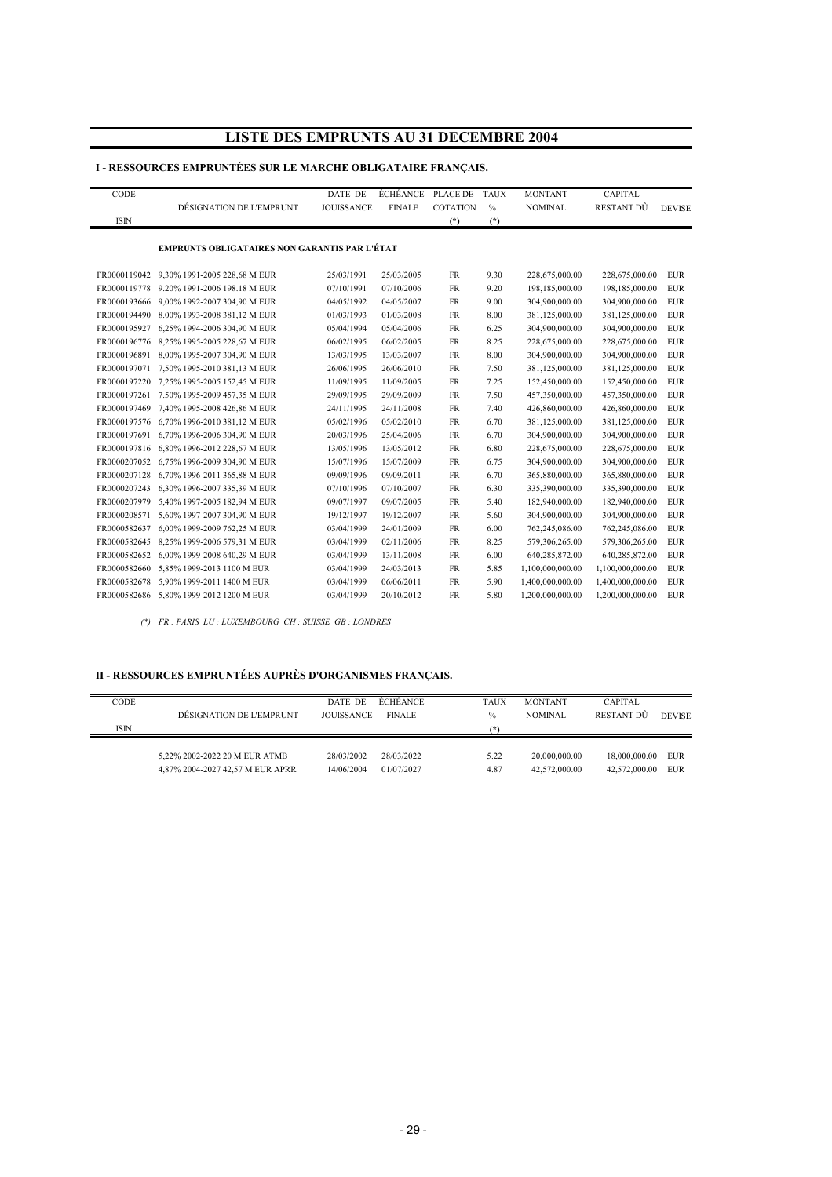# LISTE DES EMPRUNTS AU 31 DECEMBRE 2004

## I - RESSOURCES EMPRUNTÉES SUR LE MARCHE OBLIGATAIRE FRANÇAIS.

| CODE ISIN | DÉSIGNATION DE L'EMPRUNT | DATE DE JOUISSANCE | ÉCHÉANCE FINALE | PLACE DE COTATION (*) | TAUX % (*) | MONTANT NOMINAL | CAPITAL RESTANT DÛ | DEVISE |
|---|---|---|---|---|---|---|---|---|
| | **EMPRUNTS OBLIGATAIRES NON GARANTIS PAR L'ÉTAT** | | | | | | | |
| FR0000119042 | 9,30% 1991-2005 228,68 M EUR | 25/03/1991 | 25/03/2005 | FR | 9.30 | 228,675,000.00 | 228,675,000.00 | EUR |
| FR0000119778 | 9.20% 1991-2006 198.18 M EUR | 07/10/1991 | 07/10/2006 | FR | 9.20 | 198,185,000.00 | 198,185,000.00 | EUR |
| FR0000193666 | 9,00% 1992-2007 304,90 M EUR | 04/05/1992 | 04/05/2007 | FR | 9.00 | 304,900,000.00 | 304,900,000.00 | EUR |
| FR0000194490 | 8.00% 1993-2008 381,12 M EUR | 01/03/1993 | 01/03/2008 | FR | 8.00 | 381,125,000.00 | 381,125,000.00 | EUR |
| FR0000195927 | 6,25% 1994-2006 304,90 M EUR | 05/04/1994 | 05/04/2006 | FR | 6.25 | 304,900,000.00 | 304,900,000.00 | EUR |
| FR0000196776 | 8,25% 1995-2005 228,67 M EUR | 06/02/1995 | 06/02/2005 | FR | 8.25 | 228,675,000.00 | 228,675,000.00 | EUR |
| FR0000196891 | 8,00% 1995-2007 304,90 M EUR | 13/03/1995 | 13/03/2007 | FR | 8.00 | 304,900,000.00 | 304,900,000.00 | EUR |
| FR0000197071 | 7,50% 1995-2010 381,13 M EUR | 26/06/1995 | 26/06/2010 | FR | 7.50 | 381,125,000.00 | 381,125,000.00 | EUR |
| FR0000197220 | 7,25% 1995-2005 152,45 M EUR | 11/09/1995 | 11/09/2005 | FR | 7.25 | 152,450,000.00 | 152,450,000.00 | EUR |
| FR0000197261 | 7.50% 1995-2009 457,35 M EUR | 29/09/1995 | 29/09/2009 | FR | 7.50 | 457,350,000.00 | 457,350,000.00 | EUR |
| FR0000197469 | 7,40% 1995-2008 426,86 M EUR | 24/11/1995 | 24/11/2008 | FR | 7.40 | 426,860,000.00 | 426,860,000.00 | EUR |
| FR0000197576 | 6,70% 1996-2010 381,12 M EUR | 05/02/1996 | 05/02/2010 | FR | 6.70 | 381,125,000.00 | 381,125,000.00 | EUR |
| FR0000197691 | 6,70% 1996-2006 304,90 M EUR | 20/03/1996 | 25/04/2006 | FR | 6.70 | 304,900,000.00 | 304,900,000.00 | EUR |
| FR0000197816 | 6,80% 1996-2012 228,67 M EUR | 13/05/1996 | 13/05/2012 | FR | 6.80 | 228,675,000.00 | 228,675,000.00 | EUR |
| FR0000207052 | 6,75% 1996-2009 304,90 M EUR | 15/07/1996 | 15/07/2009 | FR | 6.75 | 304,900,000.00 | 304,900,000.00 | EUR |
| FR0000207128 | 6,70% 1996-2011 365,88 M EUR | 09/09/1996 | 09/09/2011 | FR | 6.70 | 365,880,000.00 | 365,880,000.00 | EUR |
| FR0000207243 | 6,30% 1996-2007 335,39 M EUR | 07/10/1996 | 07/10/2007 | FR | 6.30 | 335,390,000.00 | 335,390,000.00 | EUR |
| FR0000207979 | 5,40% 1997-2005 182,94 M EUR | 09/07/1997 | 09/07/2005 | FR | 5.40 | 182,940,000.00 | 182,940,000.00 | EUR |
| FR0000208571 | 5,60% 1997-2007 304,90 M EUR | 19/12/1997 | 19/12/2007 | FR | 5.60 | 304,900,000.00 | 304,900,000.00 | EUR |
| FR0000582637 | 6,00% 1999-2009 762,25 M EUR | 03/04/1999 | 24/01/2009 | FR | 6.00 | 762,245,086.00 | 762,245,086.00 | EUR |
| FR0000582645 | 8,25% 1999-2006 579,31 M EUR | 03/04/1999 | 02/11/2006 | FR | 8.25 | 579,306,265.00 | 579,306,265.00 | EUR |
| FR0000582652 | 6,00% 1999-2008 640,29 M EUR | 03/04/1999 | 13/11/2008 | FR | 6.00 | 640,285,872.00 | 640,285,872.00 | EUR |
| FR0000582660 | 5,85% 1999-2013 1100 M EUR | 03/04/1999 | 24/03/2013 | FR | 5.85 | 1,100,000,000.00 | 1,100,000,000.00 | EUR |
| FR0000582678 | 5,90% 1999-2011 1400 M EUR | 03/04/1999 | 06/06/2011 | FR | 5.90 | 1,400,000,000.00 | 1,400,000,000.00 | EUR |
| FR0000582686 | 5,80% 1999-2012 1200 M EUR | 03/04/1999 | 20/10/2012 | FR | 5.80 | 1,200,000,000.00 | 1,200,000,000.00 | EUR |

*(\*) FR : PARIS LU : LUXEMBOURG CH : SUISSE GB : LONDRES*

## II - RESSOURCES EMPRUNTÉES AUPRÈS D'ORGANISMES FRANÇAIS.

| CODE ISIN | DÉSIGNATION DE L'EMPRUNT | DATE DE JOUISSANCE | ÉCHÉANCE FINALE | TAUX % (*) | MONTANT NOMINAL | CAPITAL RESTANT DÛ | DEVISE |
|---|---|---|---|---|---|---|---|
| | 5,22% 2002-2022 20 M EUR ATMB | 28/03/2002 | 28/03/2022 | 5.22 | 20,000,000.00 | 18,000,000.00 | EUR |
| | 4,87% 2004-2027 42,57 M EUR APRR | 14/06/2004 | 01/07/2027 | 4.87 | 42,572,000.00 | 42,572,000.00 | EUR |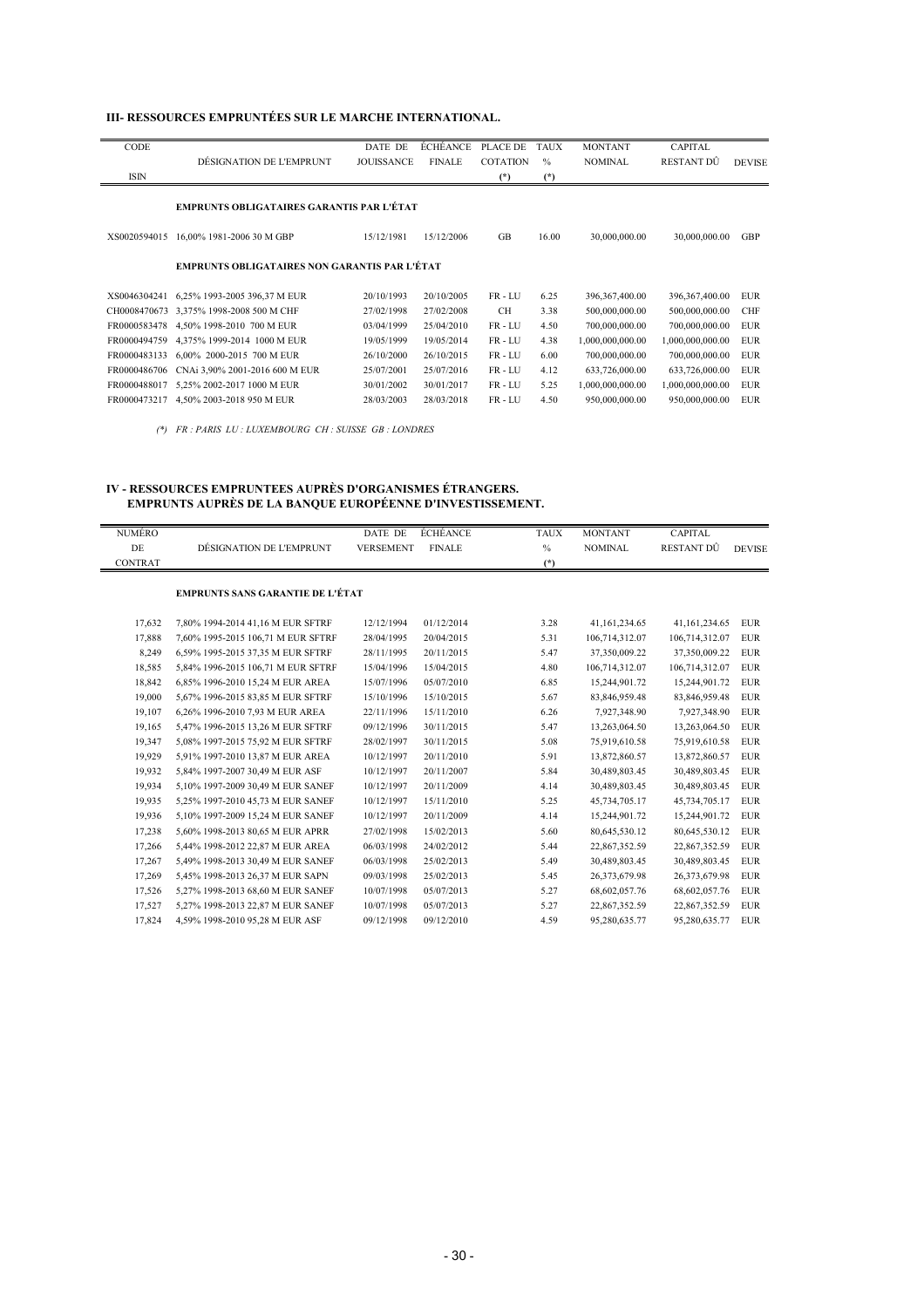## III- RESSOURCES EMPRUNTÉES SUR LE MARCHE INTERNATIONAL.

| CODE ISIN | DÉSIGNATION DE L'EMPRUNT | DATE DE JOUISSANCE | ÉCHÉANCE FINALE | PLACE DE COTATION (*) | TAUX % (*) | MONTANT NOMINAL | CAPITAL RESTANT DÛ | DEVISE |
|---|---|---|---|---|---|---|---|---|
| | **EMPRUNTS OBLIGATAIRES GARANTIS PAR L'ÉTAT** | | | | | | | |
| XS0020594015 | 16,00% 1981-2006 30 M GBP | 15/12/1981 | 15/12/2006 | GB | 16.00 | 30,000,000.00 | 30,000,000.00 | GBP |
| | **EMPRUNTS OBLIGATAIRES NON GARANTIS PAR L'ÉTAT** | | | | | | | |
| XS0046304241 | 6,25% 1993-2005 396,37 M EUR | 20/10/1993 | 20/10/2005 | FR - LU | 6.25 | 396,367,400.00 | 396,367,400.00 | EUR |
| CH0008470673 | 3,375% 1998-2008 500 M CHF | 27/02/1998 | 27/02/2008 | CH | 3.38 | 500,000,000.00 | 500,000,000.00 | CHF |
| FR0000583478 | 4,50% 1998-2010 700 M EUR | 03/04/1999 | 25/04/2010 | FR - LU | 4.50 | 700,000,000.00 | 700,000,000.00 | EUR |
| FR0000494759 | 4,375% 1999-2014 1000 M EUR | 19/05/1999 | 19/05/2014 | FR - LU | 4.38 | 1,000,000,000.00 | 1,000,000,000.00 | EUR |
| FR0000483133 | 6,00% 2000-2015 700 M EUR | 26/10/2000 | 26/10/2015 | FR - LU | 6.00 | 700,000,000.00 | 700,000,000.00 | EUR |
| FR0000486706 | CNAi 3,90% 2001-2016 600 M EUR | 25/07/2001 | 25/07/2016 | FR - LU | 4.12 | 633,726,000.00 | 633,726,000.00 | EUR |
| FR0000488017 | 5,25% 2002-2017 1000 M EUR | 30/01/2002 | 30/01/2017 | FR - LU | 5.25 | 1,000,000,000.00 | 1,000,000,000.00 | EUR |
| FR0000473217 | 4,50% 2003-2018 950 M EUR | 28/03/2003 | 28/03/2018 | FR - LU | 4.50 | 950,000,000.00 | 950,000,000.00 | EUR |

*(\*) FR : PARIS LU : LUXEMBOURG CH : SUISSE GB : LONDRES*

## IV - RESSOURCES EMPRUNTEES AUPRÈS D'ORGANISMES ÉTRANGERS. EMPRUNTS AUPRÈS DE LA BANQUE EUROPÉENNE D'INVESTISSEMENT.

| NUMÉRO DE CONTRAT | DÉSIGNATION DE L'EMPRUNT | DATE DE VERSEMENT | ÉCHÉANCE FINALE | TAUX % (*) | MONTANT NOMINAL | CAPITAL RESTANT DÛ | DEVISE |
|---|---|---|---|---|---|---|---|
| | **EMPRUNTS SANS GARANTIE DE L'ÉTAT** | | | | | | |
| 17,632 | 7,80% 1994-2014 41,16 M EUR SFTRF | 12/12/1994 | 01/12/2014 | 3.28 | 41,161,234.65 | 41,161,234.65 | EUR |
| 17,888 | 7,60% 1995-2015 106,71 M EUR SFTRF | 28/04/1995 | 20/04/2015 | 5.31 | 106,714,312.07 | 106,714,312.07 | EUR |
| 8,249 | 6,59% 1995-2015 37,35 M EUR SFTRF | 28/11/1995 | 20/11/2015 | 5.47 | 37,350,009.22 | 37,350,009.22 | EUR |
| 18,585 | 5,84% 1996-2015 106,71 M EUR SFTRF | 15/04/1996 | 15/04/2015 | 4.80 | 106,714,312.07 | 106,714,312.07 | EUR |
| 18,842 | 6,85% 1996-2010 15,24 M EUR AREA | 15/07/1996 | 05/07/2010 | 6.85 | 15,244,901.72 | 15,244,901.72 | EUR |
| 19,000 | 5,67% 1996-2015 83,85 M EUR SFTRF | 15/10/1996 | 15/10/2015 | 5.67 | 83,846,959.48 | 83,846,959.48 | EUR |
| 19,107 | 6,26% 1996-2010 7,93 M EUR AREA | 22/11/1996 | 15/11/2010 | 6.26 | 7,927,348.90 | 7,927,348.90 | EUR |
| 19,165 | 5,47% 1996-2015 13,26 M EUR SFTRF | 09/12/1996 | 30/11/2015 | 5.47 | 13,263,064.50 | 13,263,064.50 | EUR |
| 19,347 | 5,08% 1997-2015 75,92 M EUR SFTRF | 28/02/1997 | 30/11/2015 | 5.08 | 75,919,610.58 | 75,919,610.58 | EUR |
| 19,929 | 5,91% 1997-2010 13,87 M EUR AREA | 10/12/1997 | 20/11/2010 | 5.91 | 13,872,860.57 | 13,872,860.57 | EUR |
| 19,932 | 5,84% 1997-2007 30,49 M EUR ASF | 10/12/1997 | 20/11/2007 | 5.84 | 30,489,803.45 | 30,489,803.45 | EUR |
| 19,934 | 5,10% 1997-2009 30,49 M EUR SANEF | 10/12/1997 | 20/11/2009 | 4.14 | 30,489,803.45 | 30,489,803.45 | EUR |
| 19,935 | 5,25% 1997-2010 45,73 M EUR SANEF | 10/12/1997 | 15/11/2010 | 5.25 | 45,734,705.17 | 45,734,705.17 | EUR |
| 19,936 | 5,10% 1997-2009 15,24 M EUR SANEF | 10/12/1997 | 20/11/2009 | 4.14 | 15,244,901.72 | 15,244,901.72 | EUR |
| 17,238 | 5,60% 1998-2013 80,65 M EUR APRR | 27/02/1998 | 15/02/2013 | 5.60 | 80,645,530.12 | 80,645,530.12 | EUR |
| 17,266 | 5,44% 1998-2012 22,87 M EUR AREA | 06/03/1998 | 24/02/2012 | 5.44 | 22,867,352.59 | 22,867,352.59 | EUR |
| 17,267 | 5,49% 1998-2013 30,49 M EUR SANEF | 06/03/1998 | 25/02/2013 | 5.49 | 30,489,803.45 | 30,489,803.45 | EUR |
| 17,269 | 5,45% 1998-2013 26,37 M EUR SAPN | 09/03/1998 | 25/02/2013 | 5.45 | 26,373,679.98 | 26,373,679.98 | EUR |
| 17,526 | 5,27% 1998-2013 68,60 M EUR SANEF | 10/07/1998 | 05/07/2013 | 5.27 | 68,602,057.76 | 68,602,057.76 | EUR |
| 17,527 | 5,27% 1998-2013 22,87 M EUR SANEF | 10/07/1998 | 05/07/2013 | 5.27 | 22,867,352.59 | 22,867,352.59 | EUR |
| 17,824 | 4,59% 1998-2010 95,28 M EUR ASF | 09/12/1998 | 09/12/2010 | 4.59 | 95,280,635.77 | 95,280,635.77 | EUR |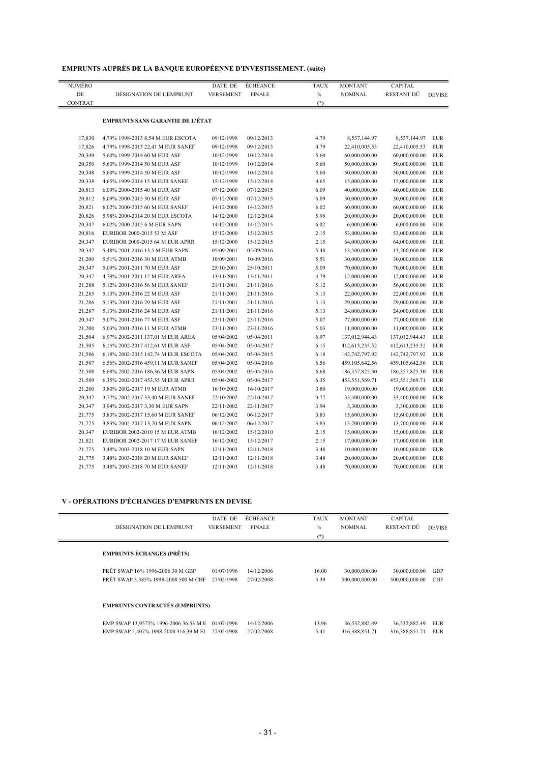## EMPRUNTS AUPRÈS DE LA BANQUE EUROPÉENNE D'INVESTISSEMENT. (suite)

| NUMÉRO DE CONTRAT | DÉSIGNATION DE L'EMPRUNT | DATE DE VERSEMENT | ÉCHÉANCE FINALE | TAUX % (*) | MONTANT NOMINAL | CAPITAL RESTANT DÛ | DEVISE |
|---|---|---|---|---|---|---|---|
| | **EMPRUNTS SANS GARANTIE DE L'ÉTAT** | | | | | | |
| 17,830 | 4,79% 1998-2013 8,54 M EUR ESCOTA | 09/12/1998 | 09/12/2013 | 4.79 | 8,537,144.97 | 8,537,144.97 | EUR |
| 17,826 | 4,79% 1998-2013 22,41 M EUR SANEF | 09/12/1998 | 09/12/2013 | 4.79 | 22,410,005.53 | 22,410,005.53 | EUR |
| 20,349 | 5,60% 1999-2014 60 M EUR ASF | 10/12/1999 | 10/12/2014 | 5.60 | 60,000,000.00 | 60,000,000.00 | EUR |
| 20,350 | 5,60% 1999-2014 50 M EUR ASF | 10/12/1999 | 10/12/2014 | 5.60 | 50,000,000.00 | 50,000,000.00 | EUR |
| 20,348 | 5,60% 1999-2014 50 M EUR ASF | 10/12/1999 | 10/12/2014 | 5.60 | 50,000,000.00 | 50,000,000.00 | EUR |
| 20,338 | 4,65% 1999-2014 15 M EUR SANEF | 15/12/1999 | 15/12/2014 | 4.65 | 15,000,000.00 | 15,000,000.00 | EUR |
| 20,813 | 6,09% 2000-2015 40 M EUR ASF | 07/12/2000 | 07/12/2015 | 6.09 | 40,000,000.00 | 40,000,000.00 | EUR |
| 20,812 | 6,09% 2000-2015 30 M EUR ASF | 07/12/2000 | 07/12/2015 | 6.09 | 30,000,000.00 | 30,000,000.00 | EUR |
| 20,821 | 6,02% 2000-2015 60 M EUR SANEF | 14/12/2000 | 14/12/2015 | 6.02 | 60,000,000.00 | 60,000,000.00 | EUR |
| 20,826 | 5,98% 2000-2014 20 M EUR ESCOTA | 14/12/2000 | 12/12/2014 | 5.98 | 20,000,000.00 | 20,000,000.00 | EUR |
| 20,347 | 6,02% 2000-2015 6 M EUR SAPN | 14/12/2000 | 14/12/2015 | 6.02 | 6,000,000.00 | 6,000,000.00 | EUR |
| 20,816 | EURIBOR 2000-2015 53 M ASF | 15/12/2000 | 15/12/2015 | 2.15 | 53,000,000.00 | 53,000,000.00 | EUR |
| 20,347 | EURIBOR 2000-2015 64 M EUR APRR | 15/12/2000 | 15/12/2015 | 2.15 | 64,000,000.00 | 64,000,000.00 | EUR |
| 20,347 | 5,48% 2001-2016 13,5 M EUR SAPN | 05/09/2001 | 05/09/2016 | 5.48 | 13,500,000.00 | 13,500,000.00 | EUR |
| 21,200 | 5,51% 2001-2016 30 M EUR ATMB | 10/09/2001 | 10/09/2016 | 5.51 | 30,000,000.00 | 30,000,000.00 | EUR |
| 20,347 | 5,09% 2001-2011 70 M EUR ASF | 25/10/2001 | 25/10/2011 | 5.09 | 70,000,000.00 | 70,000,000.00 | EUR |
| 20,347 | 4,79% 2001-2011 12 M EUR AREA | 13/11/2001 | 13/11/2011 | 4.79 | 12,000,000.00 | 12,000,000.00 | EUR |
| 21,288 | 5,12% 2001-2016 56 M EUR SANEF | 21/11/2001 | 21/11/2016 | 5.12 | 56,000,000.00 | 56,000,000.00 | EUR |
| 21,285 | 5,13% 2001-2016 22 M EUR ASF | 21/11/2001 | 21/11/2016 | 5.13 | 22,000,000.00 | 22,000,000.00 | EUR |
| 21,286 | 5,13% 2001-2016 29 M EUR ASF | 21/11/2001 | 21/11/2016 | 5.13 | 29,000,000.00 | 29,000,000.00 | EUR |
| 21,287 | 5,13% 2001-2016 24 M EUR ASF | 21/11/2001 | 21/11/2016 | 5.13 | 24,000,000.00 | 24,000,000.00 | EUR |
| 20,347 | 5,07% 2001-2016 77 M EUR ASF | 23/11/2001 | 23/11/2016 | 5.07 | 77,000,000.00 | 77,000,000.00 | EUR |
| 21,200 | 5,03% 2001-2016 11 M EUR ATMB | 23/11/2001 | 23/11/2016 | 5.03 | 11,000,000.00 | 11,000,000.00 | EUR |
| 21,504 | 6,97% 2002-2011 137,01 M EUR AREA | 05/04/2002 | 05/04/2011 | 6.97 | 137,012,944.43 | 137,012,944.43 | EUR |
| 21,505 | 6,15% 2002-2017 412,61 M EUR ASF | 05/04/2002 | 05/04/2017 | 6.15 | 412,613,235.32 | 412,613,235.32 | EUR |
| 21,506 | 6,18% 2002-2015 142,74 M EUR ESCOTA | 05/04/2002 | 05/04/2015 | 6.18 | 142,742,797.92 | 142,742,797.92 | EUR |
| 21,507 | 6,56% 2002-2016 459,11 M EUR SANEF | 05/04/2002 | 05/04/2016 | 6.56 | 459,105,642.56 | 459,105,642.56 | EUR |
| 21,508 | 6,68% 2002-2016 186,36 M EUR SAPN | 05/04/2002 | 05/04/2016 | 6.68 | 186,357,825.30 | 186,357,825.30 | EUR |
| 21,509 | 6,35% 2002-2017 453,55 M EUR APRR | 05/04/2002 | 05/04/2017 | 6.35 | 453,551,569.71 | 453,551,569.71 | EUR |
| 21,200 | 3,80% 2002-2017 19 M EUR ATMB | 16/10/2002 | 16/10/2017 | 3.80 | 19,000,000.00 | 19,000,000.00 | EUR |
| 20,347 | 3,77% 2002-2017 33,40 M EUR SANEF | 22/10/2002 | 22/10/2017 | 3.77 | 33,400,000.00 | 33,400,000.00 | EUR |
| 20,347 | 3,94% 2002-2017 3,30 M EUR SAPN | 22/11/2002 | 22/11/2017 | 3.94 | 3,300,000.00 | 3,300,000.00 | EUR |
| 21,775 | 3,83% 2002-2017 15,60 M EUR SANEF | 06/12/2002 | 06/12/2017 | 3.83 | 15,600,000.00 | 15,600,000.00 | EUR |
| 21,775 | 3,83% 2002-2017 13,70 M EUR SAPN | 06/12/2002 | 06/12/2017 | 3.83 | 13,700,000.00 | 13,700,000.00 | EUR |
| 20,347 | EURIBOR 2002-2010 15 M EUR ATMB | 16/12/2002 | 15/12/2010 | 2.15 | 15,000,000.00 | 15,000,000.00 | EUR |
| 21,821 | EURIBOR 2002-2017 17 M EUR SANEF | 16/12/2002 | 15/12/2017 | 2.15 | 17,000,000.00 | 17,000,000.00 | EUR |
| 21,775 | 3,48% 2003-2018 10 M EUR SAPN | 12/11/2003 | 12/11/2018 | 3.48 | 10,000,000.00 | 10,000,000.00 | EUR |
| 21,775 | 3,48% 2003-2018 20 M EUR SANEF | 12/11/2003 | 12/11/2018 | 3.48 | 20,000,000.00 | 20,000,000.00 | EUR |
| 21,775 | 3,48% 2003-2018 70 M EUR SANEF | 12/11/2003 | 12/11/2018 | 3.48 | 70,000,000.00 | 70,000,000.00 | EUR |

## V - OPÉRATIONS D'ÉCHANGES D'EMPRUNTS EN DEVISE

| DÉSIGNATION DE L'EMPRUNT | DATE DE VERSEMENT | ÉCHÉANCE FINALE | TAUX % (*) | MONTANT NOMINAL | CAPITAL RESTANT DÛ | DEVISE |
|---|---|---|---|---|---|---|
| **EMPRUNTS ÉCHANGES (PRÊTS)** | | | | | | |
| PRÊT SWAP 16% 1996-2006 30 M GBP | 01/07/1996 | 14/12/2006 | 16.00 | 30,000,000.00 | 30,000,000.00 | GBP |
| PRÊT SWAP 3,385% 1998-2008 500 M CHF | 27/02/1998 | 27/02/2008 | 3.39 | 500,000,000.00 | 500,000,000.00 | CHF |
| **EMPRUNTS CONTRACTÉS (EMPRUNTS)** | | | | | | |
| EMP SWAP 13,9575% 1996-2006 36,53 M E | 01/07/1996 | 14/12/2006 | 13.96 | 36,532,882.49 | 36,532,882.49 | EUR |
| EMP SWAP 5,407% 1998-2008 316,39 M EU | 27/02/1998 | 27/02/2008 | 5.41 | 316,388,851.71 | 316,388,851.71 | EUR |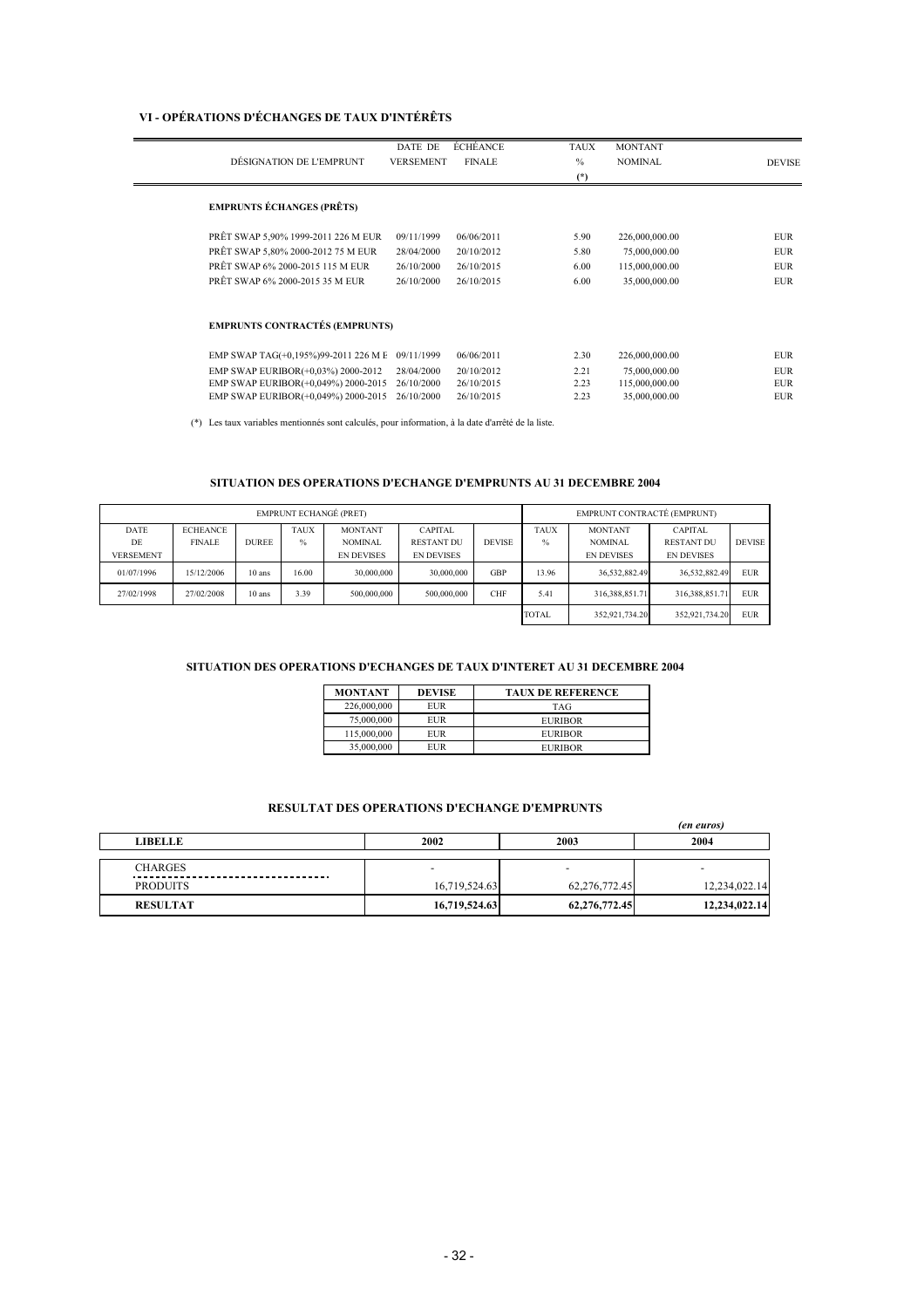## VI - OPÉRATIONS D'ÉCHANGES DE TAUX D'INTÉRÊTS

| DÉSIGNATION DE L'EMPRUNT | DATE DE VERSEMENT | ÉCHÉANCE FINALE | TAUX % (*) | MONTANT NOMINAL | DEVISE |
|---|---|---|---|---|---|
| **EMPRUNTS ÉCHANGÉS (PRÊTS)** | | | | | |
| PRÊT SWAP 5,90% 1999-2011 226 M EUR | 09/11/1999 | 06/06/2011 | 5.90 | 226,000,000.00 | EUR |
| PRÊT SWAP 5,80% 2000-2012 75 M EUR | 28/04/2000 | 20/10/2012 | 5.80 | 75,000,000.00 | EUR |
| PRÊT SWAP 6% 2000-2015 115 M EUR | 26/10/2000 | 26/10/2015 | 6.00 | 115,000,000.00 | EUR |
| PRÊT SWAP 6% 2000-2015 35 M EUR | 26/10/2000 | 26/10/2015 | 6.00 | 35,000,000.00 | EUR |
| **EMPRUNTS CONTRACTÉS (EMPRUNTS)** | | | | | |
| EMP SWAP TAG(+0,195%)99-2011 226 M E | 09/11/1999 | 06/06/2011 | 2.30 | 226,000,000.00 | EUR |
| EMP SWAP EURIBOR(+0,03%) 2000-2012 | 28/04/2000 | 20/10/2012 | 2.21 | 75,000,000.00 | EUR |
| EMP SWAP EURIBOR(+0,049%) 2000-2015 | 26/10/2000 | 26/10/2015 | 2.23 | 115,000,000.00 | EUR |
| EMP SWAP EURIBOR(+0,049%) 2000-2015 | 26/10/2000 | 26/10/2015 | 2.23 | 35,000,000.00 | EUR |

(*) Les taux variables mentionnés sont calculés, pour information, à la date d'arrêté de la liste.

### SITUATION DES OPERATIONS D'ECHANGE D'EMPRUNTS AU 31 DECEMBRE 2004

| EMPRUNT ECHANGÉ (PRET) | | | | | | | EMPRUNT CONTRACTÉ (EMPRUNT) | | | |
|---|---|---|---|---|---|---|---|---|---|---|
| DATE DE VERSEMENT | ECHEANCE FINALE | DUREE | TAUX % | MONTANT NOMINAL EN DEVISES | CAPITAL RESTANT DU EN DEVISES | DEVISE | TAUX % | MONTANT NOMINAL EN DEVISES | CAPITAL RESTANT DU EN DEVISES | DEVISE |
| 01/07/1996 | 15/12/2006 | 10 ans | 16.00 | 30,000,000 | 30,000,000 | GBP | 13.96 | 36,532,882.49 | 36,532,882.49 | EUR |
| 27/02/1998 | 27/02/2008 | 10 ans | 3.39 | 500,000,000 | 500,000,000 | CHF | 5.41 | 316,388,851.71 | 316,388,851.71 | EUR |
| | | | | | | | TOTAL | 352,921,734.20 | 352,921,734.20 | EUR |

### SITUATION DES OPERATIONS D'ECHANGES DE TAUX D'INTERET AU 31 DECEMBRE 2004

| MONTANT | DEVISE | TAUX DE REFERENCE |
|---|---|---|
| 226,000,000 | EUR | TAG |
| 75,000,000 | EUR | EURIBOR |
| 115,000,000 | EUR | EURIBOR |
| 35,000,000 | EUR | EURIBOR |

### RESULTAT DES OPERATIONS D'ECHANGE D'EMPRUNTS

*(en euros)*

| LIBELLE | 2002 | 2003 | 2004 |
|---|---|---|---|
| CHARGES | - | - | - |
| PRODUITS | 16,719,524.63 | 62,276,772.45 | 12,234,022.14 |
| **RESULTAT** | **16,719,524.63** | **62,276,772.45** | **12,234,022.14** |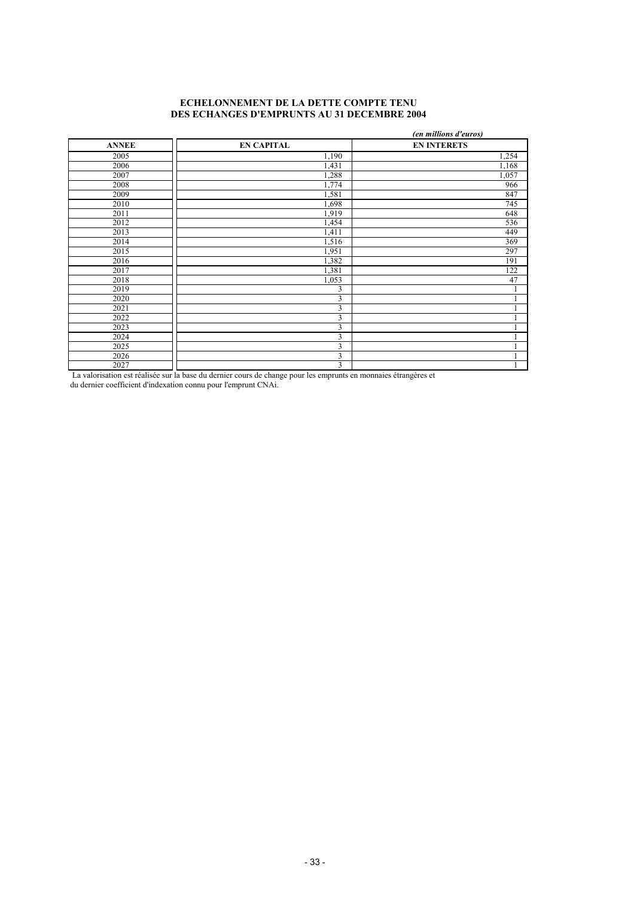**ECHELONNEMENT DE LA DETTE COMPTE TENU DES ECHANGES D'EMPRUNTS AU 31 DECEMBRE 2004**

*(en millions d'euros)*

| ANNEE | EN CAPITAL | EN INTERETS |
|---|---|---|
| 2005 | 1,190 | 1,254 |
| 2006 | 1,431 | 1,168 |
| 2007 | 1,288 | 1,057 |
| 2008 | 1,774 | 966 |
| 2009 | 1,581 | 847 |
| 2010 | 1,698 | 745 |
| 2011 | 1,919 | 648 |
| 2012 | 1,454 | 536 |
| 2013 | 1,411 | 449 |
| 2014 | 1,516 | 369 |
| 2015 | 1,951 | 297 |
| 2016 | 1,382 | 191 |
| 2017 | 1,381 | 122 |
| 2018 | 1,053 | 47 |
| 2019 | 3 | 1 |
| 2020 | 3 | 1 |
| 2021 | 3 | 1 |
| 2022 | 3 | 1 |
| 2023 | 3 | 1 |
| 2024 | 3 | 1 |
| 2025 | 3 | 1 |
| 2026 | 3 | 1 |
| 2027 | 3 | 1 |

La valorisation est réalisée sur la base du dernier cours de change pour les emprunts en monnaies étrangères et du dernier coefficient d'indexation connu pour l'emprunt CNAi.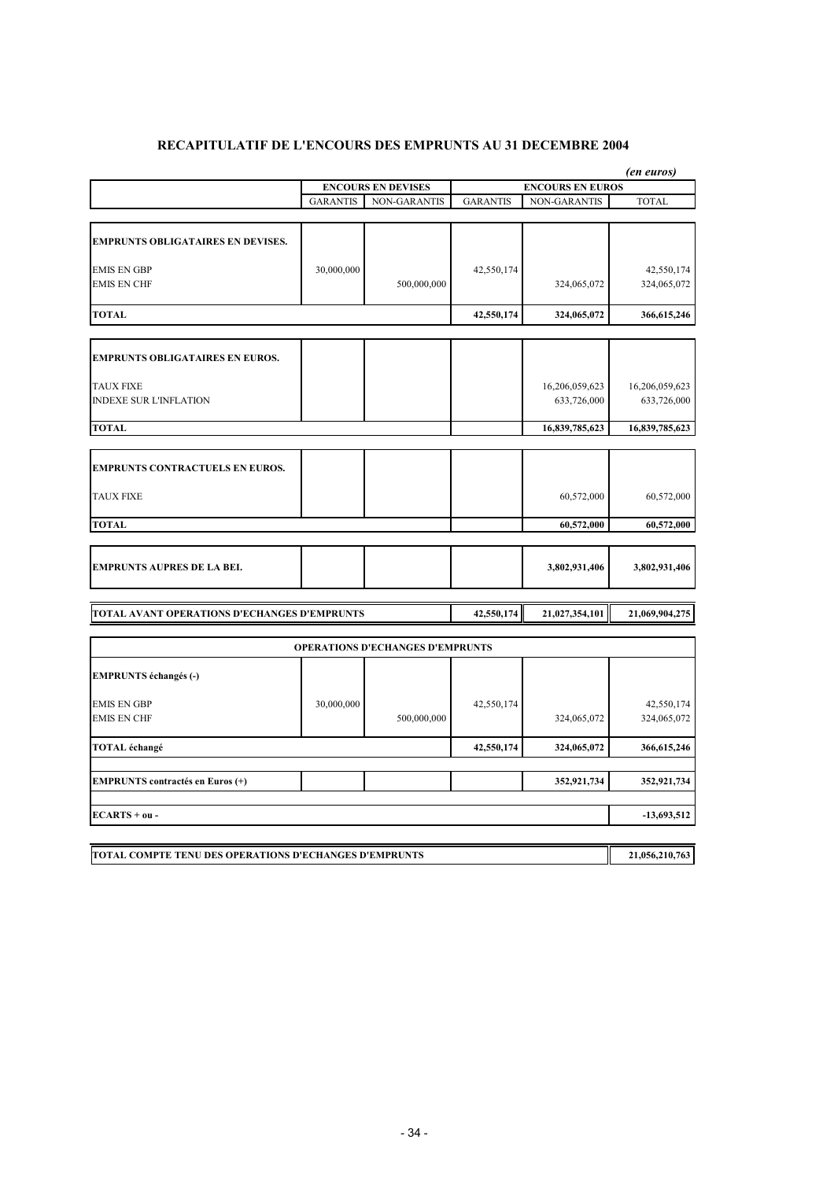# RECAPITULATIF DE L'ENCOURS DES EMPRUNTS AU 31 DECEMBRE 2004

*(en euros)*

| | ENCOURS EN DEVISES | | ENCOURS EN EUROS | | |
|---|---|---|---|---|---|
| | GARANTIS | NON-GARANTIS | GARANTIS | NON-GARANTIS | TOTAL |
| **EMPRUNTS OBLIGATAIRES EN DEVISES.** | | | | | |
| EMIS EN GBP | 30,000,000 | | 42,550,174 | | 42,550,174 |
| EMIS EN CHF | | 500,000,000 | | 324,065,072 | 324,065,072 |
| **TOTAL** | | | **42,550,174** | **324,065,072** | **366,615,246** |
| **EMPRUNTS OBLIGATAIRES EN EUROS.** | | | | | |
| TAUX FIXE | | | | 16,206,059,623 | 16,206,059,623 |
| INDEXE SUR L'INFLATION | | | | 633,726,000 | 633,726,000 |
| **TOTAL** | | | | **16,839,785,623** | **16,839,785,623** |
| **EMPRUNTS CONTRACTUELS EN EUROS.** | | | | | |
| TAUX FIXE | | | | 60,572,000 | 60,572,000 |
| **TOTAL** | | | | **60,572,000** | **60,572,000** |
| **EMPRUNTS AUPRES DE LA BEI.** | | | | **3,802,931,406** | **3,802,931,406** |
| **TOTAL AVANT OPERATIONS D'ECHANGES D'EMPRUNTS** | | | **42,550,174** | **21,027,354,101** | **21,069,904,275** |
| **OPERATIONS D'ECHANGES D'EMPRUNTS** | | | | | |
| **EMPRUNTS échangés (-)** | | | | | |
| EMIS EN GBP | 30,000,000 | | 42,550,174 | | 42,550,174 |
| EMIS EN CHF | | 500,000,000 | | 324,065,072 | 324,065,072 |
| **TOTAL échangé** | | | **42,550,174** | **324,065,072** | **366,615,246** |
| **EMPRUNTS contractés en Euros (+)** | | | | **352,921,734** | **352,921,734** |
| **ECARTS + ou -** | | | | | **-13,693,512** |
| **TOTAL COMPTE TENU DES OPERATIONS D'ECHANGES D'EMPRUNTS** | | | | | **21,056,210,763** |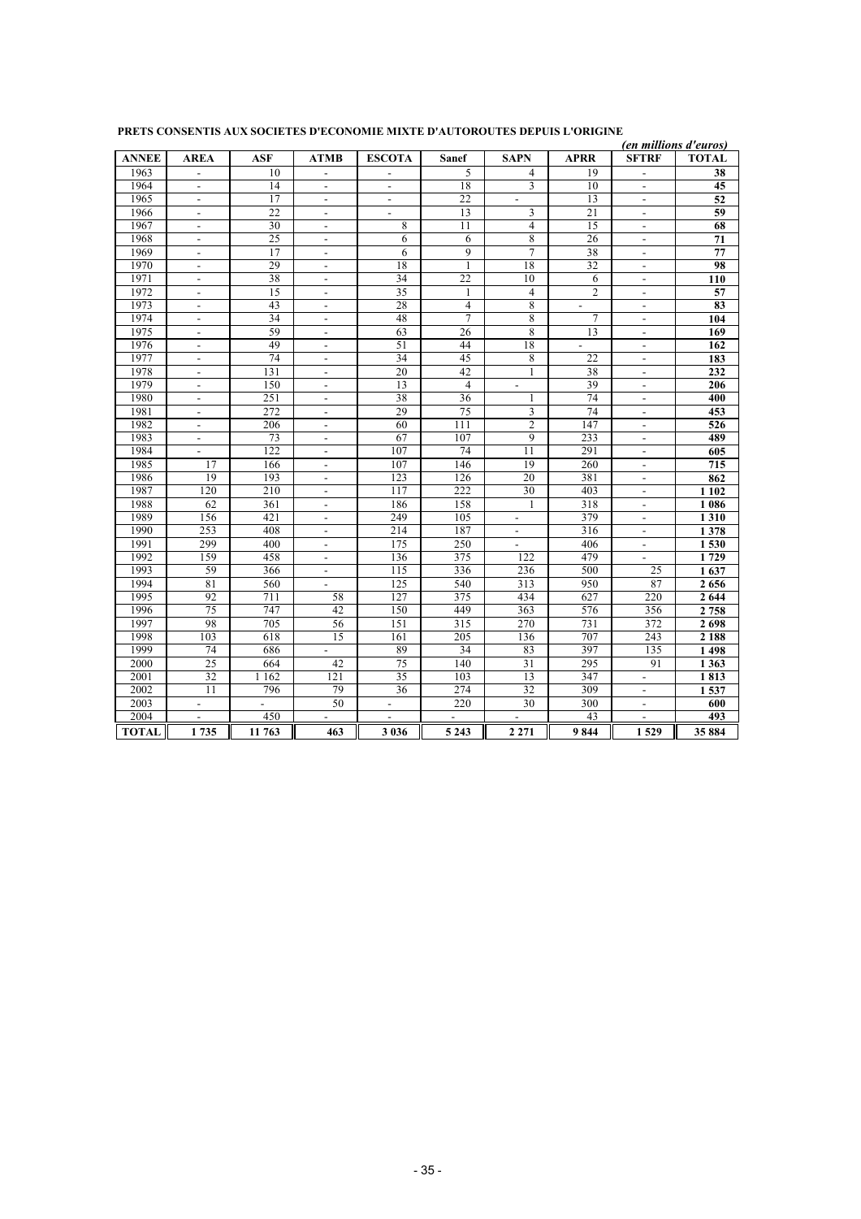**PRETS CONSENTIS AUX SOCIETES D'ECONOMIE MIXTE D'AUTOROUTES DEPUIS L'ORIGINE**

*(en millions d'euros)*

| ANNEE | AREA | ASF | ATMB | ESCOTA | Sanef | SAPN | APRR | SFTRF | TOTAL |
|---|---|---|---|---|---|---|---|---|---|
| 1963 | - | 10 | - | - | 5 | 4 | 19 | - | **38** |
| 1964 | - | 14 | - | - | 18 | 3 | 10 | - | **45** |
| 1965 | - | 17 | - | - | 22 | - | 13 | - | **52** |
| 1966 | - | 22 | - | - | 13 | 3 | 21 | - | **59** |
| 1967 | - | 30 | - | 8 | 11 | 4 | 15 | - | **68** |
| 1968 | - | 25 | - | 6 | 6 | 8 | 26 | - | **71** |
| 1969 | - | 17 | - | 6 | 9 | 7 | 38 | - | **77** |
| 1970 | - | 29 | - | 18 | 1 | 18 | 32 | - | **98** |
| 1971 | - | 38 | - | 34 | 22 | 10 | 6 | - | **110** |
| 1972 | - | 15 | - | 35 | 1 | 4 | 2 | - | **57** |
| 1973 | - | 43 | - | 28 | 4 | 8 | - | - | **83** |
| 1974 | - | 34 | - | 48 | 7 | 8 | 7 | - | **104** |
| 1975 | - | 59 | - | 63 | 26 | 8 | 13 | - | **169** |
| 1976 | - | 49 | - | 51 | 44 | 18 | - | - | **162** |
| 1977 | - | 74 | - | 34 | 45 | 8 | 22 | - | **183** |
| 1978 | - | 131 | - | 20 | 42 | 1 | 38 | - | **232** |
| 1979 | - | 150 | - | 13 | 4 | - | 39 | - | **206** |
| 1980 | - | 251 | - | 38 | 36 | 1 | 74 | - | **400** |
| 1981 | - | 272 | - | 29 | 75 | 3 | 74 | - | **453** |
| 1982 | - | 206 | - | 60 | 111 | 2 | 147 | - | **526** |
| 1983 | - | 73 | - | 67 | 107 | 9 | 233 | - | **489** |
| 1984 | - | 122 | - | 107 | 74 | 11 | 291 | - | **605** |
| 1985 | 17 | 166 | - | 107 | 146 | 19 | 260 | - | **715** |
| 1986 | 19 | 193 | - | 123 | 126 | 20 | 381 | - | **862** |
| 1987 | 120 | 210 | - | 117 | 222 | 30 | 403 | - | **1 102** |
| 1988 | 62 | 361 | - | 186 | 158 | 1 | 318 | - | **1 086** |
| 1989 | 156 | 421 | - | 249 | 105 | - | 379 | - | **1 310** |
| 1990 | 253 | 408 | - | 214 | 187 | - | 316 | - | **1 378** |
| 1991 | 299 | 400 | - | 175 | 250 | - | 406 | - | **1 530** |
| 1992 | 159 | 458 | - | 136 | 375 | 122 | 479 | - | **1 729** |
| 1993 | 59 | 366 | - | 115 | 336 | 236 | 500 | 25 | **1 637** |
| 1994 | 81 | 560 | - | 125 | 540 | 313 | 950 | 87 | **2 656** |
| 1995 | 92 | 711 | 58 | 127 | 375 | 434 | 627 | 220 | **2 644** |
| 1996 | 75 | 747 | 42 | 150 | 449 | 363 | 576 | 356 | **2 758** |
| 1997 | 98 | 705 | 56 | 151 | 315 | 270 | 731 | 372 | **2 698** |
| 1998 | 103 | 618 | 15 | 161 | 205 | 136 | 707 | 243 | **2 188** |
| 1999 | 74 | 686 | - | 89 | 34 | 83 | 397 | 135 | **1 498** |
| 2000 | 25 | 664 | 42 | 75 | 140 | 31 | 295 | 91 | **1 363** |
| 2001 | 32 | 1 162 | 121 | 35 | 103 | 13 | 347 | - | **1 813** |
| 2002 | 11 | 796 | 79 | 36 | 274 | 32 | 309 | - | **1 537** |
| 2003 | - | - | 50 | - | 220 | 30 | 300 | - | **600** |
| 2004 | - | 450 | - | - | - | - | 43 | - | **493** |
| **TOTAL** | **1 735** | **11 763** | **463** | **3 036** | **5 243** | **2 271** | **9 844** | **1 529** | **35 884** |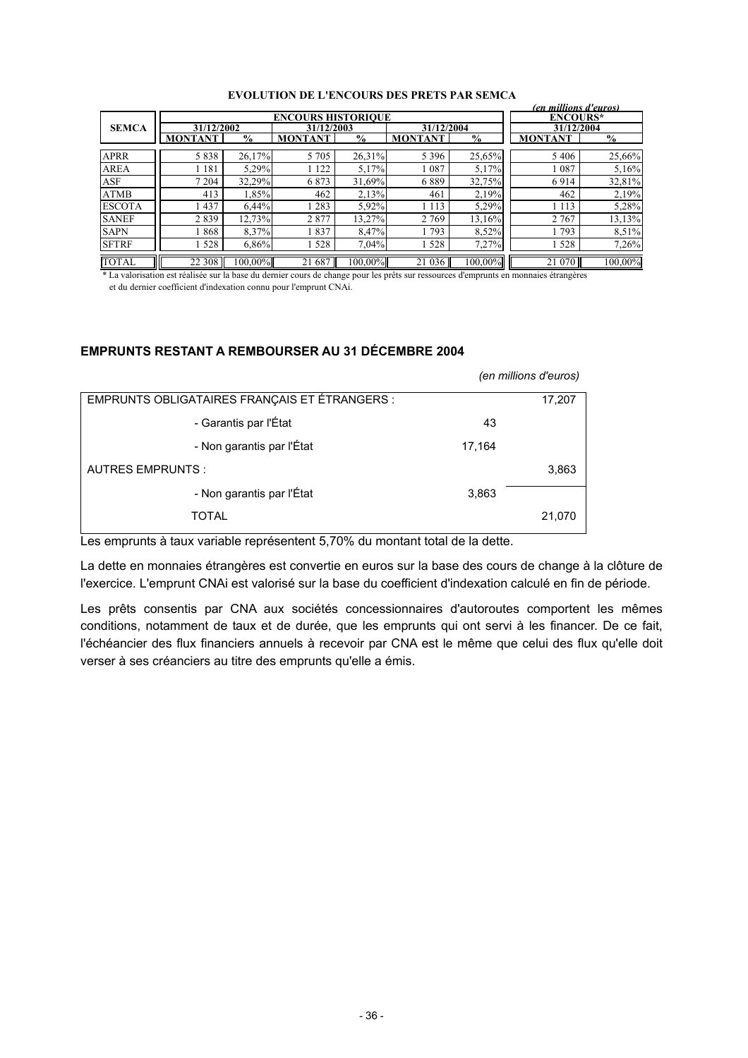**EVOLUTION DE L'ENCOURS DES PRETS PAR SEMCA**

*(en millions d'euros)*

| SEMCA | ENCOURS HISTORIQUE | | | | | | ENCOURS* | |
|---|---|---|---|---|---|---|---|---|
| | 31/12/2002 | | 31/12/2003 | | 31/12/2004 | | 31/12/2004 | |
| | MONTANT | % | MONTANT | % | MONTANT | % | MONTANT | % |
| APRR | 5 838 | 26,17% | 5 705 | 26,31% | 5 396 | 25,65% | 5 406 | 25,66% |
| AREA | 1 181 | 5,29% | 1 122 | 5,17% | 1 087 | 5,17% | 1 087 | 5,16% |
| ASF | 7 204 | 32,29% | 6 873 | 31,69% | 6 889 | 32,75% | 6 914 | 32,81% |
| ATMB | 413 | 1,85% | 462 | 2,13% | 461 | 2,19% | 462 | 2,19% |
| ESCOTA | 1 437 | 6,44% | 1 283 | 5,92% | 1 113 | 5,29% | 1 113 | 5,28% |
| SANEF | 2 839 | 12,73% | 2 877 | 13,27% | 2 769 | 13,16% | 2 767 | 13,13% |
| SAPN | 1 868 | 8,37% | 1 837 | 8,47% | 1 793 | 8,52% | 1 793 | 8,51% |
| SFTRF | 1 528 | 6,86% | 1 528 | 7,04% | 1 528 | 7,27% | 1 528 | 7,26% |
| TOTAL | 22 308 | 100,00% | 21 687 | 100,00% | 21 036 | 100,00% | 21 070 | 100,00% |

\* La valorisation est réalisée sur la base du dernier cours de change pour les prêts sur ressources d'emprunts en monnaies étrangères et du dernier coefficient d'indexation connu pour l'emprunt CNAi.

## EMPRUNTS RESTANT A REMBOURSER AU 31 DÉCEMBRE 2004

*(en millions d'euros)*

| | | |
|---|---|---|
| EMPRUNTS OBLIGATAIRES FRANÇAIS ET ÉTRANGERS : | | 17,207 |
| - Garantis par l'État | 43 | |
| - Non garantis par l'État | 17,164 | |
| AUTRES EMPRUNTS : | | 3,863 |
| - Non garantis par l'État | 3,863 | |
| TOTAL | | 21,070 |

Les emprunts à taux variable représentent 5,70% du montant total de la dette.

La dette en monnaies étrangères est convertie en euros sur la base des cours de change à la clôture de l'exercice. L'emprunt CNAi est valorisé sur la base du coefficient d'indexation calculé en fin de période.

Les prêts consentis par CNA aux sociétés concessionnaires d'autoroutes comportent les mêmes conditions, notamment de taux et de durée, que les emprunts qui ont servi à les financer. De ce fait, l'échéancier des flux financiers annuels à recevoir par CNA est le même que celui des flux qu'elle doit verser à ses créanciers au titre des emprunts qu'elle a émis.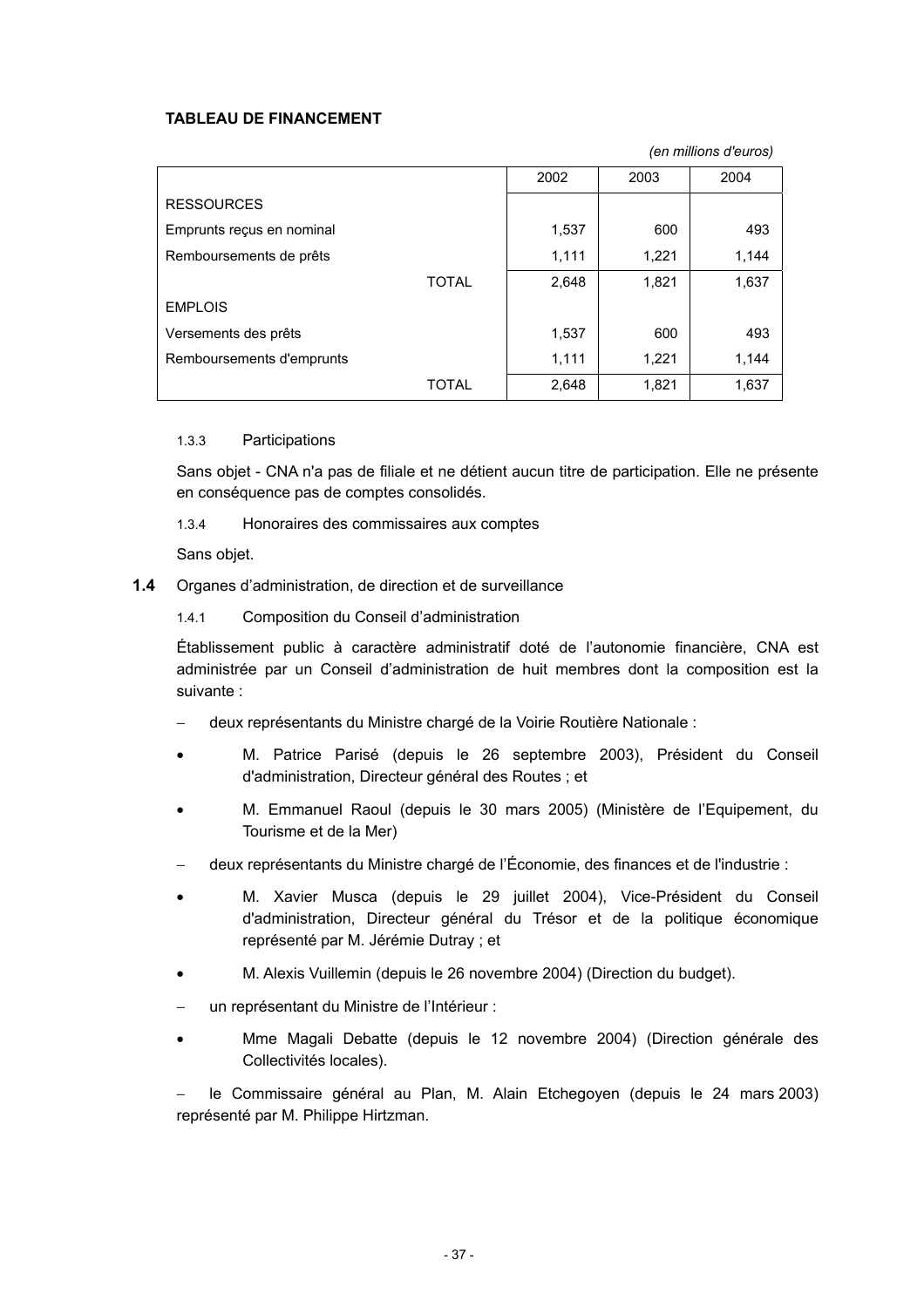**TABLEAU DE FINANCEMENT**

*(en millions d'euros)*

| | 2002 | 2003 | 2004 |
|---|---|---|---|
| RESSOURCES | | | |
| Emprunts reçus en nominal | 1,537 | 600 | 493 |
| Remboursements de prêts | 1,111 | 1,221 | 1,144 |
| TOTAL | 2,648 | 1,821 | 1,637 |
| EMPLOIS | | | |
| Versements des prêts | 1,537 | 600 | 493 |
| Remboursements d'emprunts | 1,111 | 1,221 | 1,144 |
| TOTAL | 2,648 | 1,821 | 1,637 |

#### 1.3.3 Participations

Sans objet - CNA n'a pas de filiale et ne détient aucun titre de participation. Elle ne présente en conséquence pas de comptes consolidés.

#### 1.3.4 Honoraires des commissaires aux comptes

Sans objet.

### 1.4 Organes d'administration, de direction et de surveillance

#### 1.4.1 Composition du Conseil d'administration

Établissement public à caractère administratif doté de l'autonomie financière, CNA est administrée par un Conseil d'administration de huit membres dont la composition est la suivante :

– deux représentants du Ministre chargé de la Voirie Routière Nationale :

- M. Patrice Parisé (depuis le 26 septembre 2003), Président du Conseil d'administration, Directeur général des Routes ; et
- M. Emmanuel Raoul (depuis le 30 mars 2005) (Ministère de l'Equipement, du Tourisme et de la Mer)

– deux représentants du Ministre chargé de l'Économie, des finances et de l'industrie :

- M. Xavier Musca (depuis le 29 juillet 2004), Vice-Président du Conseil d'administration, Directeur général du Trésor et de la politique économique représenté par M. Jérémie Dutray ; et
- M. Alexis Vuillemin (depuis le 26 novembre 2004) (Direction du budget).

– un représentant du Ministre de l'Intérieur :

- Mme Magali Debatte (depuis le 12 novembre 2004) (Direction générale des Collectivités locales).

– le Commissaire général au Plan, M. Alain Etchegoyen (depuis le 24 mars 2003) représenté par M. Philippe Hirtzman.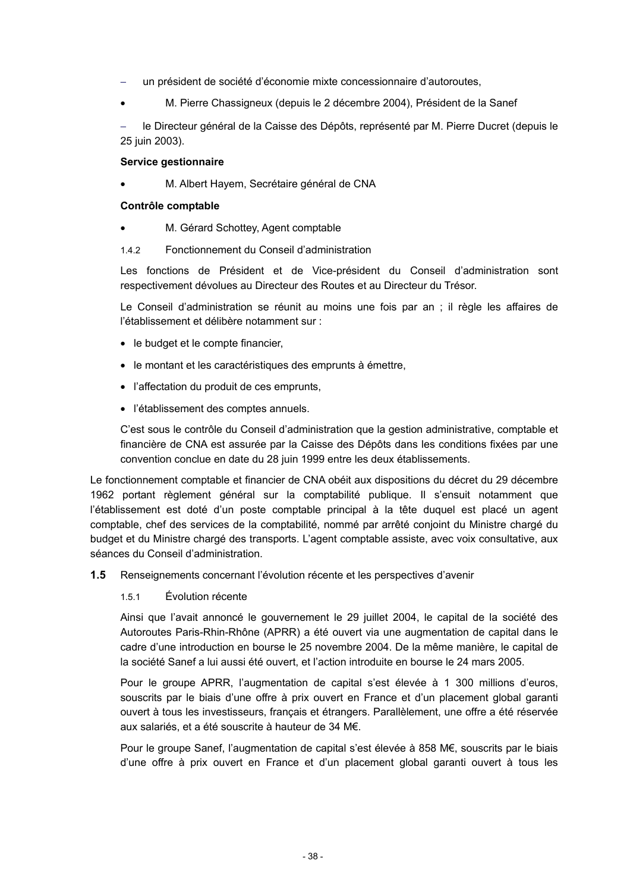- un président de société d'économie mixte concessionnaire d'autoroutes,

- M. Pierre Chassigneux (depuis le 2 décembre 2004), Président de la Sanef

- le Directeur général de la Caisse des Dépôts, représenté par M. Pierre Ducret (depuis le 25 juin 2003).

**Service gestionnaire**

- M. Albert Hayem, Secrétaire général de CNA

**Contrôle comptable**

- M. Gérard Schottey, Agent comptable

#### 1.4.2 Fonctionnement du Conseil d'administration

Les fonctions de Président et de Vice-président du Conseil d'administration sont respectivement dévolues au Directeur des Routes et au Directeur du Trésor.

Le Conseil d'administration se réunit au moins une fois par an ; il règle les affaires de l'établissement et délibère notamment sur :

- le budget et le compte financier,
- le montant et les caractéristiques des emprunts à émettre,
- l'affectation du produit de ces emprunts,
- l'établissement des comptes annuels.

C'est sous le contrôle du Conseil d'administration que la gestion administrative, comptable et financière de CNA est assurée par la Caisse des Dépôts dans les conditions fixées par une convention conclue en date du 28 juin 1999 entre les deux établissements.

Le fonctionnement comptable et financier de CNA obéit aux dispositions du décret du 29 décembre 1962 portant règlement général sur la comptabilité publique. Il s'ensuit notamment que l'établissement est doté d'un poste comptable principal à la tête duquel est placé un agent comptable, chef des services de la comptabilité, nommé par arrêté conjoint du Ministre chargé du budget et du Ministre chargé des transports. L'agent comptable assiste, avec voix consultative, aux séances du Conseil d'administration.

### 1.5 Renseignements concernant l'évolution récente et les perspectives d'avenir

#### 1.5.1 Évolution récente

Ainsi que l'avait annoncé le gouvernement le 29 juillet 2004, le capital de la société des Autoroutes Paris-Rhin-Rhône (APRR) a été ouvert via une augmentation de capital dans le cadre d'une introduction en bourse le 25 novembre 2004. De la même manière, le capital de la société Sanef a lui aussi été ouvert, et l'action introduite en bourse le 24 mars 2005.

Pour le groupe APRR, l'augmentation de capital s'est élevée à 1 300 millions d'euros, souscrits par le biais d'une offre à prix ouvert en France et d'un placement global garanti ouvert à tous les investisseurs, français et étrangers. Parallèlement, une offre a été réservée aux salariés, et a été souscrite à hauteur de 34 M€.

Pour le groupe Sanef, l'augmentation de capital s'est élevée à 858 M€, souscrits par le biais d'une offre à prix ouvert en France et d'un placement global garanti ouvert à tous les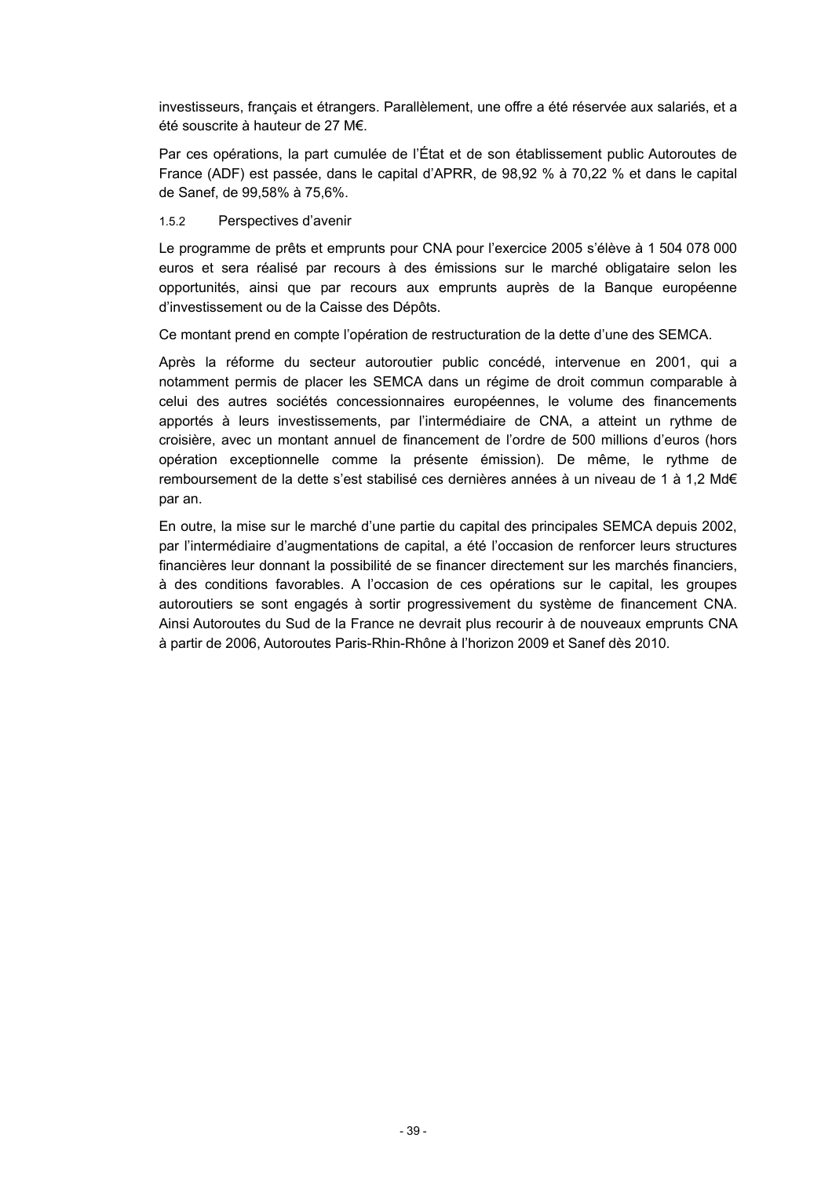investisseurs, français et étrangers. Parallèlement, une offre a été réservée aux salariés, et a été souscrite à hauteur de 27 M€.

Par ces opérations, la part cumulée de l'État et de son établissement public Autoroutes de France (ADF) est passée, dans le capital d'APRR, de 98,92 % à 70,22 % et dans le capital de Sanef, de 99,58% à 75,6%.

#### 1.5.2 Perspectives d'avenir

Le programme de prêts et emprunts pour CNA pour l'exercice 2005 s'élève à 1 504 078 000 euros et sera réalisé par recours à des émissions sur le marché obligataire selon les opportunités, ainsi que par recours aux emprunts auprès de la Banque européenne d'investissement ou de la Caisse des Dépôts.

Ce montant prend en compte l'opération de restructuration de la dette d'une des SEMCA.

Après la réforme du secteur autoroutier public concédé, intervenue en 2001, qui a notamment permis de placer les SEMCA dans un régime de droit commun comparable à celui des autres sociétés concessionnaires européennes, le volume des financements apportés à leurs investissements, par l'intermédiaire de CNA, a atteint un rythme de croisière, avec un montant annuel de financement de l'ordre de 500 millions d'euros (hors opération exceptionnelle comme la présente émission). De même, le rythme de remboursement de la dette s'est stabilisé ces dernières années à un niveau de 1 à 1,2 Md€ par an.

En outre, la mise sur le marché d'une partie du capital des principales SEMCA depuis 2002, par l'intermédiaire d'augmentations de capital, a été l'occasion de renforcer leurs structures financières leur donnant la possibilité de se financer directement sur les marchés financiers, à des conditions favorables. A l'occasion de ces opérations sur le capital, les groupes autoroutiers se sont engagés à sortir progressivement du système de financement CNA. Ainsi Autoroutes du Sud de la France ne devrait plus recourir à de nouveaux emprunts CNA à partir de 2006, Autoroutes Paris-Rhin-Rhône à l'horizon 2009 et Sanef dès 2010.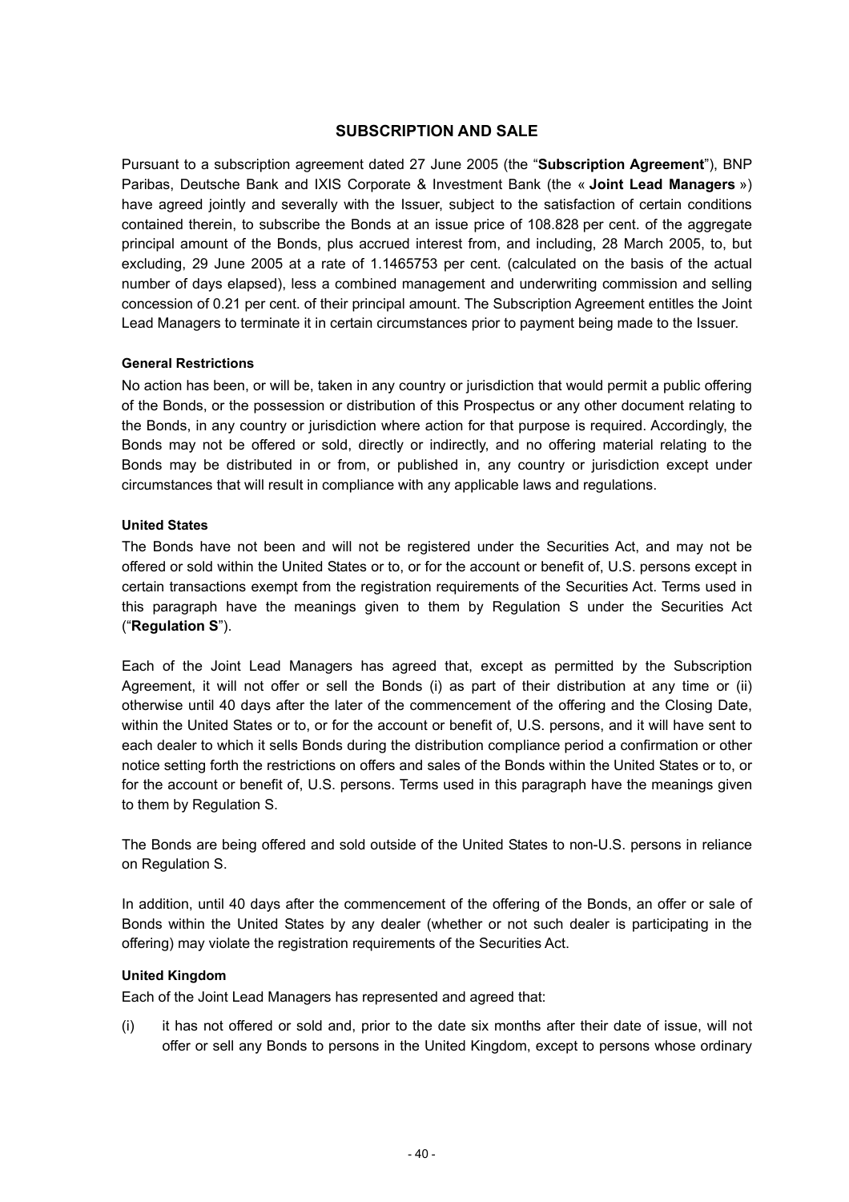## SUBSCRIPTION AND SALE

Pursuant to a subscription agreement dated 27 June 2005 (the "**Subscription Agreement**"), BNP Paribas, Deutsche Bank and IXIS Corporate & Investment Bank (the « **Joint Lead Managers** ») have agreed jointly and severally with the Issuer, subject to the satisfaction of certain conditions contained therein, to subscribe the Bonds at an issue price of 108.828 per cent. of the aggregate principal amount of the Bonds, plus accrued interest from, and including, 28 March 2005, to, but excluding, 29 June 2005 at a rate of 1.1465753 per cent. (calculated on the basis of the actual number of days elapsed), less a combined management and underwriting commission and selling concession of 0.21 per cent. of their principal amount. The Subscription Agreement entitles the Joint Lead Managers to terminate it in certain circumstances prior to payment being made to the Issuer.

**General Restrictions**

No action has been, or will be, taken in any country or jurisdiction that would permit a public offering of the Bonds, or the possession or distribution of this Prospectus or any other document relating to the Bonds, in any country or jurisdiction where action for that purpose is required. Accordingly, the Bonds may not be offered or sold, directly or indirectly, and no offering material relating to the Bonds may be distributed in or from, or published in, any country or jurisdiction except under circumstances that will result in compliance with any applicable laws and regulations.

**United States**

The Bonds have not been and will not be registered under the Securities Act, and may not be offered or sold within the United States or to, or for the account or benefit of, U.S. persons except in certain transactions exempt from the registration requirements of the Securities Act. Terms used in this paragraph have the meanings given to them by Regulation S under the Securities Act ("**Regulation S**").

Each of the Joint Lead Managers has agreed that, except as permitted by the Subscription Agreement, it will not offer or sell the Bonds (i) as part of their distribution at any time or (ii) otherwise until 40 days after the later of the commencement of the offering and the Closing Date, within the United States or to, or for the account or benefit of, U.S. persons, and it will have sent to each dealer to which it sells Bonds during the distribution compliance period a confirmation or other notice setting forth the restrictions on offers and sales of the Bonds within the United States or to, or for the account or benefit of, U.S. persons. Terms used in this paragraph have the meanings given to them by Regulation S.

The Bonds are being offered and sold outside of the United States to non-U.S. persons in reliance on Regulation S.

In addition, until 40 days after the commencement of the offering of the Bonds, an offer or sale of Bonds within the United States by any dealer (whether or not such dealer is participating in the offering) may violate the registration requirements of the Securities Act.

**United Kingdom**

Each of the Joint Lead Managers has represented and agreed that:

(i) it has not offered or sold and, prior to the date six months after their date of issue, will not offer or sell any Bonds to persons in the United Kingdom, except to persons whose ordinary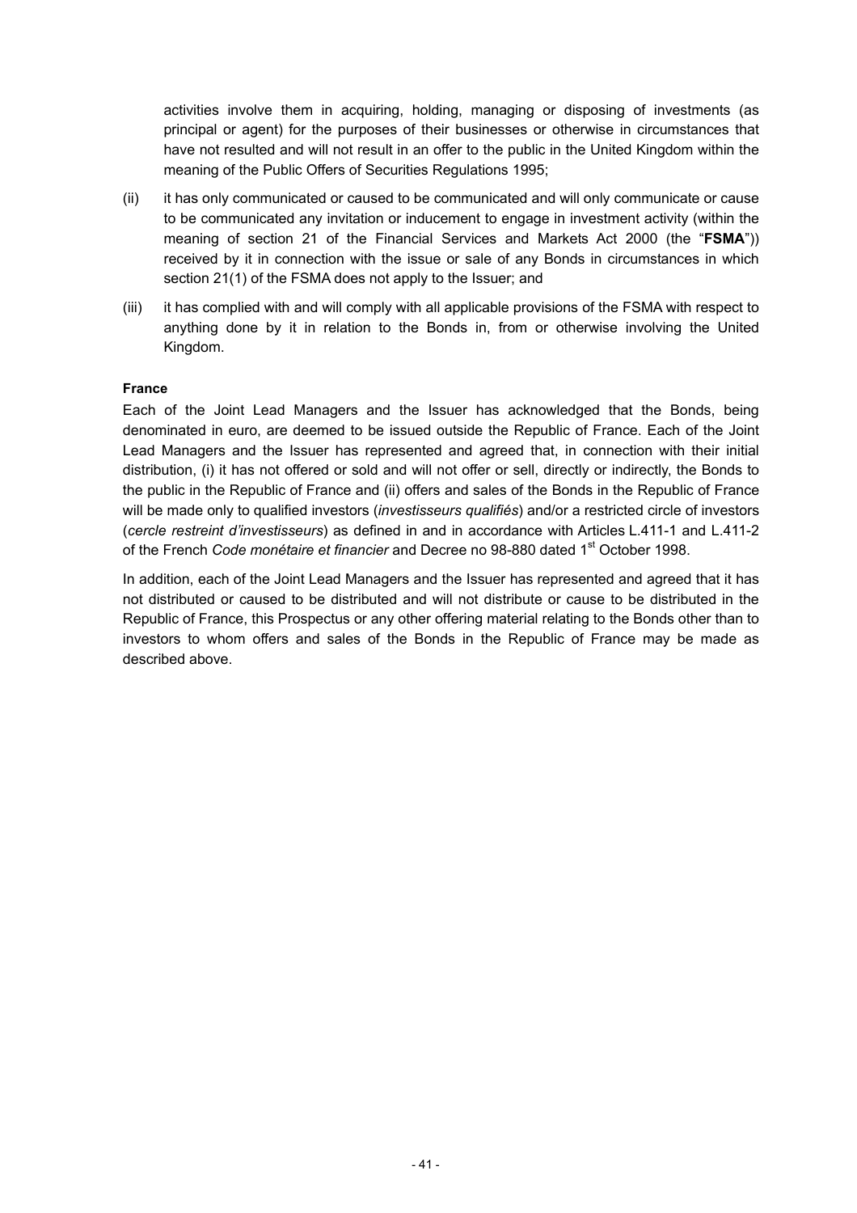activities involve them in acquiring, holding, managing or disposing of investments (as principal or agent) for the purposes of their businesses or otherwise in circumstances that have not resulted and will not result in an offer to the public in the United Kingdom within the meaning of the Public Offers of Securities Regulations 1995;

(ii) it has only communicated or caused to be communicated and will only communicate or cause to be communicated any invitation or inducement to engage in investment activity (within the meaning of section 21 of the Financial Services and Markets Act 2000 (the "**FSMA**")) received by it in connection with the issue or sale of any Bonds in circumstances in which section 21(1) of the FSMA does not apply to the Issuer; and

(iii) it has complied with and will comply with all applicable provisions of the FSMA with respect to anything done by it in relation to the Bonds in, from or otherwise involving the United Kingdom.

**France**

Each of the Joint Lead Managers and the Issuer has acknowledged that the Bonds, being denominated in euro, are deemed to be issued outside the Republic of France. Each of the Joint Lead Managers and the Issuer has represented and agreed that, in connection with their initial distribution, (i) it has not offered or sold and will not offer or sell, directly or indirectly, the Bonds to the public in the Republic of France and (ii) offers and sales of the Bonds in the Republic of France will be made only to qualified investors (*investisseurs qualifiés*) and/or a restricted circle of investors (*cercle restreint d'investisseurs*) as defined in and in accordance with Articles L.411-1 and L.411-2 of the French *Code monétaire et financier* and Decree no 98-880 dated 1st October 1998.

In addition, each of the Joint Lead Managers and the Issuer has represented and agreed that it has not distributed or caused to be distributed and will not distribute or cause to be distributed in the Republic of France, this Prospectus or any other offering material relating to the Bonds other than to investors to whom offers and sales of the Bonds in the Republic of France may be made as described above.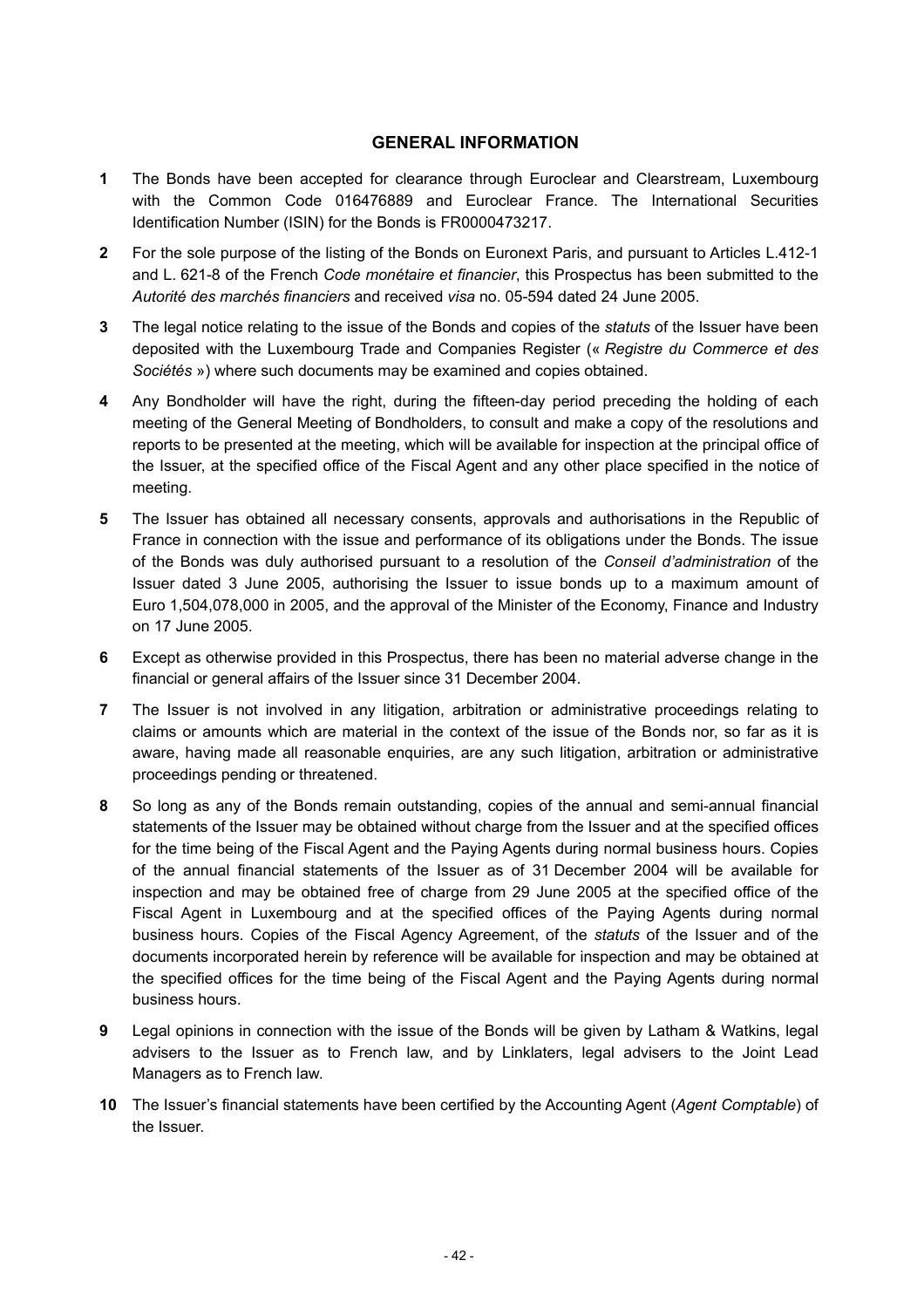## GENERAL INFORMATION

**1** The Bonds have been accepted for clearance through Euroclear and Clearstream, Luxembourg with the Common Code 016476889 and Euroclear France. The International Securities Identification Number (ISIN) for the Bonds is FR0000473217.

**2** For the sole purpose of the listing of the Bonds on Euronext Paris, and pursuant to Articles L.412-1 and L. 621-8 of the French *Code monétaire et financier*, this Prospectus has been submitted to the *Autorité des marchés financiers* and received *visa* no. 05-594 dated 24 June 2005.

**3** The legal notice relating to the issue of the Bonds and copies of the *statuts* of the Issuer have been deposited with the Luxembourg Trade and Companies Register (« *Registre du Commerce et des Sociétés* ») where such documents may be examined and copies obtained.

**4** Any Bondholder will have the right, during the fifteen-day period preceding the holding of each meeting of the General Meeting of Bondholders, to consult and make a copy of the resolutions and reports to be presented at the meeting, which will be available for inspection at the principal office of the Issuer, at the specified office of the Fiscal Agent and any other place specified in the notice of meeting.

**5** The Issuer has obtained all necessary consents, approvals and authorisations in the Republic of France in connection with the issue and performance of its obligations under the Bonds. The issue of the Bonds was duly authorised pursuant to a resolution of the *Conseil d'administration* of the Issuer dated 3 June 2005, authorising the Issuer to issue bonds up to a maximum amount of Euro 1,504,078,000 in 2005, and the approval of the Minister of the Economy, Finance and Industry on 17 June 2005.

**6** Except as otherwise provided in this Prospectus, there has been no material adverse change in the financial or general affairs of the Issuer since 31 December 2004.

**7** The Issuer is not involved in any litigation, arbitration or administrative proceedings relating to claims or amounts which are material in the context of the issue of the Bonds nor, so far as it is aware, having made all reasonable enquiries, are any such litigation, arbitration or administrative proceedings pending or threatened.

**8** So long as any of the Bonds remain outstanding, copies of the annual and semi-annual financial statements of the Issuer may be obtained without charge from the Issuer and at the specified offices for the time being of the Fiscal Agent and the Paying Agents during normal business hours. Copies of the annual financial statements of the Issuer as of 31 December 2004 will be available for inspection and may be obtained free of charge from 29 June 2005 at the specified office of the Fiscal Agent in Luxembourg and at the specified offices of the Paying Agents during normal business hours. Copies of the Fiscal Agency Agreement, of the *statuts* of the Issuer and of the documents incorporated herein by reference will be available for inspection and may be obtained at the specified offices for the time being of the Fiscal Agent and the Paying Agents during normal business hours.

**9** Legal opinions in connection with the issue of the Bonds will be given by Latham & Watkins, legal advisers to the Issuer as to French law, and by Linklaters, legal advisers to the Joint Lead Managers as to French law.

**10** The Issuer's financial statements have been certified by the Accounting Agent (*Agent Comptable*) of the Issuer.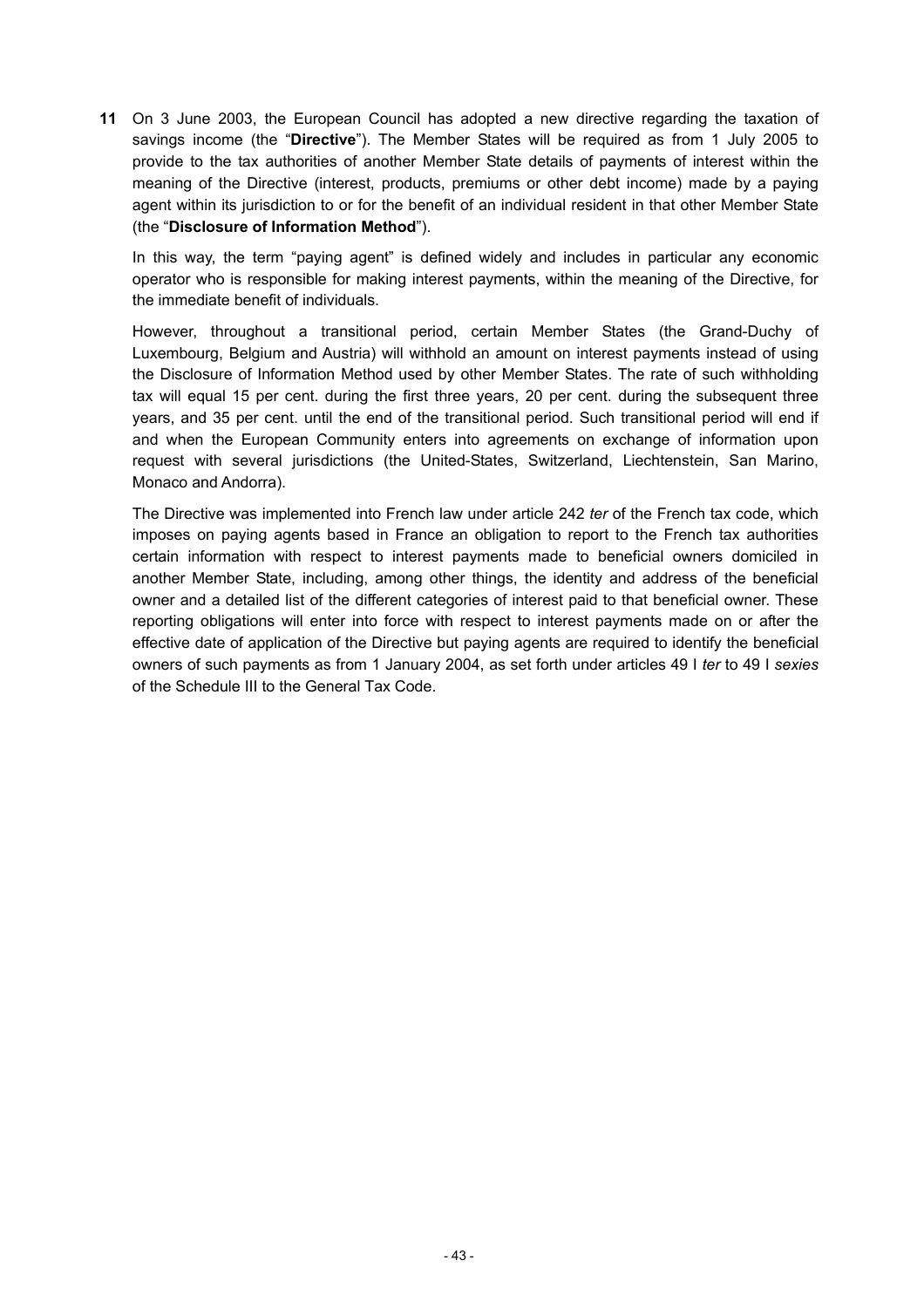**11** On 3 June 2003, the European Council has adopted a new directive regarding the taxation of savings income (the "**Directive**"). The Member States will be required as from 1 July 2005 to provide to the tax authorities of another Member State details of payments of interest within the meaning of the Directive (interest, products, premiums or other debt income) made by a paying agent within its jurisdiction to or for the benefit of an individual resident in that other Member State (the "**Disclosure of Information Method**").

In this way, the term "paying agent" is defined widely and includes in particular any economic operator who is responsible for making interest payments, within the meaning of the Directive, for the immediate benefit of individuals.

However, throughout a transitional period, certain Member States (the Grand-Duchy of Luxembourg, Belgium and Austria) will withhold an amount on interest payments instead of using the Disclosure of Information Method used by other Member States. The rate of such withholding tax will equal 15 per cent. during the first three years, 20 per cent. during the subsequent three years, and 35 per cent. until the end of the transitional period. Such transitional period will end if and when the European Community enters into agreements on exchange of information upon request with several jurisdictions (the United-States, Switzerland, Liechtenstein, San Marino, Monaco and Andorra).

The Directive was implemented into French law under article 242 *ter* of the French tax code, which imposes on paying agents based in France an obligation to report to the French tax authorities certain information with respect to interest payments made to beneficial owners domiciled in another Member State, including, among other things, the identity and address of the beneficial owner and a detailed list of the different categories of interest paid to that beneficial owner. These reporting obligations will enter into force with respect to interest payments made on or after the effective date of application of the Directive but paying agents are required to identify the beneficial owners of such payments as from 1 January 2004, as set forth under articles 49 I *ter* to 49 I *sexies* of the Schedule III to the General Tax Code.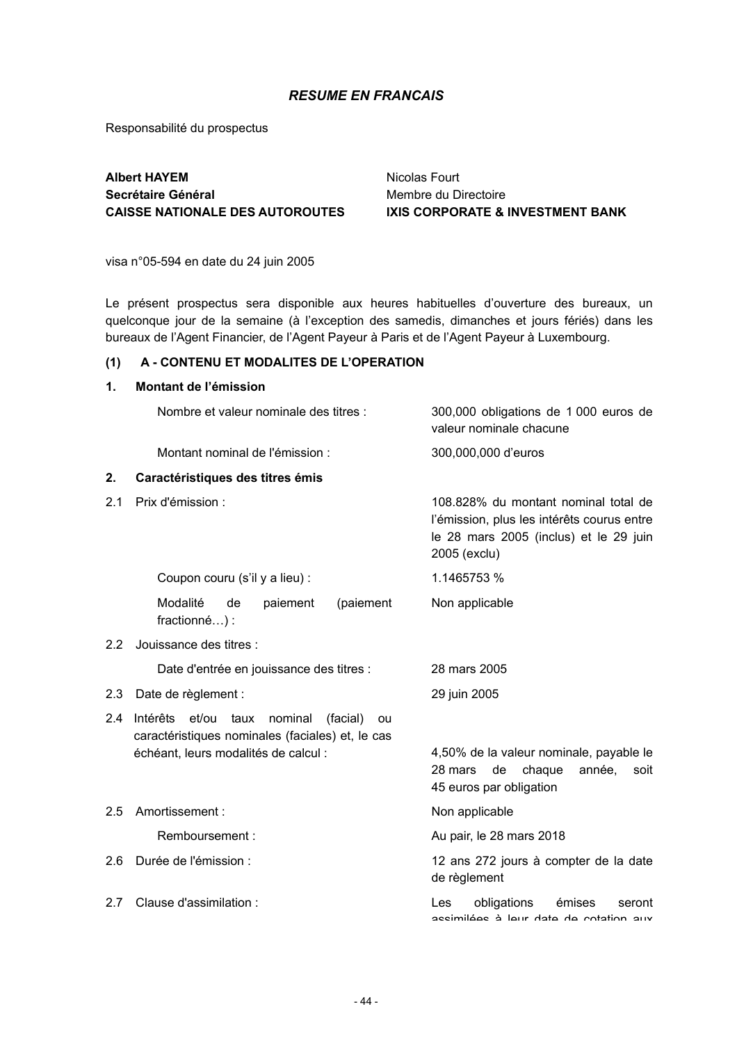## *RESUME EN FRANCAIS*

Responsabilité du prospectus

| | |
|---|---|
| **Albert HAYEM** | Nicolas Fourt |
| **Secrétaire Général** | Membre du Directoire |
| **CAISSE NATIONALE DES AUTOROUTES** | **IXIS CORPORATE & INVESTMENT BANK** |

visa n°05-594 en date du 24 juin 2005

Le présent prospectus sera disponible aux heures habituelles d'ouverture des bureaux, un quelconque jour de la semaine (à l'exception des samedis, dimanches et jours fériés) dans les bureaux de l'Agent Financier, de l'Agent Payeur à Paris et de l'Agent Payeur à Luxembourg.

**(1) A - CONTENU ET MODALITES DE L'OPERATION**

**1. Montant de l'émission**

| | |
|---|---|
| Nombre et valeur nominale des titres : | 300,000 obligations de 1 000 euros de valeur nominale chacune |
| Montant nominal de l'émission : | 300,000,000 d'euros |

**2. Caractéristiques des titres émis**

| | |
|---|---|
| 2.1 Prix d'émission : | 108.828% du montant nominal total de l'émission, plus les intérêts courus entre le 28 mars 2005 (inclus) et le 29 juin 2005 (exclu) |
| Coupon couru (s'il y a lieu) : | 1.1465753 % |
| Modalité de paiement (paiement fractionné…) : | Non applicable |
| 2.2 Jouissance des titres : | |
| Date d'entrée en jouissance des titres : | 28 mars 2005 |
| 2.3 Date de règlement : | 29 juin 2005 |
| 2.4 Intérêts et/ou taux nominal (facial) ou caractéristiques nominales (faciales) et, le cas échéant, leurs modalités de calcul : | 4,50% de la valeur nominale, payable le 28 mars de chaque année, soit 45 euros par obligation |
| 2.5 Amortissement : | Non applicable |
| Remboursement : | Au pair, le 28 mars 2018 |
| 2.6 Durée de l'émission : | 12 ans 272 jours à compter de la date de règlement |
| 2.7 Clause d'assimilation : | Les obligations émises seront assimilées à leur date de cotation aux |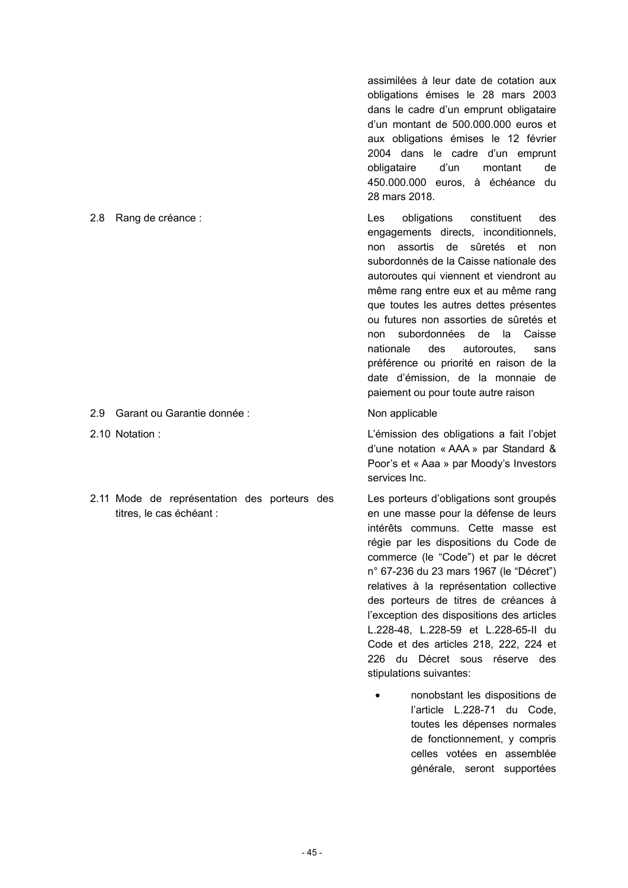assimilées à leur date de cotation aux obligations émises le 28 mars 2003 dans le cadre d'un emprunt obligataire d'un montant de 500.000.000 euros et aux obligations émises le 12 février 2004 dans le cadre d'un emprunt obligataire d'un montant de 450.000.000 euros, à échéance du 28 mars 2018.

| | |
|---|---|
| 2.8 Rang de créance : | Les obligations constituent des engagements directs, inconditionnels, non assortis de sûretés et non subordonnés de la Caisse nationale des autoroutes qui viennent et viendront au même rang entre eux et au même rang que toutes les autres dettes présentes ou futures non assorties de sûretés et non subordonnées de la Caisse nationale des autoroutes, sans préférence ou priorité en raison de la date d'émission, de la monnaie de paiement ou pour toute autre raison |
| 2.9 Garant ou Garantie donnée : | Non applicable |
| 2.10 Notation : | L'émission des obligations a fait l'objet d'une notation « AAA » par Standard & Poor's et « Aaa » par Moody's Investors services Inc. |
| 2.11 Mode de représentation des porteurs des titres, le cas échéant : | Les porteurs d'obligations sont groupés en une masse pour la défense de leurs intérêts communs. Cette masse est régie par les dispositions du Code de commerce (le "Code") et par le décret n° 67-236 du 23 mars 1967 (le "Décret") relatives à la représentation collective des porteurs de titres de créances à l'exception des dispositions des articles L.228-48, L.228-59 et L.228-65-II du Code et des articles 218, 222, 224 et 226 du Décret sous réserve des stipulations suivantes: |

- nonobstant les dispositions de l'article L.228-71 du Code, toutes les dépenses normales de fonctionnement, y compris celles votées en assemblée générale, seront supportées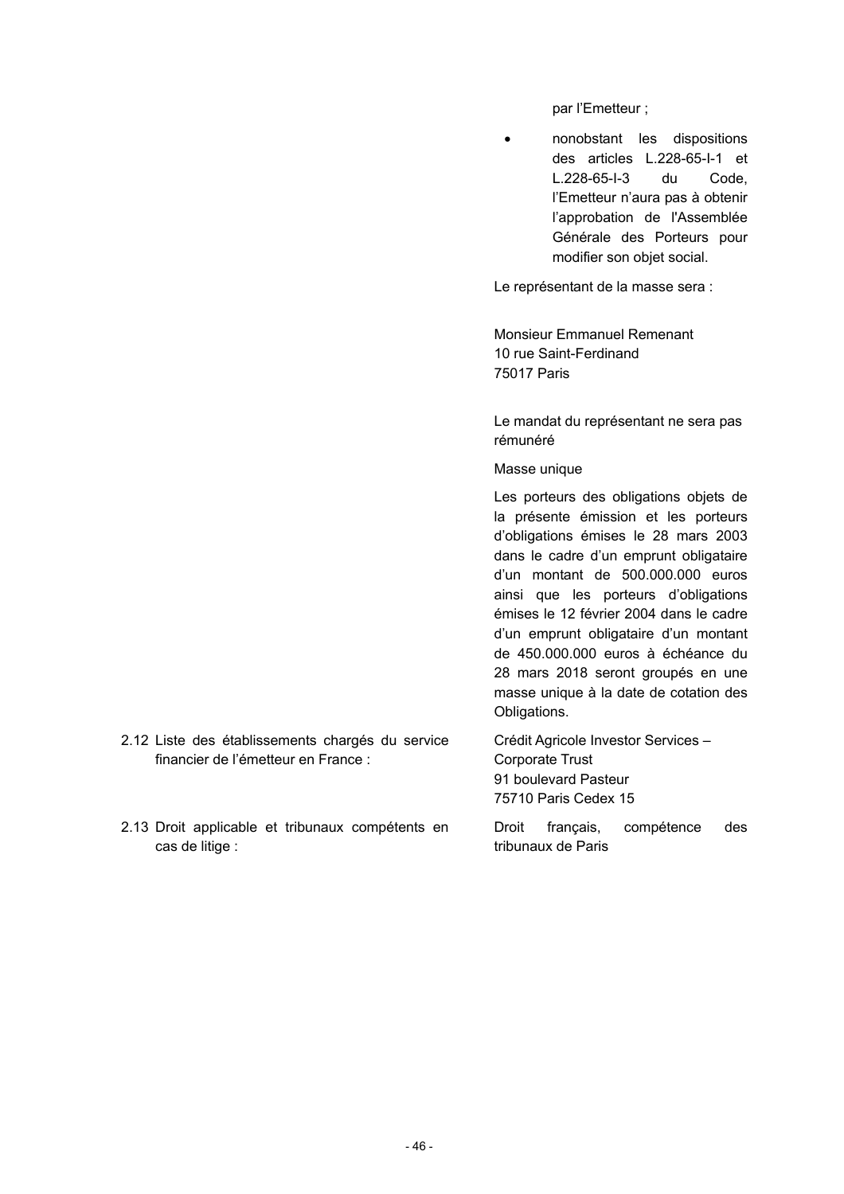par l'Emetteur ;

- nonobstant les dispositions des articles L.228-65-I-1 et L.228-65-I-3 du Code, l'Emetteur n'aura pas à obtenir l'approbation de l'Assemblée Générale des Porteurs pour modifier son objet social.

Le représentant de la masse sera :

Monsieur Emmanuel Remenant
10 rue Saint-Ferdinand
75017 Paris

Le mandat du représentant ne sera pas rémunéré

Masse unique

Les porteurs des obligations objets de la présente émission et les porteurs d'obligations émises le 28 mars 2003 dans le cadre d'un emprunt obligataire d'un montant de 500.000.000 euros ainsi que les porteurs d'obligations émises le 12 février 2004 dans le cadre d'un emprunt obligataire d'un montant de 450.000.000 euros à échéance du 28 mars 2018 seront groupés en une masse unique à la date de cotation des Obligations.

| | |
|---|---|
| 2.12 Liste des établissements chargés du service financier de l'émetteur en France : | Crédit Agricole Investor Services – Corporate Trust<br>91 boulevard Pasteur<br>75710 Paris Cedex 15 |
| 2.13 Droit applicable et tribunaux compétents en cas de litige : | Droit français, compétence des tribunaux de Paris |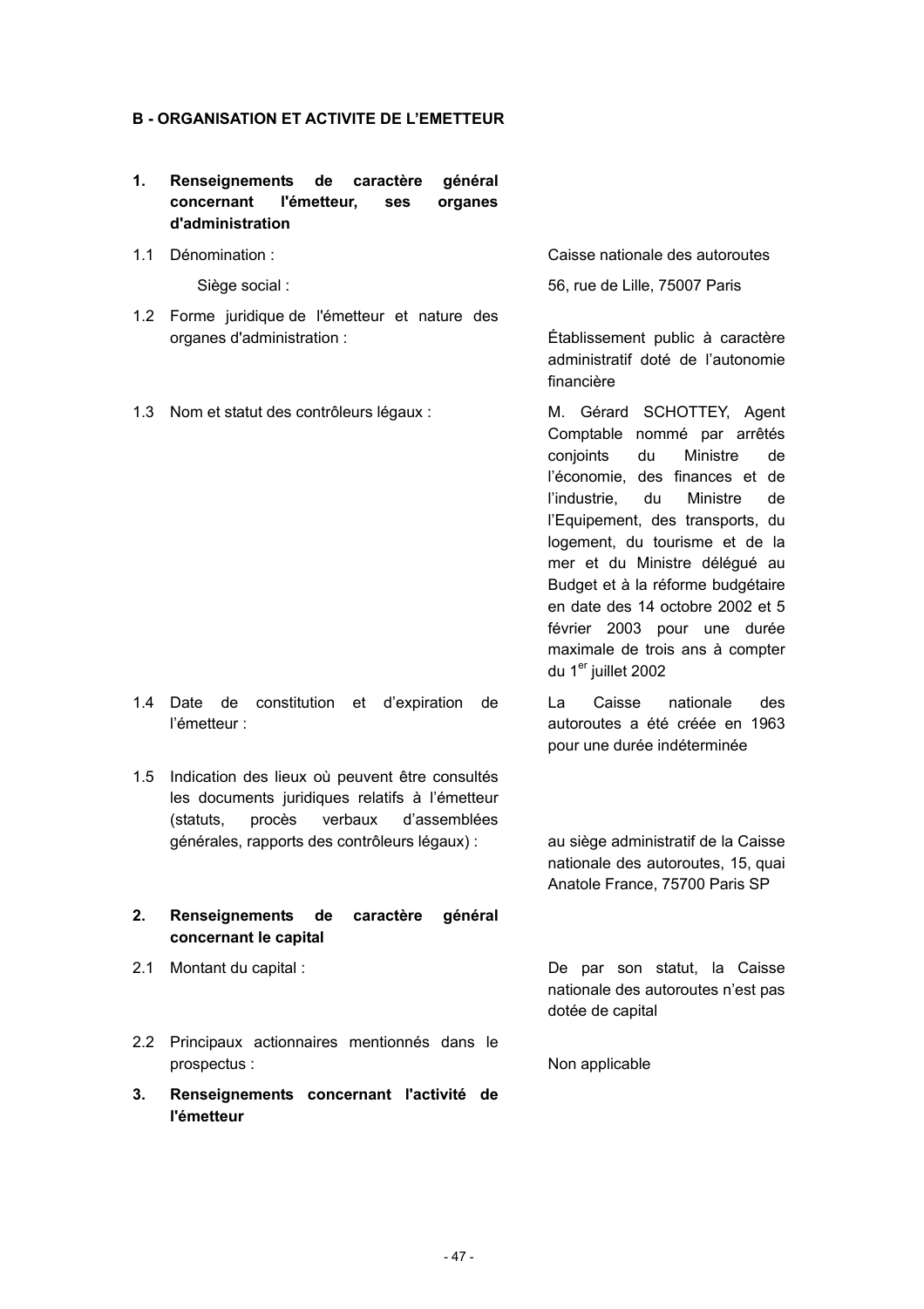**B - ORGANISATION ET ACTIVITE DE L'EMETTEUR**

| | |
|---|---|
| **1. Renseignements de caractère général concernant l'émetteur, ses organes d'administration** | |
| 1.1 Dénomination : | Caisse nationale des autoroutes |
| Siège social : | 56, rue de Lille, 75007 Paris |
| 1.2 Forme juridique de l'émetteur et nature des organes d'administration : | Établissement public à caractère administratif doté de l'autonomie financière |
| 1.3 Nom et statut des contrôleurs légaux : | M. Gérard SCHOTTEY, Agent Comptable nommé par arrêtés conjoints du Ministre de l'économie, des finances et de l'industrie, du Ministre de l'Equipement, des transports, du logement, du tourisme et de la mer et du Ministre délégué au Budget et à la réforme budgétaire en date des 14 octobre 2002 et 5 février 2003 pour une durée maximale de trois ans à compter du 1er juillet 2002 |
| 1.4 Date de constitution et d'expiration de l'émetteur : | La Caisse nationale des autoroutes a été créée en 1963 pour une durée indéterminée |
| 1.5 Indication des lieux où peuvent être consultés les documents juridiques relatifs à l'émetteur (statuts, procès verbaux d'assemblées générales, rapports des contrôleurs légaux) : | au siège administratif de la Caisse nationale des autoroutes, 15, quai Anatole France, 75700 Paris SP |
| **2. Renseignements de caractère général concernant le capital** | |
| 2.1 Montant du capital : | De par son statut, la Caisse nationale des autoroutes n'est pas dotée de capital |
| 2.2 Principaux actionnaires mentionnés dans le prospectus : | Non applicable |
| **3. Renseignements concernant l'activité de l'émetteur** | |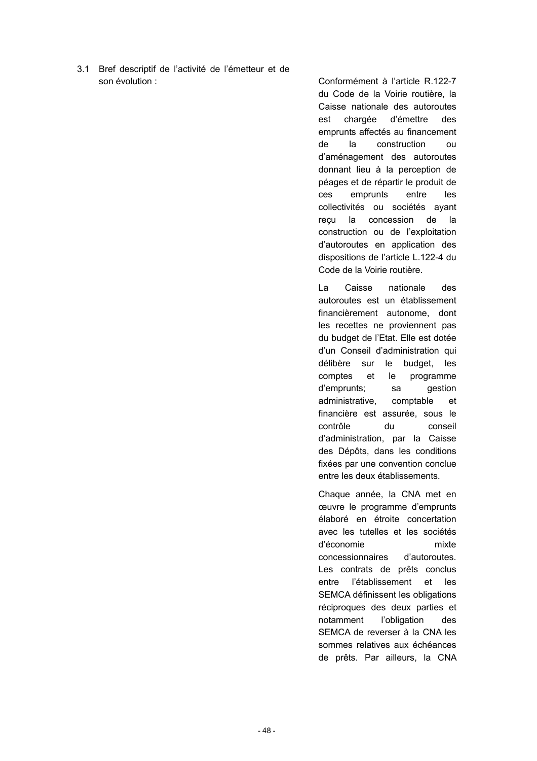3.1 Bref descriptif de l'activité de l'émetteur et de son évolution :

Conformément à l'article R.122-7 du Code de la Voirie routière, la Caisse nationale des autoroutes est chargée d'émettre des emprunts affectés au financement de la construction ou d'aménagement des autoroutes donnant lieu à la perception de péages et de répartir le produit de ces emprunts entre les collectivités ou sociétés ayant reçu la concession de la construction ou de l'exploitation d'autoroutes en application des dispositions de l'article L.122-4 du Code de la Voirie routière.

La Caisse nationale des autoroutes est un établissement financièrement autonome, dont les recettes ne proviennent pas du budget de l'Etat. Elle est dotée d'un Conseil d'administration qui délibère sur le budget, les comptes et le programme d'emprunts; sa gestion administrative, comptable et financière est assurée, sous le contrôle du conseil d'administration, par la Caisse des Dépôts, dans les conditions fixées par une convention conclue entre les deux établissements.

Chaque année, la CNA met en œuvre le programme d'emprunts élaboré en étroite concertation avec les tutelles et les sociétés d'économie mixte concessionnaires d'autoroutes. Les contrats de prêts conclus entre l'établissement et les SEMCA définissent les obligations réciproques des deux parties et notamment l'obligation des SEMCA de reverser à la CNA les sommes relatives aux échéances de prêts. Par ailleurs, la CNA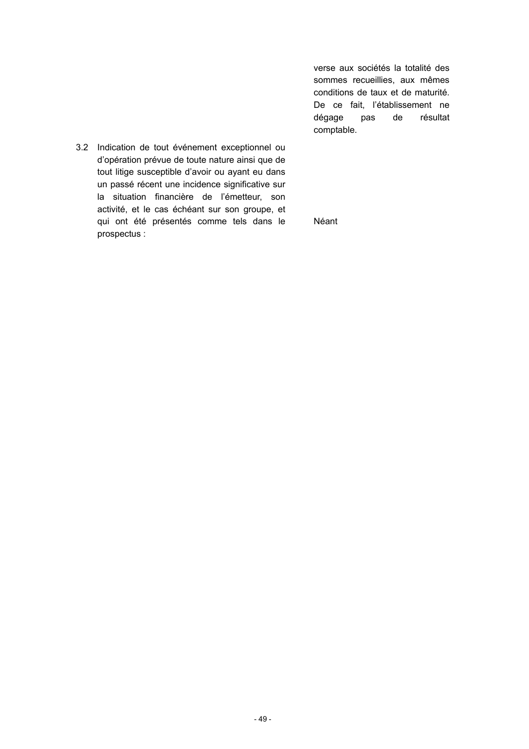verse aux sociétés la totalité des sommes recueillies, aux mêmes conditions de taux et de maturité. De ce fait, l'établissement ne dégage pas de résultat comptable.

| | |
|---|---|
| 3.2 Indication de tout événement exceptionnel ou d'opération prévue de toute nature ainsi que de tout litige susceptible d'avoir ou ayant eu dans un passé récent une incidence significative sur la situation financière de l'émetteur, son activité, et le cas échéant sur son groupe, et qui ont été présentés comme tels dans le prospectus : | Néant |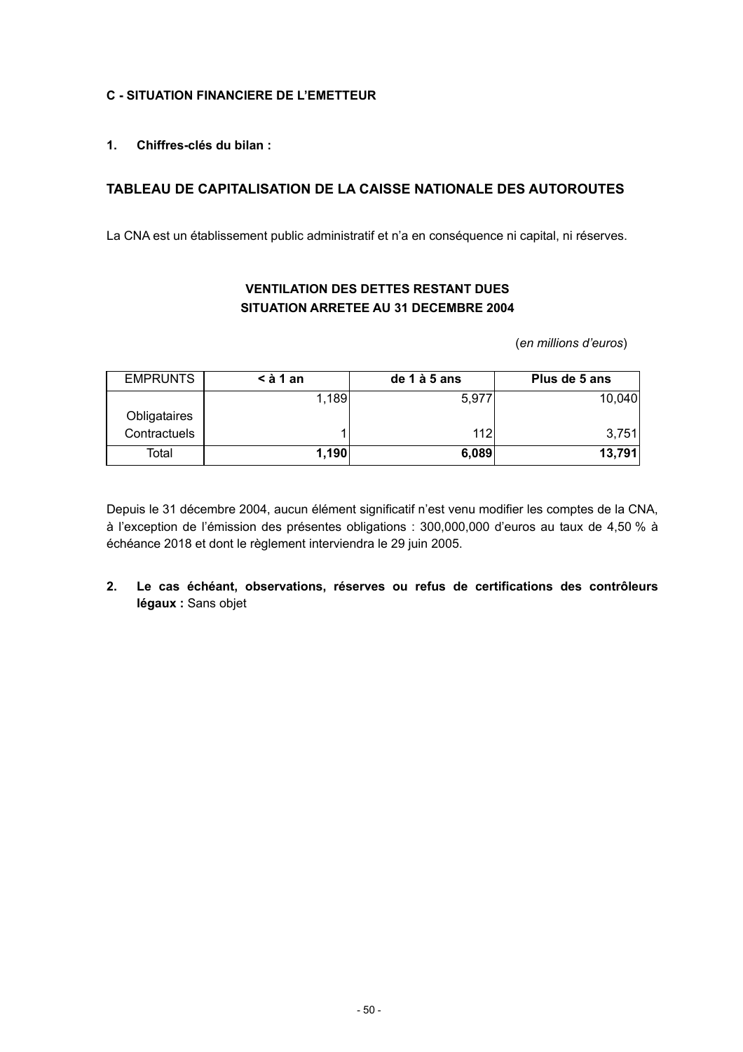**C - SITUATION FINANCIERE DE L'EMETTEUR**

**1. Chiffres-clés du bilan :**

## TABLEAU DE CAPITALISATION DE LA CAISSE NATIONALE DES AUTOROUTES

La CNA est un établissement public administratif et n'a en conséquence ni capital, ni réserves.

**VENTILATION DES DETTES RESTANT DUES**
**SITUATION ARRETEE AU 31 DECEMBRE 2004**

(*en millions d'euros*)

| EMPRUNTS | < à 1 an | de 1 à 5 ans | Plus de 5 ans |
|---|---|---|---|
| Obligataires | 1,189 | 5,977 | 10,040 |
| Contractuels | 1 | 112 | 3,751 |
| Total | **1,190** | **6,089** | **13,791** |

Depuis le 31 décembre 2004, aucun élément significatif n'est venu modifier les comptes de la CNA, à l'exception de l'émission des présentes obligations : 300,000,000 d'euros au taux de 4,50 % à échéance 2018 et dont le règlement interviendra le 29 juin 2005.

**2. Le cas échéant, observations, réserves ou refus de certifications des contrôleurs légaux :** Sans objet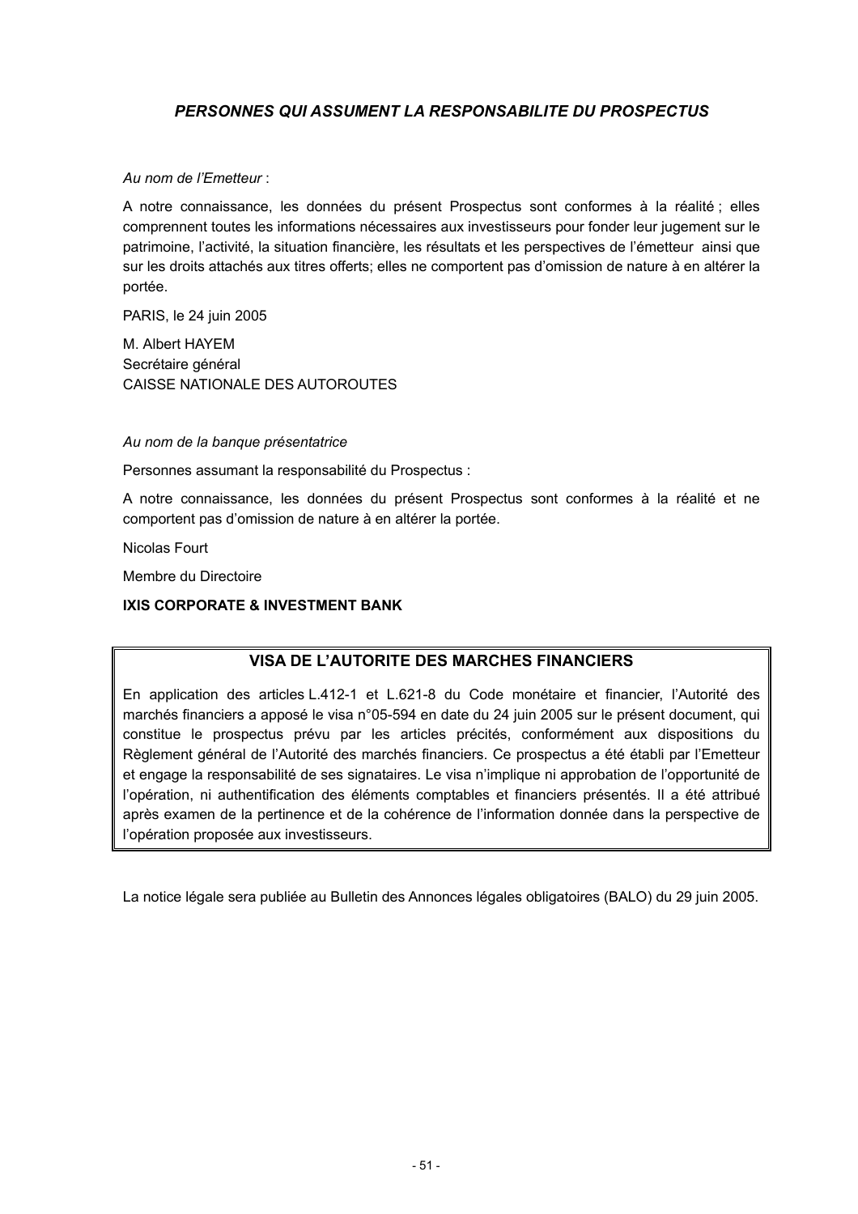## *PERSONNES QUI ASSUMENT LA RESPONSABILITE DU PROSPECTUS*

*Au nom de l'Emetteur* :

A notre connaissance, les données du présent Prospectus sont conformes à la réalité ; elles comprennent toutes les informations nécessaires aux investisseurs pour fonder leur jugement sur le patrimoine, l'activité, la situation financière, les résultats et les perspectives de l'émetteur ainsi que sur les droits attachés aux titres offerts; elles ne comportent pas d'omission de nature à en altérer la portée.

PARIS, le 24 juin 2005

M. Albert HAYEM
Secrétaire général
CAISSE NATIONALE DES AUTOROUTES

*Au nom de la banque présentatrice*

Personnes assumant la responsabilité du Prospectus :

A notre connaissance, les données du présent Prospectus sont conformes à la réalité et ne comportent pas d'omission de nature à en altérer la portée.

Nicolas Fourt

Membre du Directoire

**IXIS CORPORATE & INVESTMENT BANK**

### VISA DE L'AUTORITE DES MARCHES FINANCIERS

En application des articles L.412-1 et L.621-8 du Code monétaire et financier, l'Autorité des marchés financiers a apposé le visa n°05-594 en date du 24 juin 2005 sur le présent document, qui constitue le prospectus prévu par les articles précités, conformément aux dispositions du Règlement général de l'Autorité des marchés financiers. Ce prospectus a été établi par l'Emetteur et engage la responsabilité de ses signataires. Le visa n'implique ni approbation de l'opportunité de l'opération, ni authentification des éléments comptables et financiers présentés. Il a été attribué après examen de la pertinence et de la cohérence de l'information donnée dans la perspective de l'opération proposée aux investisseurs.

La notice légale sera publiée au Bulletin des Annonces légales obligatoires (BALO) du 29 juin 2005.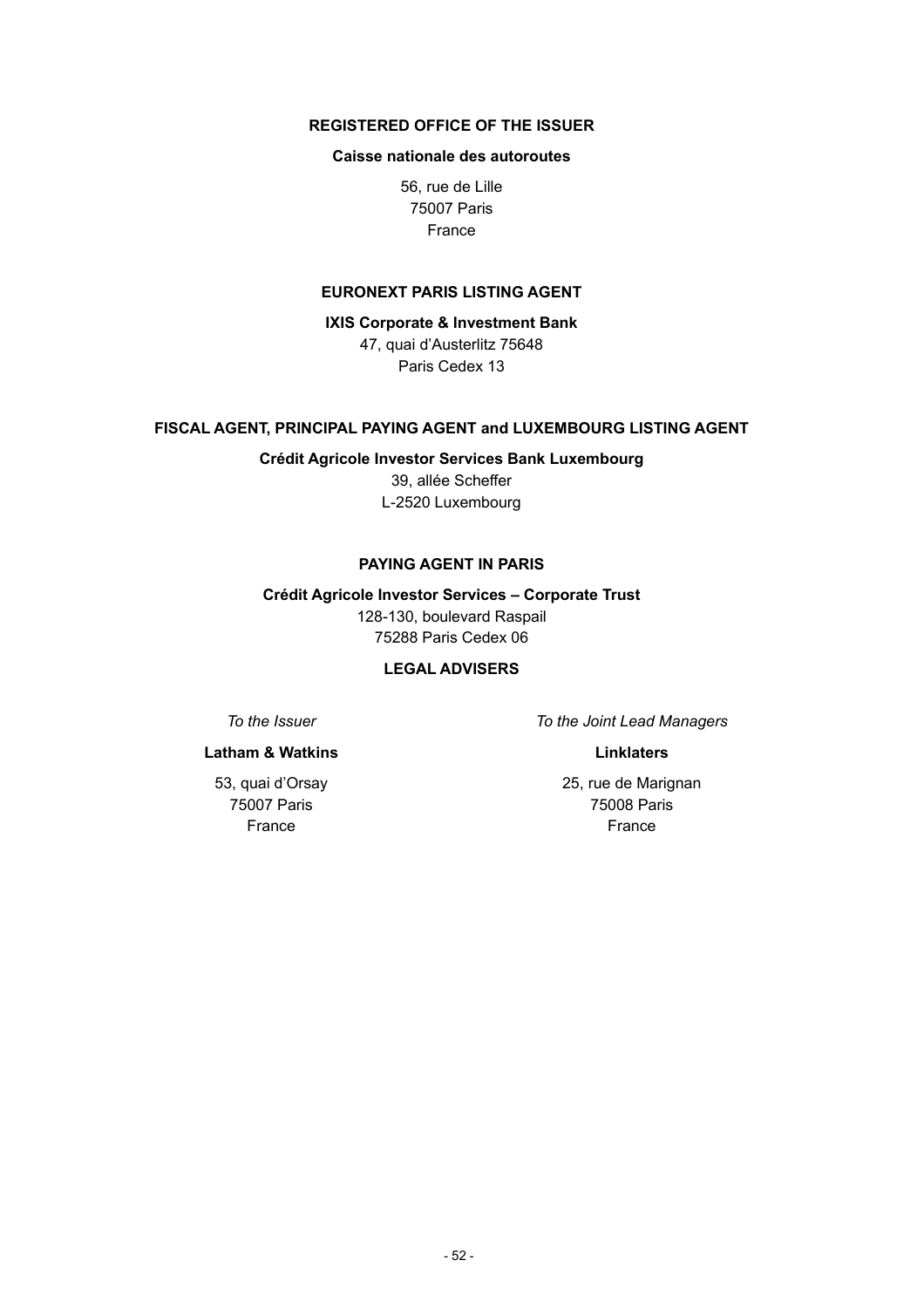**REGISTERED OFFICE OF THE ISSUER**

**Caisse nationale des autoroutes**

56, rue de Lille
75007 Paris
France

**EURONEXT PARIS LISTING AGENT**

**IXIS Corporate & Investment Bank**

47, quai d'Austerlitz 75648
Paris Cedex 13

**FISCAL AGENT, PRINCIPAL PAYING AGENT and LUXEMBOURG LISTING AGENT**

**Crédit Agricole Investor Services Bank Luxembourg**

39, allée Scheffer
L-2520 Luxembourg

**PAYING AGENT IN PARIS**

**Crédit Agricole Investor Services – Corporate Trust**

128-130, boulevard Raspail
75288 Paris Cedex 06

**LEGAL ADVISERS**

*To the Issuer*

**Latham & Watkins**

53, quai d'Orsay
75007 Paris
France

*To the Joint Lead Managers*

**Linklaters**

25, rue de Marignan
75008 Paris
France